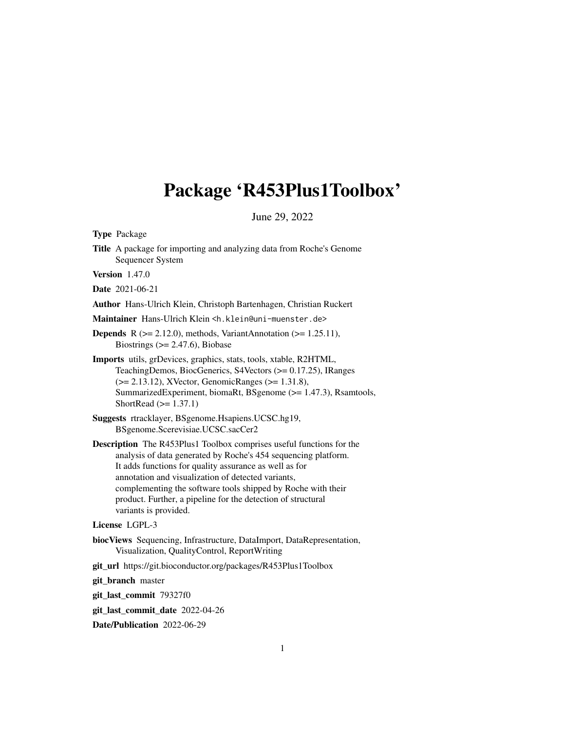# Package 'R453Plus1Toolbox'

June 29, 2022

**Type** Package

**Title** A package for importing and analyzing data from Roche's Genome Sequencer System

**Version** 1.47.0

**Date** 2021-06-21

**Author** Hans-Ulrich Klein, Christoph Bartenhagen, Christian Ruckert

**Maintainer** Hans-Ulrich Klein <h.klein@uni-muenster.de>

**Depends** R (>= 2.12.0), methods, VariantAnnotation (>= 1.25.11), Biostrings (>= 2.47.6), Biobase

**Imports** utils, grDevices, graphics, stats, tools, xtable, R2HTML, TeachingDemos, BiocGenerics, S4Vectors (>= 0.17.25), IRanges (>= 2.13.12), XVector, GenomicRanges (>= 1.31.8), SummarizedExperiment, biomaRt, BSgenome (>= 1.47.3), Rsamtools, ShortRead (>= 1.37.1)

**Suggests** rtracklayer, BSgenome.Hsapiens.UCSC.hg19, BSgenome.Scerevisiae.UCSC.sacCer2

**Description** The R453Plus1 Toolbox comprises useful functions for the analysis of data generated by Roche's 454 sequencing platform. It adds functions for quality assurance as well as for annotation and visualization of detected variants, complementing the software tools shipped by Roche with their product. Further, a pipeline for the detection of structural variants is provided.

**License** LGPL-3

**biocViews** Sequencing, Infrastructure, DataImport, DataRepresentation, Visualization, QualityControl, ReportWriting

**git_url** https://git.bioconductor.org/packages/R453Plus1Toolbox

**git_branch** master

**git_last_commit** 79327f0

**git_last_commit_date** 2022-04-26

**Date/Publication** 2022-06-29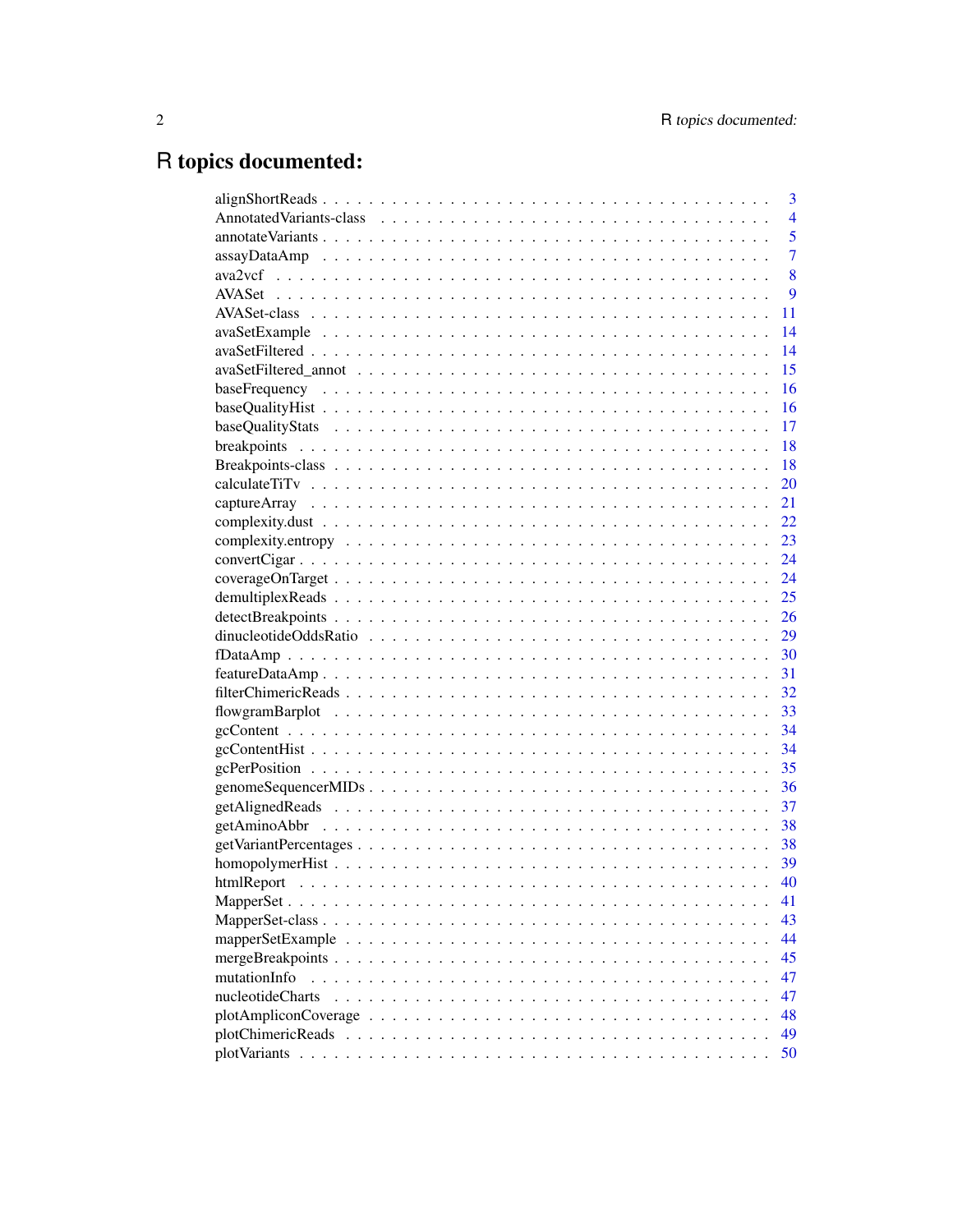# R topics documented:

alignShortReads . . . . . . . . . . . . . . . . . . . . . . . . . . . . . . . . . . . . . . 3
AnnotatedVariants-class . . . . . . . . . . . . . . . . . . . . . . . . . . . . . . . . . . 4
annotateVariants . . . . . . . . . . . . . . . . . . . . . . . . . . . . . . . . . . . . . . 5
assayDataAmp . . . . . . . . . . . . . . . . . . . . . . . . . . . . . . . . . . . . . . . 7
ava2vcf . . . . . . . . . . . . . . . . . . . . . . . . . . . . . . . . . . . . . . . . . . . 8
AVASet . . . . . . . . . . . . . . . . . . . . . . . . . . . . . . . . . . . . . . . . . . . 9
AVASet-class . . . . . . . . . . . . . . . . . . . . . . . . . . . . . . . . . . . . . . . 11
avaSetExample . . . . . . . . . . . . . . . . . . . . . . . . . . . . . . . . . . . . . . 14
avaSetFiltered . . . . . . . . . . . . . . . . . . . . . . . . . . . . . . . . . . . . . . 14
avaSetFiltered_annot . . . . . . . . . . . . . . . . . . . . . . . . . . . . . . . . . . 15
baseFrequency . . . . . . . . . . . . . . . . . . . . . . . . . . . . . . . . . . . . . . 16
baseQualityHist . . . . . . . . . . . . . . . . . . . . . . . . . . . . . . . . . . . . . 16
baseQualityStats . . . . . . . . . . . . . . . . . . . . . . . . . . . . . . . . . . . . . 17
breakpoints . . . . . . . . . . . . . . . . . . . . . . . . . . . . . . . . . . . . . . . . 18
Breakpoints-class . . . . . . . . . . . . . . . . . . . . . . . . . . . . . . . . . . . . 18
calculateTiTv . . . . . . . . . . . . . . . . . . . . . . . . . . . . . . . . . . . . . . . 20
captureArray . . . . . . . . . . . . . . . . . . . . . . . . . . . . . . . . . . . . . . . 21
complexity.dust . . . . . . . . . . . . . . . . . . . . . . . . . . . . . . . . . . . . . . 22
complexity.entropy . . . . . . . . . . . . . . . . . . . . . . . . . . . . . . . . . . . . 23
convertCigar . . . . . . . . . . . . . . . . . . . . . . . . . . . . . . . . . . . . . . . 24
coverageOnTarget . . . . . . . . . . . . . . . . . . . . . . . . . . . . . . . . . . . . 24
demultiplexReads . . . . . . . . . . . . . . . . . . . . . . . . . . . . . . . . . . . . 25
detectBreakpoints . . . . . . . . . . . . . . . . . . . . . . . . . . . . . . . . . . . . 26
dinucleotideOddsRatio . . . . . . . . . . . . . . . . . . . . . . . . . . . . . . . . . 29
fDataAmp . . . . . . . . . . . . . . . . . . . . . . . . . . . . . . . . . . . . . . . . . 30
featureDataAmp . . . . . . . . . . . . . . . . . . . . . . . . . . . . . . . . . . . . . 31
filterChimericReads . . . . . . . . . . . . . . . . . . . . . . . . . . . . . . . . . . . 32
flowgramBarplot . . . . . . . . . . . . . . . . . . . . . . . . . . . . . . . . . . . . . 33
gcContent . . . . . . . . . . . . . . . . . . . . . . . . . . . . . . . . . . . . . . . . . 34
gcContentHist . . . . . . . . . . . . . . . . . . . . . . . . . . . . . . . . . . . . . . . 34
gcPerPosition . . . . . . . . . . . . . . . . . . . . . . . . . . . . . . . . . . . . . . . 35
genomeSequencerMIDs . . . . . . . . . . . . . . . . . . . . . . . . . . . . . . . . . 36
getAlignedReads . . . . . . . . . . . . . . . . . . . . . . . . . . . . . . . . . . . . . 37
getAminoAbbr . . . . . . . . . . . . . . . . . . . . . . . . . . . . . . . . . . . . . . 38
getVariantPercentages . . . . . . . . . . . . . . . . . . . . . . . . . . . . . . . . . 38
homopolymerHist . . . . . . . . . . . . . . . . . . . . . . . . . . . . . . . . . . . . 39
htmlReport . . . . . . . . . . . . . . . . . . . . . . . . . . . . . . . . . . . . . . . . 40
MapperSet . . . . . . . . . . . . . . . . . . . . . . . . . . . . . . . . . . . . . . . . . 41
MapperSet-class . . . . . . . . . . . . . . . . . . . . . . . . . . . . . . . . . . . . . 43
mapperSetExample . . . . . . . . . . . . . . . . . . . . . . . . . . . . . . . . . . . . 44
mergeBreakpoints . . . . . . . . . . . . . . . . . . . . . . . . . . . . . . . . . . . . 45
mutationInfo . . . . . . . . . . . . . . . . . . . . . . . . . . . . . . . . . . . . . . . . 47
nucleotideCharts . . . . . . . . . . . . . . . . . . . . . . . . . . . . . . . . . . . . . 47
plotAmpliconCoverage . . . . . . . . . . . . . . . . . . . . . . . . . . . . . . . . . 48
plotChimericReads . . . . . . . . . . . . . . . . . . . . . . . . . . . . . . . . . . . . 49
plotVariants . . . . . . . . . . . . . . . . . . . . . . . . . . . . . . . . . . . . . . . . 50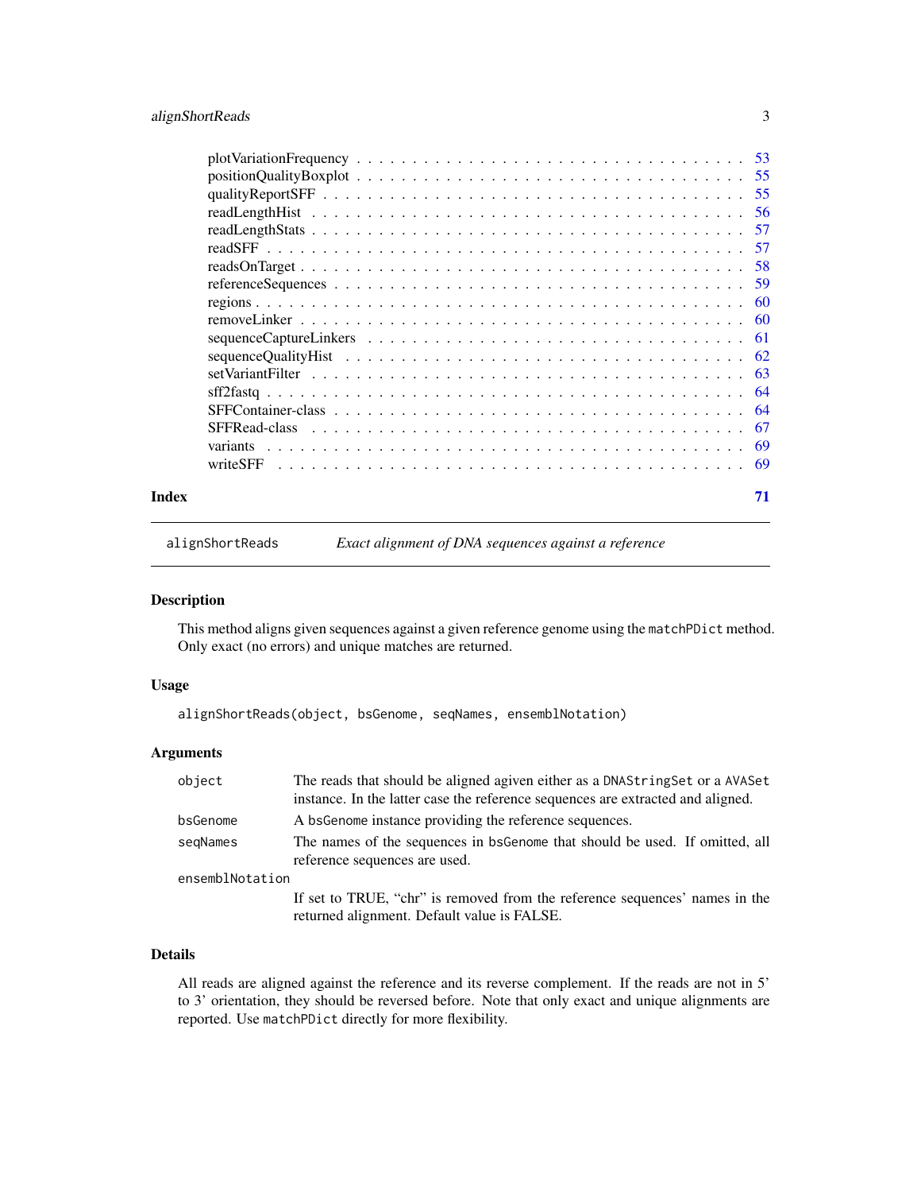plotVariationFrequency . . . . . . . . . . . . . . . . . . . . . . . . . . . . . . . . . . 53
positionQualityBoxplot . . . . . . . . . . . . . . . . . . . . . . . . . . . . . . . . . . 55
qualityReportSFF . . . . . . . . . . . . . . . . . . . . . . . . . . . . . . . . . . . . . 55
readLengthHist . . . . . . . . . . . . . . . . . . . . . . . . . . . . . . . . . . . . . . 56
readLengthStats . . . . . . . . . . . . . . . . . . . . . . . . . . . . . . . . . . . . . 57
readSFF . . . . . . . . . . . . . . . . . . . . . . . . . . . . . . . . . . . . . . . . . . 57
readsOnTarget . . . . . . . . . . . . . . . . . . . . . . . . . . . . . . . . . . . . . . 58
referenceSequences . . . . . . . . . . . . . . . . . . . . . . . . . . . . . . . . . . . 59
regions . . . . . . . . . . . . . . . . . . . . . . . . . . . . . . . . . . . . . . . . . . 60
removeLinker . . . . . . . . . . . . . . . . . . . . . . . . . . . . . . . . . . . . . . . 60
sequenceCaptureLinkers . . . . . . . . . . . . . . . . . . . . . . . . . . . . . . . . . 61
sequenceQualityHist . . . . . . . . . . . . . . . . . . . . . . . . . . . . . . . . . . . 62
setVariantFilter . . . . . . . . . . . . . . . . . . . . . . . . . . . . . . . . . . . . . 63
sff2fastq . . . . . . . . . . . . . . . . . . . . . . . . . . . . . . . . . . . . . . . . . 64
SFFContainer-class . . . . . . . . . . . . . . . . . . . . . . . . . . . . . . . . . . . 64
SFFRead-class . . . . . . . . . . . . . . . . . . . . . . . . . . . . . . . . . . . . . . 67
variants . . . . . . . . . . . . . . . . . . . . . . . . . . . . . . . . . . . . . . . . . 69
writeSFF . . . . . . . . . . . . . . . . . . . . . . . . . . . . . . . . . . . . . . . . . 69

**Index** 71

---

`alignShortReads` *Exact alignment of DNA sequences against a reference*

---

### Description

This method aligns given sequences against a given reference genome using the `matchPDict` method. Only exact (no errors) and unique matches are returned.

### Usage

```
alignShortReads(object, bsGenome, seqNames, ensemblNotation)
```

### Arguments

| | |
|---|---|
| `object` | The reads that should be aligned agiven either as a `DNAStringSet` or a `AVASet` instance. In the latter case the reference sequences are extracted and aligned. |
| `bsGenome` | A `bsGenome` instance providing the reference sequences. |
| `seqNames` | The names of the sequences in `bsGenome` that should be used. If omitted, all reference sequences are used. |
| `ensemblNotation` | If set to TRUE, "chr" is removed from the reference sequences' names in the returned alignment. Default value is FALSE. |

### Details

All reads are aligned against the reference and its reverse complement. If the reads are not in 5' to 3' orientation, they should be reversed before. Note that only exact and unique alignments are reported. Use `matchPDict` directly for more flexibility.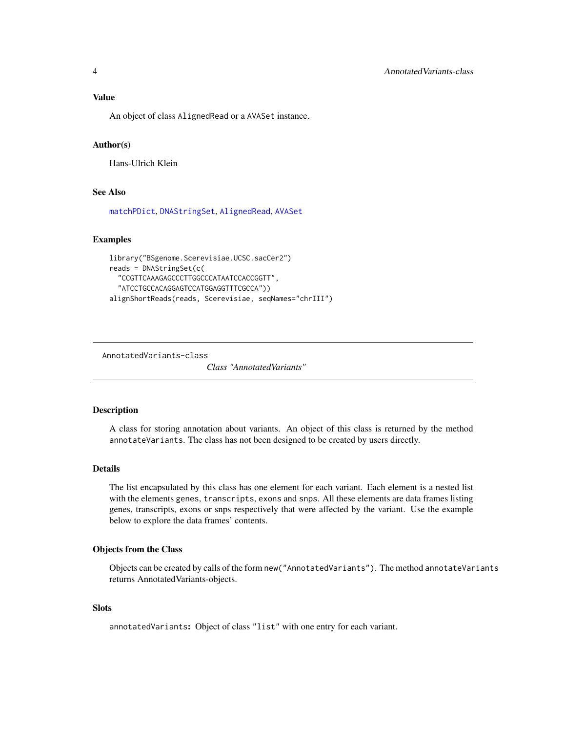### Value

An object of class `AlignedRead` or a `AVASet` instance.

### Author(s)

Hans-Ulrich Klein

### See Also

`matchPDict`, `DNAStringSet`, `AlignedRead`, `AVASet`

### Examples

```
library("BSgenome.Scerevisiae.UCSC.sacCer2")
reads = DNAStringSet(c(
  "CCGTTCAAAGAGCCCTTGGCCCATAATCCACCGGTT",
  "ATCCTGCCACAGGAGTCCATGGAGGTTTCGCCA"))
alignShortReads(reads, Scerevisiae, seqNames="chrIII")
```

---

## AnnotatedVariants-class — *Class "AnnotatedVariants"*

---

### Description

A class for storing annotation about variants. An object of this class is returned by the method `annotateVariants`. The class has not been designed to be created by users directly.

### Details

The list encapsulated by this class has one element for each variant. Each element is a nested list with the elements `genes`, `transcripts`, `exons` and `snps`. All these elements are data frames listing genes, transcripts, exons or snps respectively that were affected by the variant. Use the example below to explore the data frames' contents.

### Objects from the Class

Objects can be created by calls of the form `new("AnnotatedVariants")`. The method `annotateVariants` returns AnnotatedVariants-objects.

### Slots

`annotatedVariants`: Object of class `"list"` with one entry for each variant.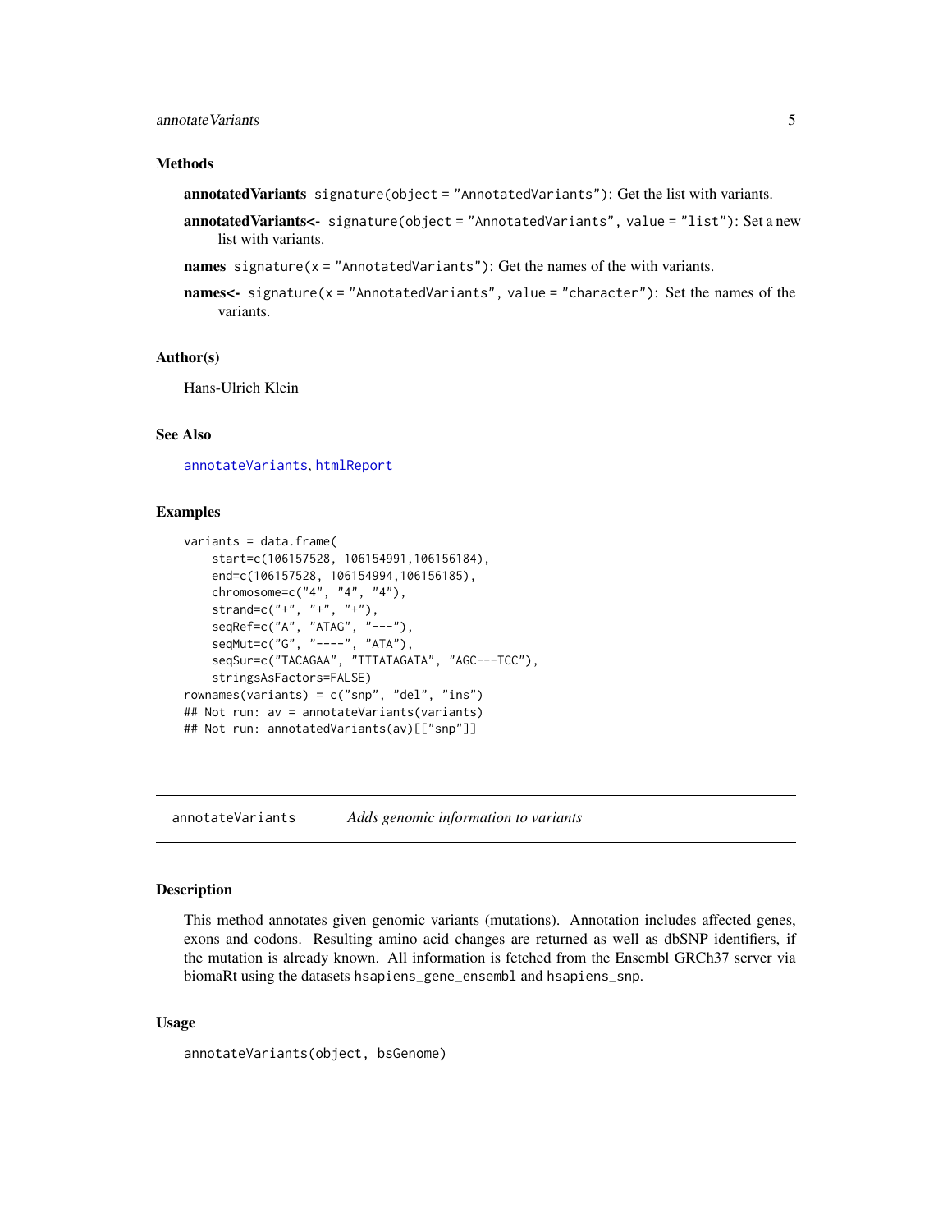### Methods

**annotatedVariants** `signature(object = "AnnotatedVariants")`: Get the list with variants.

**annotatedVariants<-** `signature(object = "AnnotatedVariants", value = "list")`: Set a new list with variants.

**names** `signature(x = "AnnotatedVariants")`: Get the names of the with variants.

**names<-** `signature(x = "AnnotatedVariants", value = "character")`: Set the names of the variants.

### Author(s)

Hans-Ulrich Klein

### See Also

`annotateVariants`, `htmlReport`

### Examples

```
variants = data.frame(
    start=c(106157528, 106154991,106156184),
    end=c(106157528, 106154994,106156185),
    chromosome=c("4", "4", "4"),
    strand=c("+", "+", "+"),
    seqRef=c("A", "ATAG", "---"),
    seqMut=c("G", "----", "ATA"),
    seqSur=c("TACAGAA", "TTTATAGATA", "AGC---TCC"),
    stringsAsFactors=FALSE)
rownames(variants) = c("snp", "del", "ins")
## Not run: av = annotateVariants(variants)
## Not run: annotatedVariants(av)[["snp"]]
```

---

## annotateVariants — *Adds genomic information to variants*

### Description

This method annotates given genomic variants (mutations). Annotation includes affected genes, exons and codons. Resulting amino acid changes are returned as well as dbSNP identifiers, if the mutation is already known. All information is fetched from the Ensembl GRCh37 server via biomaRt using the datasets `hsapiens_gene_ensembl` and `hsapiens_snp`.

### Usage

```
annotateVariants(object, bsGenome)
```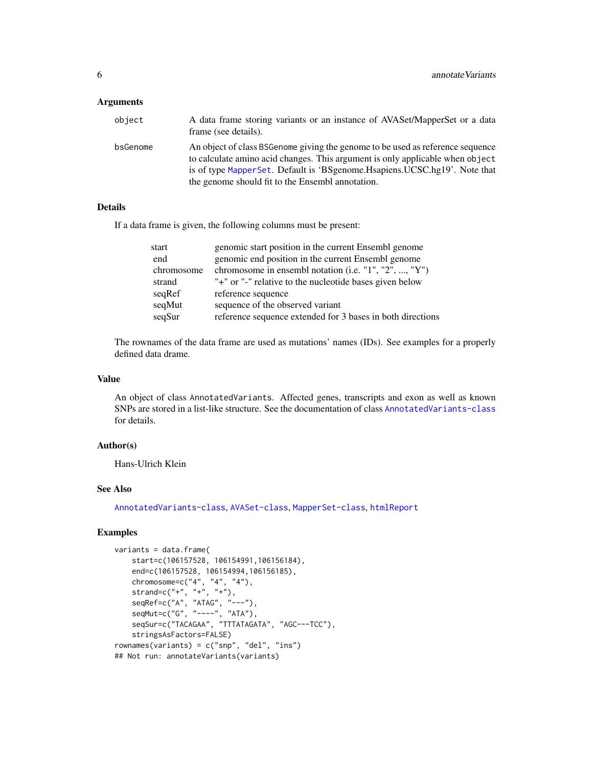## Arguments

| | |
|---|---|
| `object` | A data frame storing variants or an instance of AVASet/MapperSet or a data frame (see details). |
| `bsGenome` | An object of class `BSGenome` giving the genome to be used as reference sequence to calculate amino acid changes. This argument is only applicable when `object` is of type `MapperSet`. Default is 'BSgenome.Hsapiens.UCSC.hg19'. Note that the genome should fit to the Ensembl annotation. |

## Details

If a data frame is given, the following columns must be present:

| | |
|---|---|
| start | genomic start position in the current Ensembl genome |
| end | genomic end position in the current Ensembl genome |
| chromosome | chromosome in ensembl notation (i.e. "1", "2", ..., "Y") |
| strand | "+" or "-" relative to the nucleotide bases given below |
| seqRef | reference sequence |
| seqMut | sequence of the observed variant |
| seqSur | reference sequence extended for 3 bases in both directions |

The rownames of the data frame are used as mutations' names (IDs). See examples for a properly defined data drame.

## Value

An object of class `AnnotatedVariants`. Affected genes, transcripts and exon as well as known SNPs are stored in a list-like structure. See the documentation of class `AnnotatedVariants-class` for details.

## Author(s)

Hans-Ulrich Klein

## See Also

`AnnotatedVariants-class`, `AVASet-class`, `MapperSet-class`, `htmlReport`

## Examples

```
variants = data.frame(
    start=c(106157528, 106154991,106156184),
    end=c(106157528, 106154994,106156185),
    chromosome=c("4", "4", "4"),
    strand=c("+", "+", "+"),
    seqRef=c("A", "ATAG", "---"),
    seqMut=c("G", "----", "ATA"),
    seqSur=c("TACAGAA", "TTTATAGATA", "AGC---TCC"),
    stringsAsFactors=FALSE)
rownames(variants) = c("snp", "del", "ins")
## Not run: annotateVariants(variants)
```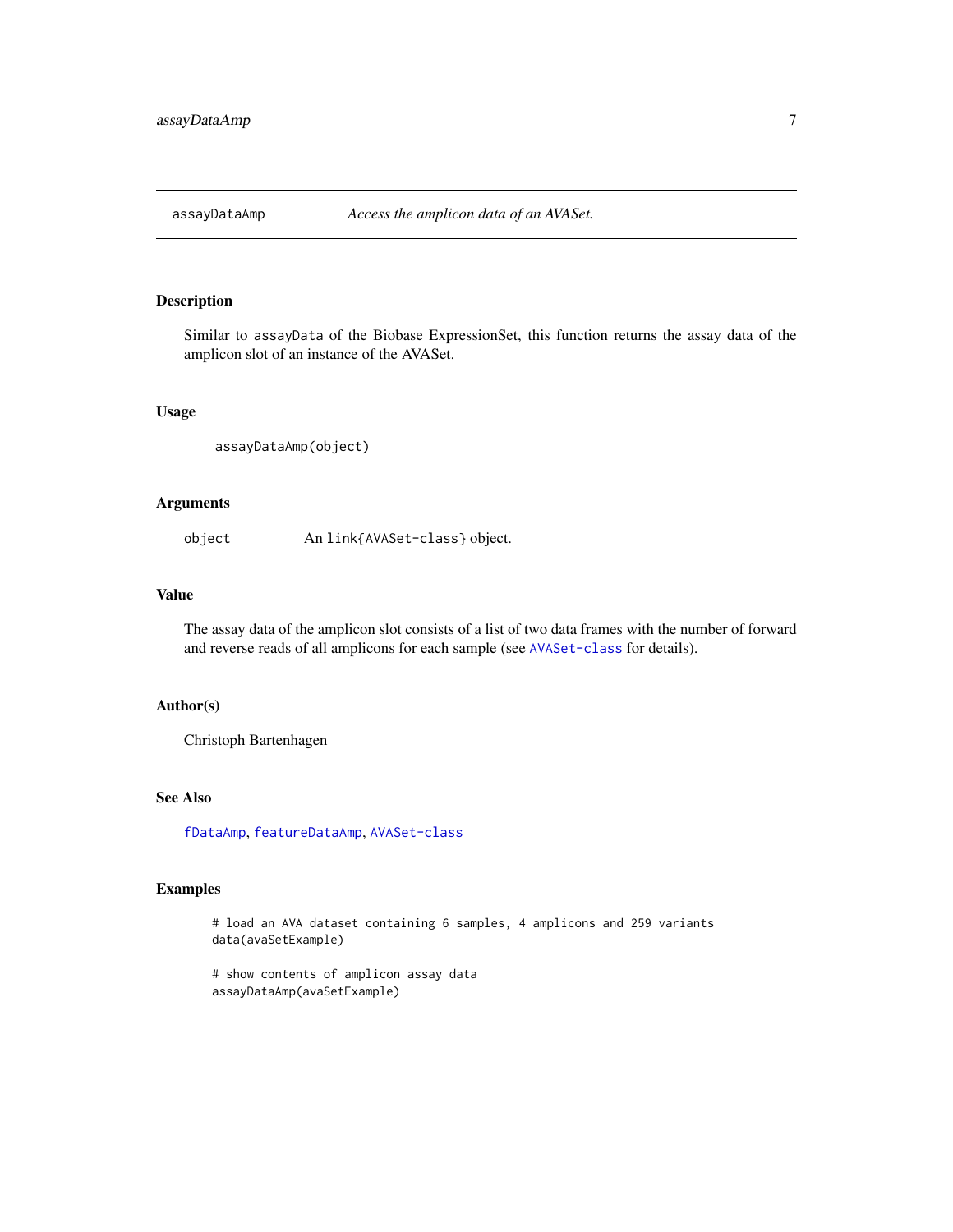# assayDataAmp — *Access the amplicon data of an AVASet.*

## Description

Similar to `assayData` of the Biobase ExpressionSet, this function returns the assay data of the amplicon slot of an instance of the AVASet.

## Usage

```
assayDataAmp(object)
```

## Arguments

| | |
|---|---|
| `object` | An `link{AVASet-class}` object. |

## Value

The assay data of the amplicon slot consists of a list of two data frames with the number of forward and reverse reads of all amplicons for each sample (see `AVASet-class` for details).

## Author(s)

Christoph Bartenhagen

## See Also

`fDataAmp`, `featureDataAmp`, `AVASet-class`

## Examples

```
# load an AVA dataset containing 6 samples, 4 amplicons and 259 variants
data(avaSetExample)

# show contents of amplicon assay data
assayDataAmp(avaSetExample)
```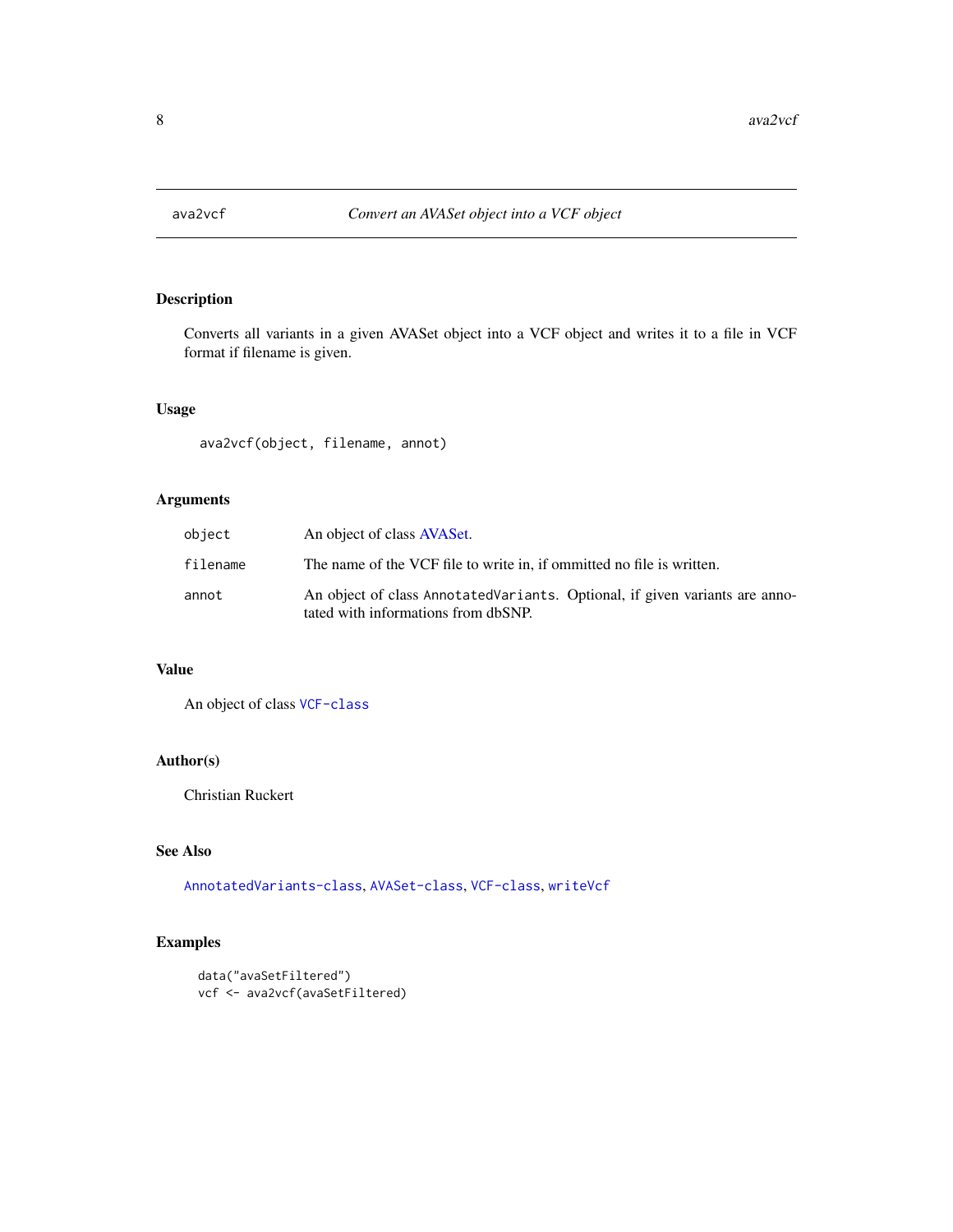# ava2vcf — *Convert an AVASet object into a VCF object*

## Description

Converts all variants in a given AVASet object into a VCF object and writes it to a file in VCF format if filename is given.

## Usage

```
ava2vcf(object, filename, annot)
```

## Arguments

| | |
|---|---|
| object | An object of class AVASet. |
| filename | The name of the VCF file to write in, if ommitted no file is written. |
| annot | An object of class `AnnotatedVariants`. Optional, if given variants are annotated with informations from dbSNP. |

## Value

An object of class `VCF-class`

## Author(s)

Christian Ruckert

## See Also

`AnnotatedVariants-class`, `AVASet-class`, `VCF-class`, `writeVcf`

## Examples

```
data("avaSetFiltered")
vcf <- ava2vcf(avaSetFiltered)
```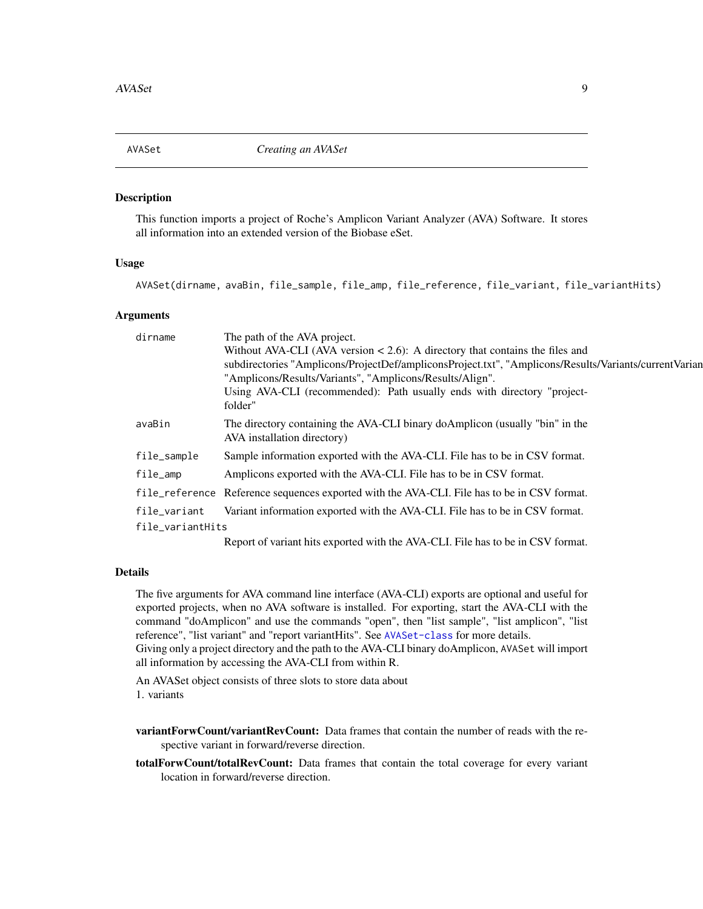AVASet *Creating an AVASet*

## Description

This function imports a project of Roche's Amplicon Variant Analyzer (AVA) Software. It stores all information into an extended version of the Biobase eSet.

## Usage

```
AVASet(dirname, avaBin, file_sample, file_amp, file_reference, file_variant, file_variantHits)
```

## Arguments

| | |
|---|---|
| `dirname` | The path of the AVA project.<br>Without AVA-CLI (AVA version < 2.6): A directory that contains the files and subdirectories "Amplicons/ProjectDef/ampliconsProject.txt", "Amplicons/Results/Variants/currentVarian "Amplicons/Results/Variants", "Amplicons/Results/Align".<br>Using AVA-CLI (recommended): Path usually ends with directory "project-folder" |
| `avaBin` | The directory containing the AVA-CLI binary doAmplicon (usually "bin" in the AVA installation directory) |
| `file_sample` | Sample information exported with the AVA-CLI. File has to be in CSV format. |
| `file_amp` | Amplicons exported with the AVA-CLI. File has to be in CSV format. |
| `file_reference` | Reference sequences exported with the AVA-CLI. File has to be in CSV format. |
| `file_variant` | Variant information exported with the AVA-CLI. File has to be in CSV format. |
| `file_variantHits` | Report of variant hits exported with the AVA-CLI. File has to be in CSV format. |

## Details

The five arguments for AVA command line interface (AVA-CLI) exports are optional and useful for exported projects, when no AVA software is installed. For exporting, start the AVA-CLI with the command "doAmplicon" and use the commands "open", then "list sample", "list amplicon", "list reference", "list variant" and "report variantHits". See `AVASet-class` for more details.
Giving only a project directory and the path to the AVA-CLI binary doAmplicon, `AVASet` will import all information by accessing the AVA-CLI from within R.

An AVASet object consists of three slots to store data about
1. variants

**variantForwCount/variantRevCount:** Data frames that contain the number of reads with the respective variant in forward/reverse direction.

**totalForwCount/totalRevCount:** Data frames that contain the total coverage for every variant location in forward/reverse direction.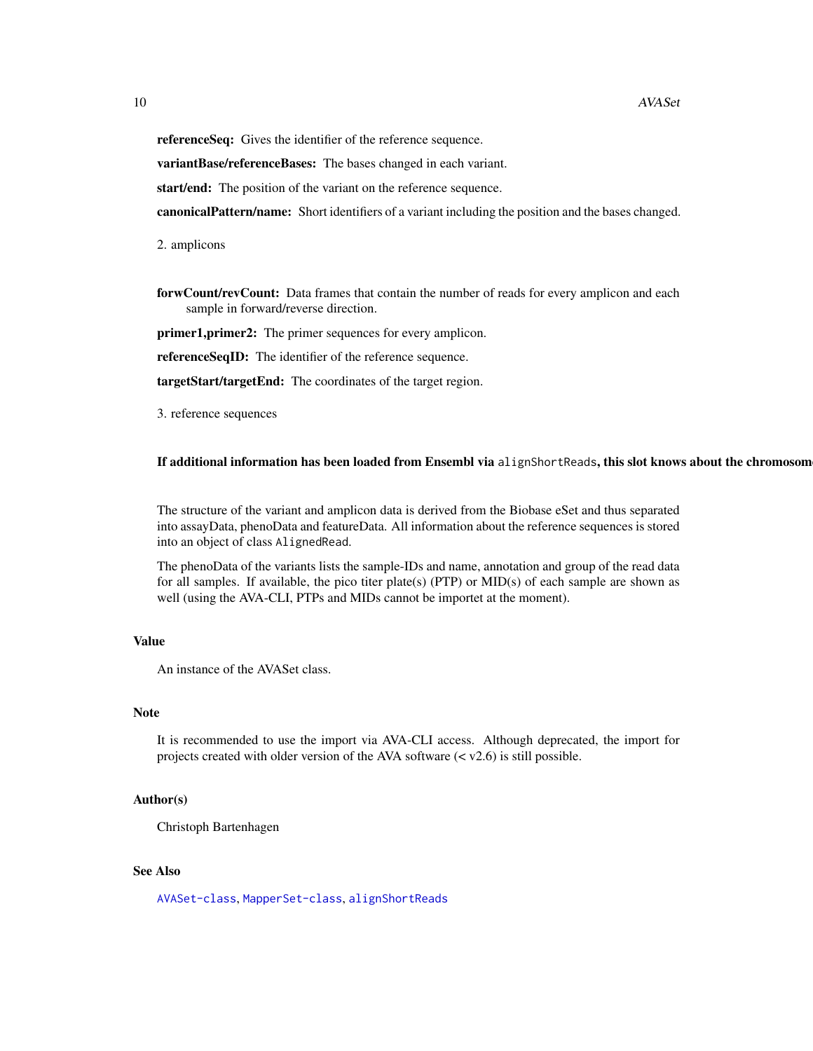**referenceSeq:** Gives the identifier of the reference sequence.

**variantBase/referenceBases:** The bases changed in each variant.

**start/end:** The position of the variant on the reference sequence.

**canonicalPattern/name:** Short identifiers of a variant including the position and the bases changed.

2. amplicons

**forwCount/revCount:** Data frames that contain the number of reads for every amplicon and each sample in forward/reverse direction.

**primer1,primer2:** The primer sequences for every amplicon.

**referenceSeqID:** The identifier of the reference sequence.

**targetStart/targetEnd:** The coordinates of the target region.

3. reference sequences

**If additional information has been loaded from Ensembl via `alignShortReads`, this slot knows about the chromosome**

The structure of the variant and amplicon data is derived from the Biobase eSet and thus separated into assayData, phenoData and featureData. All information about the reference sequences is stored into an object of class `AlignedRead`.

The phenoData of the variants lists the sample-IDs and name, annotation and group of the read data for all samples. If available, the pico titer plate(s) (PTP) or MID(s) of each sample are shown as well (using the AVA-CLI, PTPs and MIDs cannot be importet at the moment).

### Value

An instance of the AVASet class.

### Note

It is recommended to use the import via AVA-CLI access. Although deprecated, the import for projects created with older version of the AVA software (< v2.6) is still possible.

### Author(s)

Christoph Bartenhagen

### See Also

`AVASet-class`, `MapperSet-class`, `alignShortReads`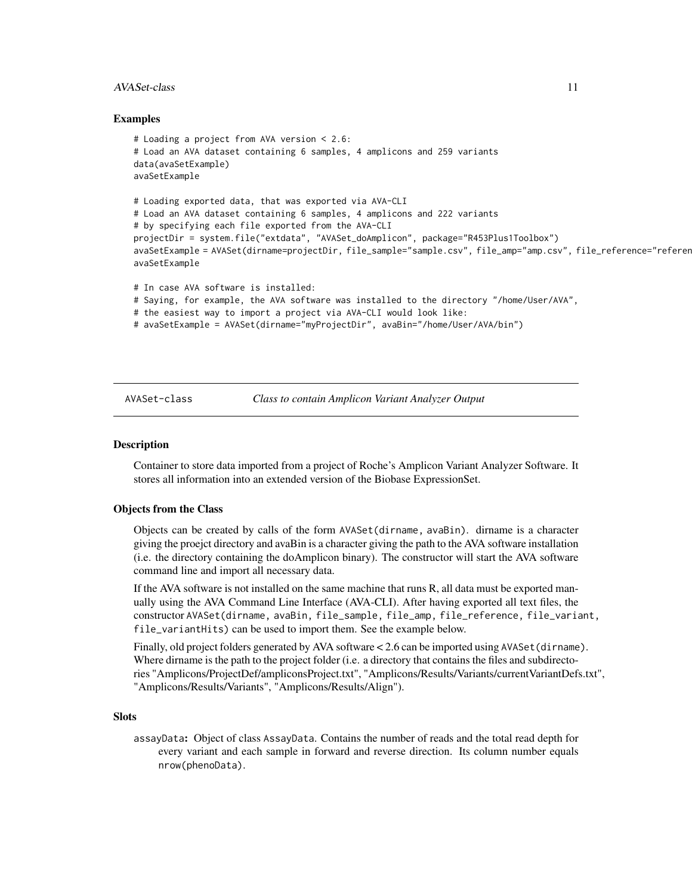### Examples

```
# Loading a project from AVA version < 2.6:
# Load an AVA dataset containing 6 samples, 4 amplicons and 259 variants
data(avaSetExample)
avaSetExample

# Loading exported data, that was exported via AVA-CLI
# Load an AVA dataset containing 6 samples, 4 amplicons and 222 variants
# by specifying each file exported from the AVA-CLI
projectDir = system.file("extdata", "AVASet_doAmplicon", package="R453Plus1Toolbox")
avaSetExample = AVASet(dirname=projectDir, file_sample="sample.csv", file_amp="amp.csv", file_reference="referen
avaSetExample

# In case AVA software is installed:
# Saying, for example, the AVA software was installed to the directory "/home/User/AVA",
# the easiest way to import a project via AVA-CLI would look like:
# avaSetExample = AVASet(dirname="myProjectDir", avaBin="/home/User/AVA/bin")
```

---

AVASet-class *Class to contain Amplicon Variant Analyzer Output*

---

### Description

Container to store data imported from a project of Roche's Amplicon Variant Analyzer Software. It stores all information into an extended version of the Biobase ExpressionSet.

### Objects from the Class

Objects can be created by calls of the form `AVASet(dirname, avaBin)`. dirname is a character giving the proejct directory and avaBin is a character giving the path to the AVA software installation (i.e. the directory containing the doAmplicon binary). The constructor will start the AVA software command line and import all necessary data.

If the AVA software is not installed on the same machine that runs R, all data must be exported manually using the AVA Command Line Interface (AVA-CLI). After having exported all text files, the constructor `AVASet(dirname, avaBin, file_sample, file_amp, file_reference, file_variant, file_variantHits)` can be used to import them. See the example below.

Finally, old project folders generated by AVA software < 2.6 can be imported using `AVASet(dirname)`. Where dirname is the path to the project folder (i.e. a directory that contains the files and subdirectories "Amplicons/ProjectDef/ampliconsProject.txt", "Amplicons/Results/Variants/currentVariantDefs.txt", "Amplicons/Results/Variants", "Amplicons/Results/Align").

### Slots

`assayData`**:** Object of class `AssayData`. Contains the number of reads and the total read depth for every variant and each sample in forward and reverse direction. Its column number equals `nrow(phenoData)`.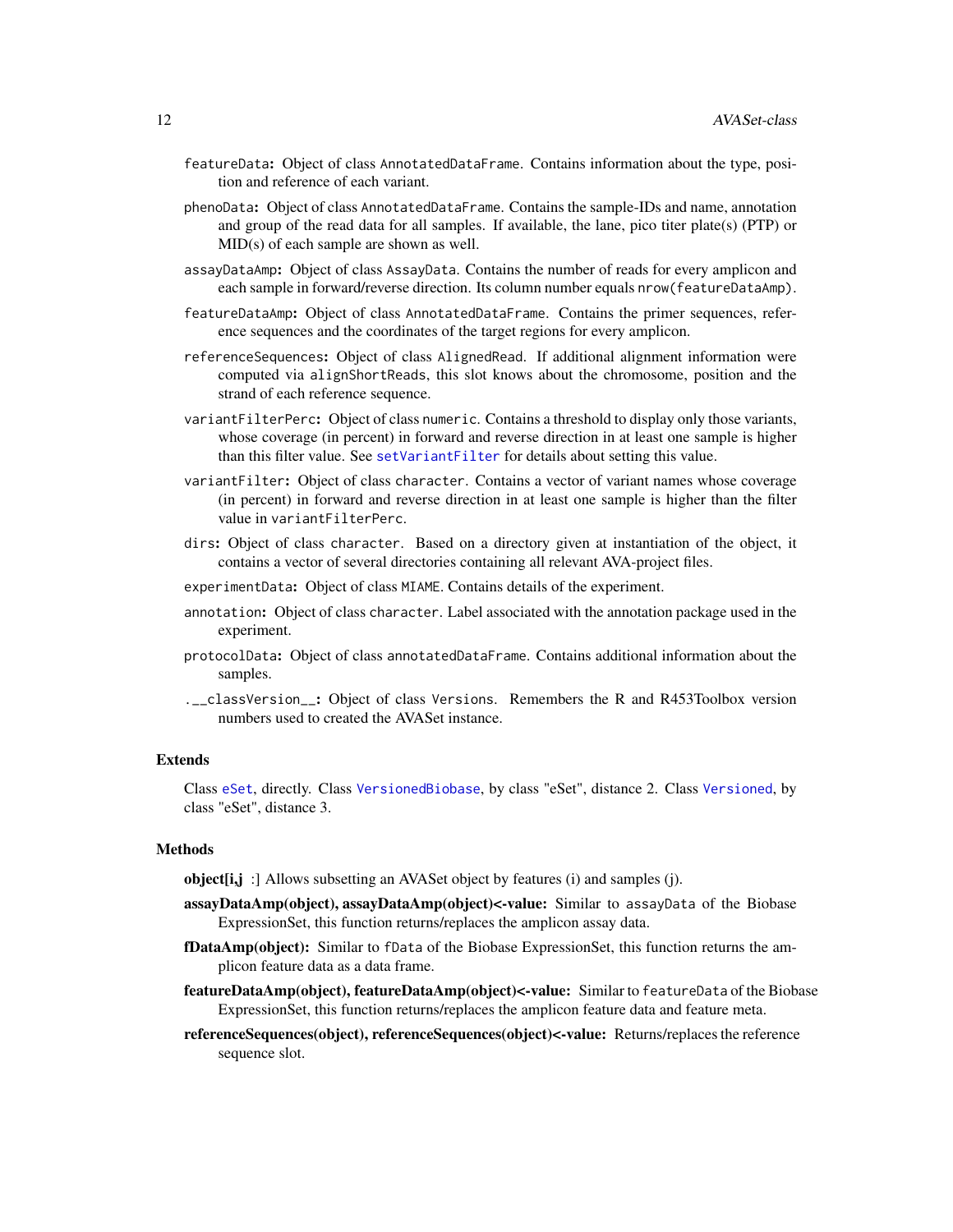featureData**:** Object of class AnnotatedDataFrame. Contains information about the type, position and reference of each variant.

phenoData**:** Object of class AnnotatedDataFrame. Contains the sample-IDs and name, annotation and group of the read data for all samples. If available, the lane, pico titer plate(s) (PTP) or MID(s) of each sample are shown as well.

assayDataAmp**:** Object of class AssayData. Contains the number of reads for every amplicon and each sample in forward/reverse direction. Its column number equals nrow(featureDataAmp).

featureDataAmp**:** Object of class AnnotatedDataFrame. Contains the primer sequences, reference sequences and the coordinates of the target regions for every amplicon.

referenceSequences**:** Object of class AlignedRead. If additional alignment information were computed via alignShortReads, this slot knows about the chromosome, position and the strand of each reference sequence.

variantFilterPerc**:** Object of class numeric. Contains a threshold to display only those variants, whose coverage (in percent) in forward and reverse direction in at least one sample is higher than this filter value. See setVariantFilter for details about setting this value.

variantFilter**:** Object of class character. Contains a vector of variant names whose coverage (in percent) in forward and reverse direction in at least one sample is higher than the filter value in variantFilterPerc.

dirs**:** Object of class character. Based on a directory given at instantiation of the object, it contains a vector of several directories containing all relevant AVA-project files.

experimentData**:** Object of class MIAME. Contains details of the experiment.

annotation**:** Object of class character. Label associated with the annotation package used in the experiment.

protocolData**:** Object of class annotatedDataFrame. Contains additional information about the samples.

.__classVersion__**:** Object of class Versions. Remembers the R and R453Toolbox version numbers used to created the AVASet instance.

## Extends

Class eSet, directly. Class VersionedBiobase, by class "eSet", distance 2. Class Versioned, by class "eSet", distance 3.

## Methods

**object[i,j** :] Allows subsetting an AVASet object by features (i) and samples (j).

**assayDataAmp(object), assayDataAmp(object)<-value:** Similar to assayData of the Biobase ExpressionSet, this function returns/replaces the amplicon assay data.

**fDataAmp(object):** Similar to fData of the Biobase ExpressionSet, this function returns the amplicon feature data as a data frame.

**featureDataAmp(object), featureDataAmp(object)<-value:** Similar to featureData of the Biobase ExpressionSet, this function returns/replaces the amplicon feature data and feature meta.

**referenceSequences(object), referenceSequences(object)<-value:** Returns/replaces the reference sequence slot.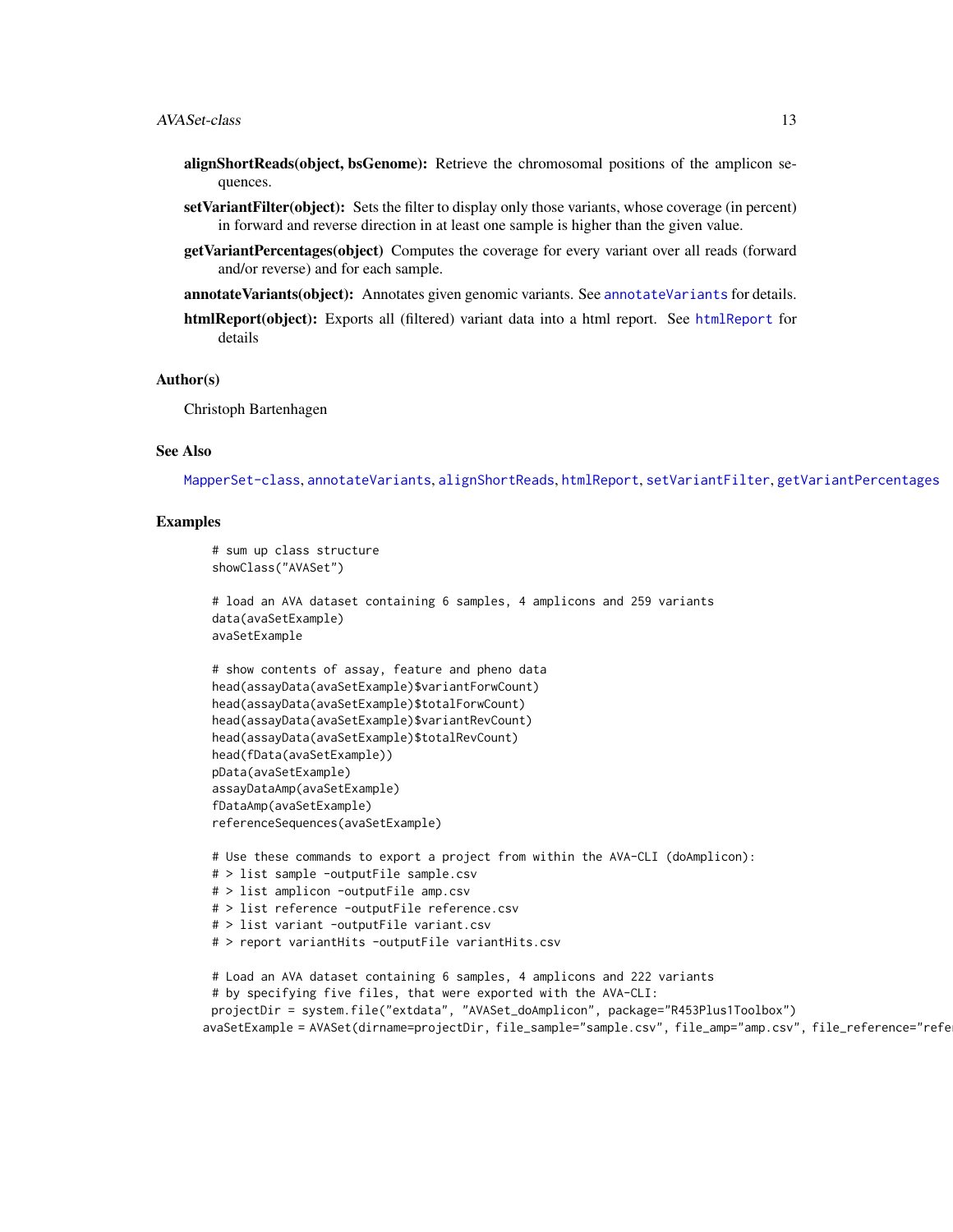**alignShortReads(object, bsGenome):** Retrieve the chromosomal positions of the amplicon sequences.

**setVariantFilter(object):** Sets the filter to display only those variants, whose coverage (in percent) in forward and reverse direction in at least one sample is higher than the given value.

**getVariantPercentages(object)** Computes the coverage for every variant over all reads (forward and/or reverse) and for each sample.

**annotateVariants(object):** Annotates given genomic variants. See `annotateVariants` for details.

**htmlReport(object):** Exports all (filtered) variant data into a html report. See `htmlReport` for details

## Author(s)

Christoph Bartenhagen

## See Also

`MapperSet-class`, `annotateVariants`, `alignShortReads`, `htmlReport`, `setVariantFilter`, `getVariantPercentages`

## Examples

```
# sum up class structure
showClass("AVASet")

# load an AVA dataset containing 6 samples, 4 amplicons and 259 variants
data(avaSetExample)
avaSetExample

# show contents of assay, feature and pheno data
head(assayData(avaSetExample)$variantForwCount)
head(assayData(avaSetExample)$totalForwCount)
head(assayData(avaSetExample)$variantRevCount)
head(assayData(avaSetExample)$totalRevCount)
head(fData(avaSetExample))
pData(avaSetExample)
assayDataAmp(avaSetExample)
fDataAmp(avaSetExample)
referenceSequences(avaSetExample)

# Use these commands to export a project from within the AVA-CLI (doAmplicon):
# > list sample -outputFile sample.csv
# > list amplicon -outputFile amp.csv
# > list reference -outputFile reference.csv
# > list variant -outputFile variant.csv
# > report variantHits -outputFile variantHits.csv

# Load an AVA dataset containing 6 samples, 4 amplicons and 222 variants
# by specifying five files, that were exported with the AVA-CLI:
projectDir = system.file("extdata", "AVASet_doAmplicon", package="R453Plus1Toolbox")
avaSetExample = AVASet(dirname=projectDir, file_sample="sample.csv", file_amp="amp.csv", file_reference="refe
```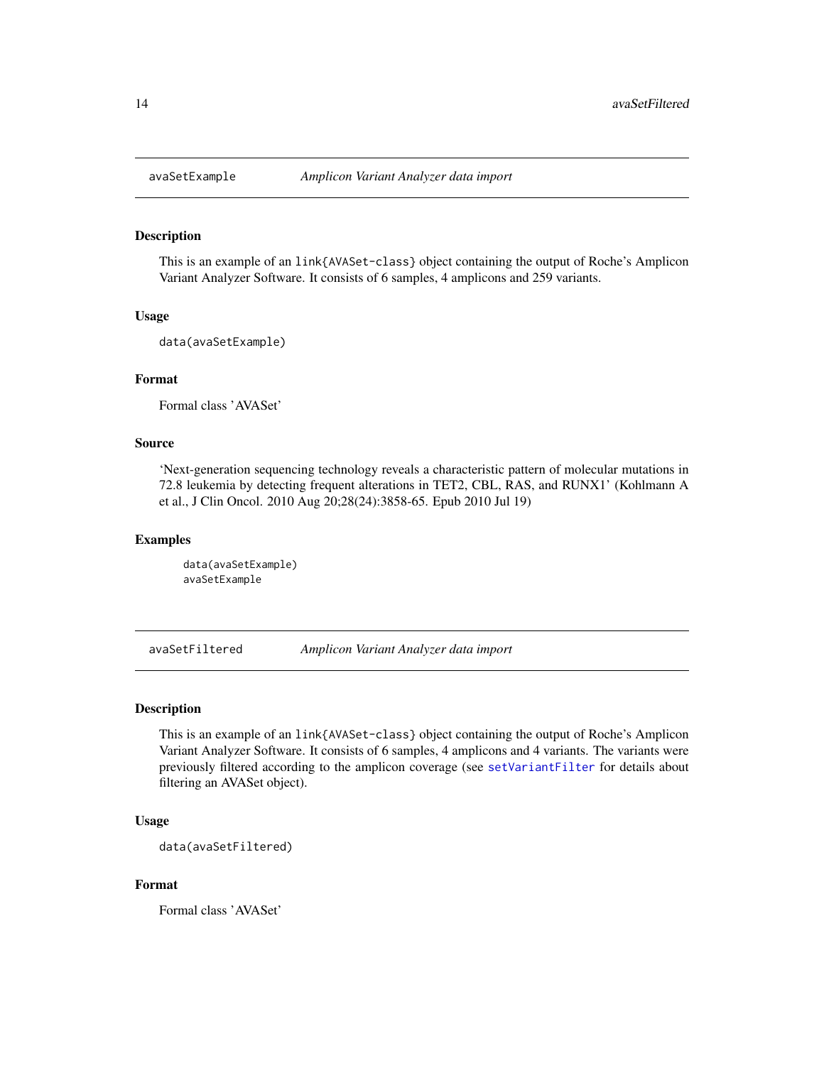## avaSetExample *Amplicon Variant Analyzer data import*

### Description

This is an example of an link{AVASet-class} object containing the output of Roche's Amplicon Variant Analyzer Software. It consists of 6 samples, 4 amplicons and 259 variants.

### Usage

```
data(avaSetExample)
```

### Format

Formal class 'AVASet'

### Source

'Next-generation sequencing technology reveals a characteristic pattern of molecular mutations in 72.8 leukemia by detecting frequent alterations in TET2, CBL, RAS, and RUNX1' (Kohlmann A et al., J Clin Oncol. 2010 Aug 20;28(24):3858-65. Epub 2010 Jul 19)

### Examples

```
data(avaSetExample)
avaSetExample
```

## avaSetFiltered *Amplicon Variant Analyzer data import*

### Description

This is an example of an link{AVASet-class} object containing the output of Roche's Amplicon Variant Analyzer Software. It consists of 6 samples, 4 amplicons and 4 variants. The variants were previously filtered according to the amplicon coverage (see setVariantFilter for details about filtering an AVASet object).

### Usage

```
data(avaSetFiltered)
```

### Format

Formal class 'AVASet'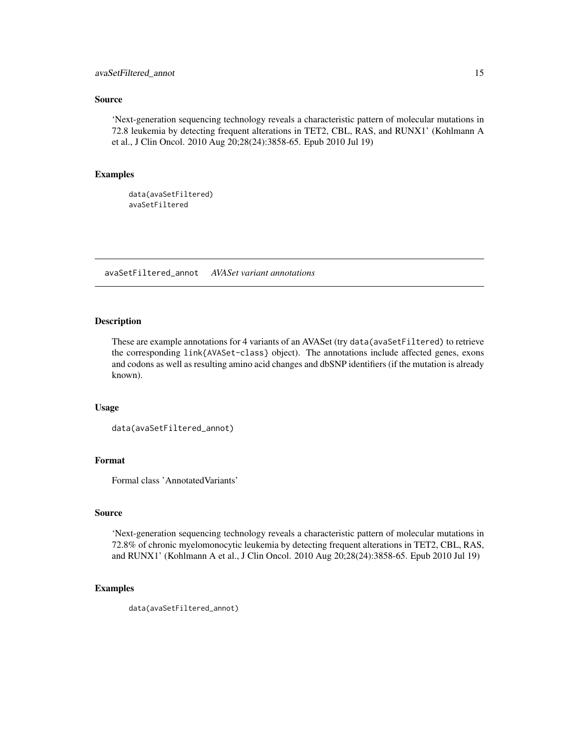### Source

'Next-generation sequencing technology reveals a characteristic pattern of molecular mutations in 72.8 leukemia by detecting frequent alterations in TET2, CBL, RAS, and RUNX1' (Kohlmann A et al., J Clin Oncol. 2010 Aug 20;28(24):3858-65. Epub 2010 Jul 19)

### Examples

```
data(avaSetFiltered)
avaSetFiltered
```

---

## avaSetFiltered_annot    *AVASet variant annotations*

---

### Description

These are example annotations for 4 variants of an AVASet (try `data(avaSetFiltered)` to retrieve the corresponding `link{AVASet-class}` object). The annotations include affected genes, exons and codons as well as resulting amino acid changes and dbSNP identifiers (if the mutation is already known).

### Usage

```
data(avaSetFiltered_annot)
```

### Format

Formal class 'AnnotatedVariants'

### Source

'Next-generation sequencing technology reveals a characteristic pattern of molecular mutations in 72.8% of chronic myelomonocytic leukemia by detecting frequent alterations in TET2, CBL, RAS, and RUNX1' (Kohlmann A et al., J Clin Oncol. 2010 Aug 20;28(24):3858-65. Epub 2010 Jul 19)

### Examples

```
data(avaSetFiltered_annot)
```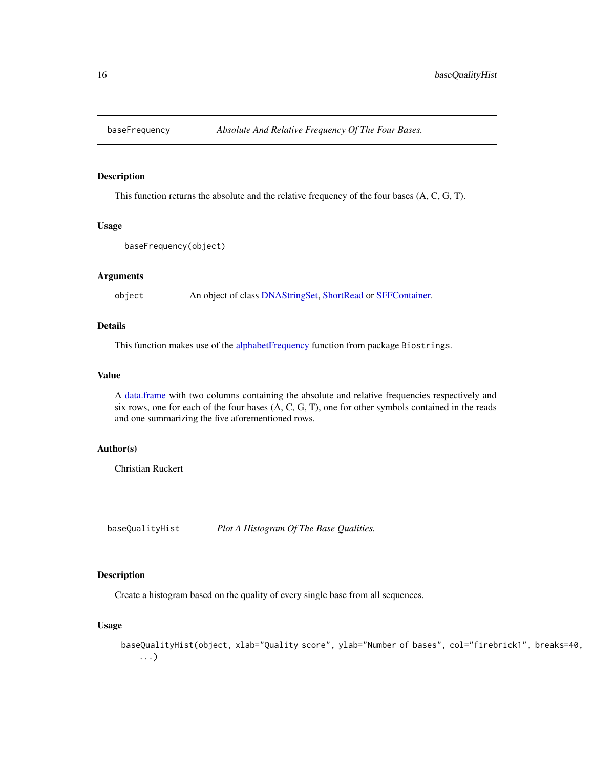## baseFrequency — *Absolute And Relative Frequency Of The Four Bases.*

### Description

This function returns the absolute and the relative frequency of the four bases (A, C, G, T).

### Usage

```
baseFrequency(object)
```

### Arguments

| | |
|---|---|
| object | An object of class DNAStringSet, ShortRead or SFFContainer. |

### Details

This function makes use of the alphabetFrequency function from package Biostrings.

### Value

A data.frame with two columns containing the absolute and relative frequencies respectively and six rows, one for each of the four bases (A, C, G, T), one for other symbols contained in the reads and one summarizing the five aforementioned rows.

### Author(s)

Christian Ruckert

## baseQualityHist — *Plot A Histogram Of The Base Qualities.*

### Description

Create a histogram based on the quality of every single base from all sequences.

### Usage

```
baseQualityHist(object, xlab="Quality score", ylab="Number of bases", col="firebrick1", breaks=40,
    ...)
```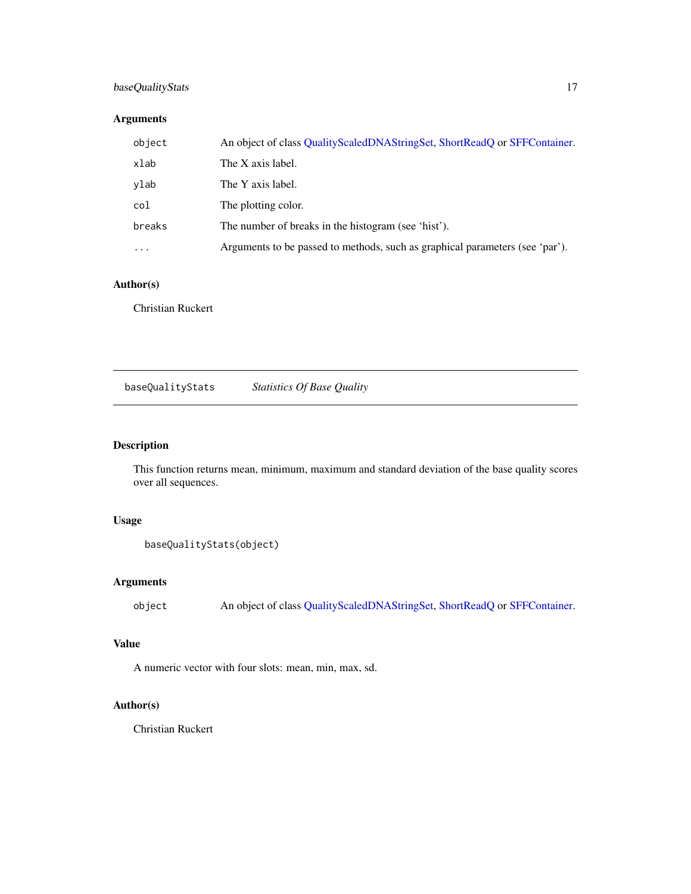### Arguments

| | |
|---|---|
| `object` | An object of class QualityScaledDNAStringSet, ShortReadQ or SFFContainer. |
| `xlab` | The X axis label. |
| `ylab` | The Y axis label. |
| `col` | The plotting color. |
| `breaks` | The number of breaks in the histogram (see 'hist'). |
| `...` | Arguments to be passed to methods, such as graphical parameters (see 'par'). |

### Author(s)

Christian Ruckert

---

## baseQualityStats &nbsp;&nbsp;&nbsp; *Statistics Of Base Quality*

---

### Description

This function returns mean, minimum, maximum and standard deviation of the base quality scores over all sequences.

### Usage

```
baseQualityStats(object)
```

### Arguments

| | |
|---|---|
| `object` | An object of class QualityScaledDNAStringSet, ShortReadQ or SFFContainer. |

### Value

A numeric vector with four slots: mean, min, max, sd.

### Author(s)

Christian Ruckert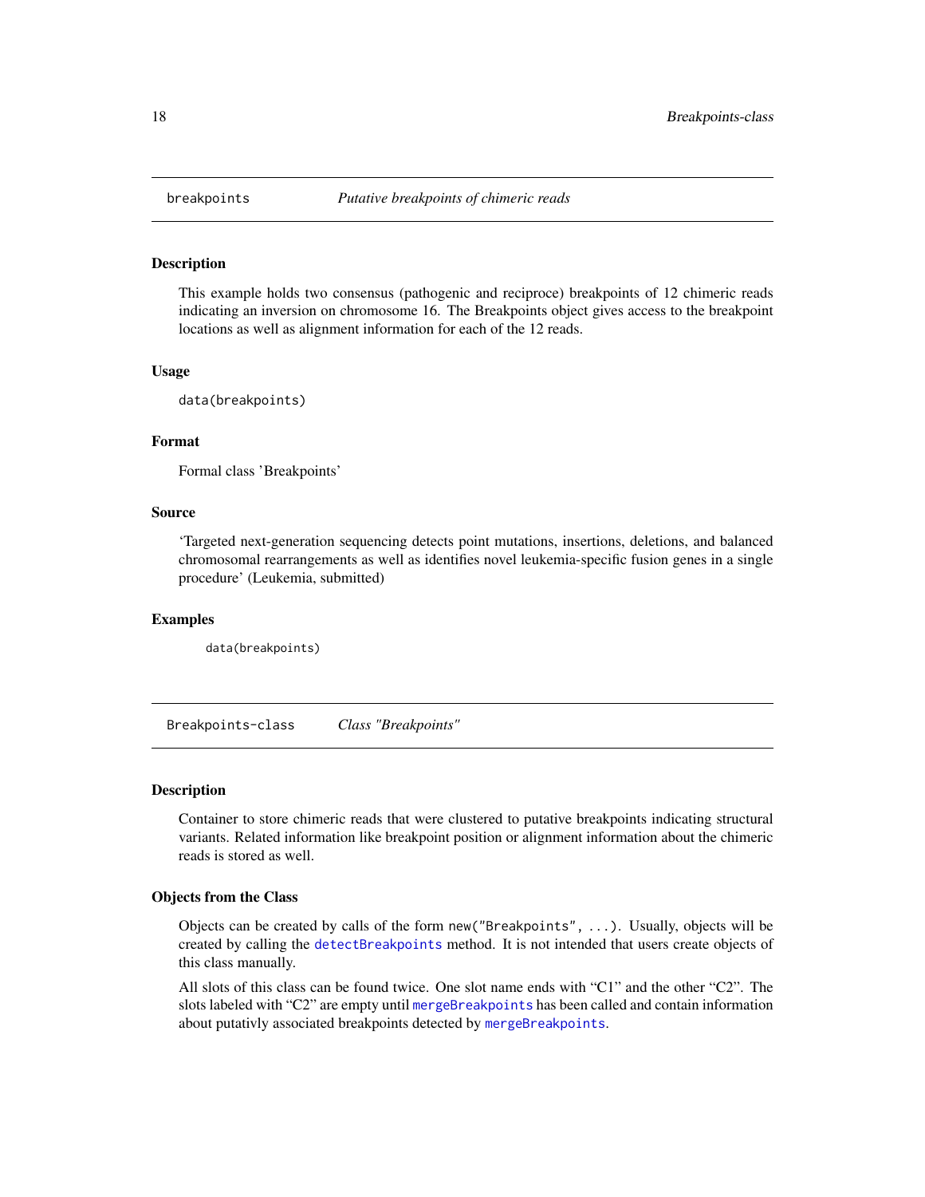## breakpoints — *Putative breakpoints of chimeric reads*

### Description

This example holds two consensus (pathogenic and reciproce) breakpoints of 12 chimeric reads indicating an inversion on chromosome 16. The Breakpoints object gives access to the breakpoint locations as well as alignment information for each of the 12 reads.

### Usage

```
data(breakpoints)
```

### Format

Formal class 'Breakpoints'

### Source

'Targeted next-generation sequencing detects point mutations, insertions, deletions, and balanced chromosomal rearrangements as well as identifies novel leukemia-specific fusion genes in a single procedure' (Leukemia, submitted)

### Examples

```
data(breakpoints)
```

## Breakpoints-class — *Class "Breakpoints"*

### Description

Container to store chimeric reads that were clustered to putative breakpoints indicating structural variants. Related information like breakpoint position or alignment information about the chimeric reads is stored as well.

### Objects from the Class

Objects can be created by calls of the form `new("Breakpoints", ...)`. Usually, objects will be created by calling the `detectBreakpoints` method. It is not intended that users create objects of this class manually.

All slots of this class can be found twice. One slot name ends with "C1" and the other "C2". The slots labeled with "C2" are empty until `mergeBreakpoints` has been called and contain information about putativly associated breakpoints detected by `mergeBreakpoints`.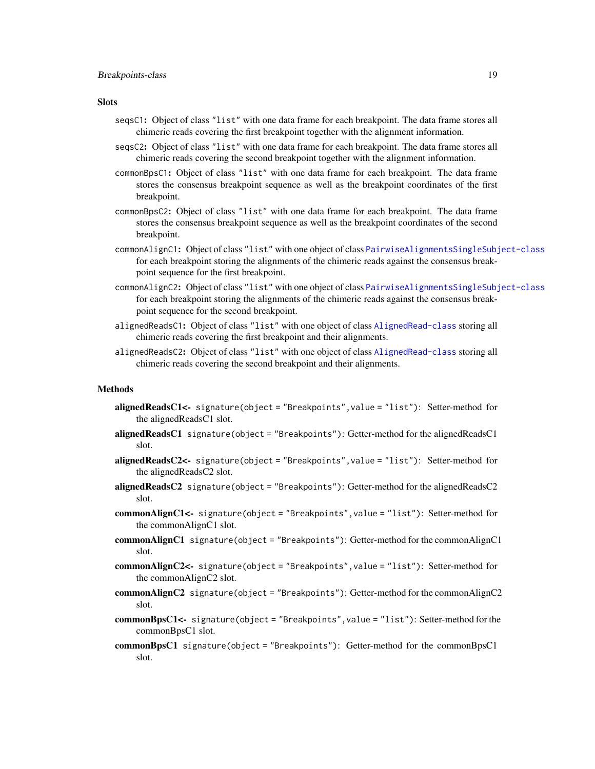## Slots

`seqsC1`**:** Object of class `"list"` with one data frame for each breakpoint. The data frame stores all chimeric reads covering the first breakpoint together with the alignment information.

`seqsC2`**:** Object of class `"list"` with one data frame for each breakpoint. The data frame stores all chimeric reads covering the second breakpoint together with the alignment information.

`commonBpsC1`**:** Object of class `"list"` with one data frame for each breakpoint. The data frame stores the consensus breakpoint sequence as well as the breakpoint coordinates of the first breakpoint.

`commonBpsC2`**:** Object of class `"list"` with one data frame for each breakpoint. The data frame stores the consensus breakpoint sequence as well as the breakpoint coordinates of the second breakpoint.

`commonAlignC1`**:** Object of class `"list"` with one object of class `PairwiseAlignmentsSingleSubject-class` for each breakpoint storing the alignments of the chimeric reads against the consensus breakpoint sequence for the first breakpoint.

`commonAlignC2`**:** Object of class `"list"` with one object of class `PairwiseAlignmentsSingleSubject-class` for each breakpoint storing the alignments of the chimeric reads against the consensus breakpoint sequence for the second breakpoint.

`alignedReadsC1`**:** Object of class `"list"` with one object of class `AlignedRead-class` storing all chimeric reads covering the first breakpoint and their alignments.

`alignedReadsC2`**:** Object of class `"list"` with one object of class `AlignedRead-class` storing all chimeric reads covering the second breakpoint and their alignments.

## Methods

**alignedReadsC1<-** `signature(object = "Breakpoints", value = "list")`: Setter-method for the alignedReadsC1 slot.

**alignedReadsC1** `signature(object = "Breakpoints")`: Getter-method for the alignedReadsC1 slot.

**alignedReadsC2<-** `signature(object = "Breakpoints", value = "list")`: Setter-method for the alignedReadsC2 slot.

**alignedReadsC2** `signature(object = "Breakpoints")`: Getter-method for the alignedReadsC2 slot.

**commonAlignC1<-** `signature(object = "Breakpoints", value = "list")`: Setter-method for the commonAlignC1 slot.

**commonAlignC1** `signature(object = "Breakpoints")`: Getter-method for the commonAlignC1 slot.

**commonAlignC2<-** `signature(object = "Breakpoints", value = "list")`: Setter-method for the commonAlignC2 slot.

**commonAlignC2** `signature(object = "Breakpoints")`: Getter-method for the commonAlignC2 slot.

**commonBpsC1<-** `signature(object = "Breakpoints", value = "list")`: Setter-method for the commonBpsC1 slot.

**commonBpsC1** `signature(object = "Breakpoints")`: Getter-method for the commonBpsC1 slot.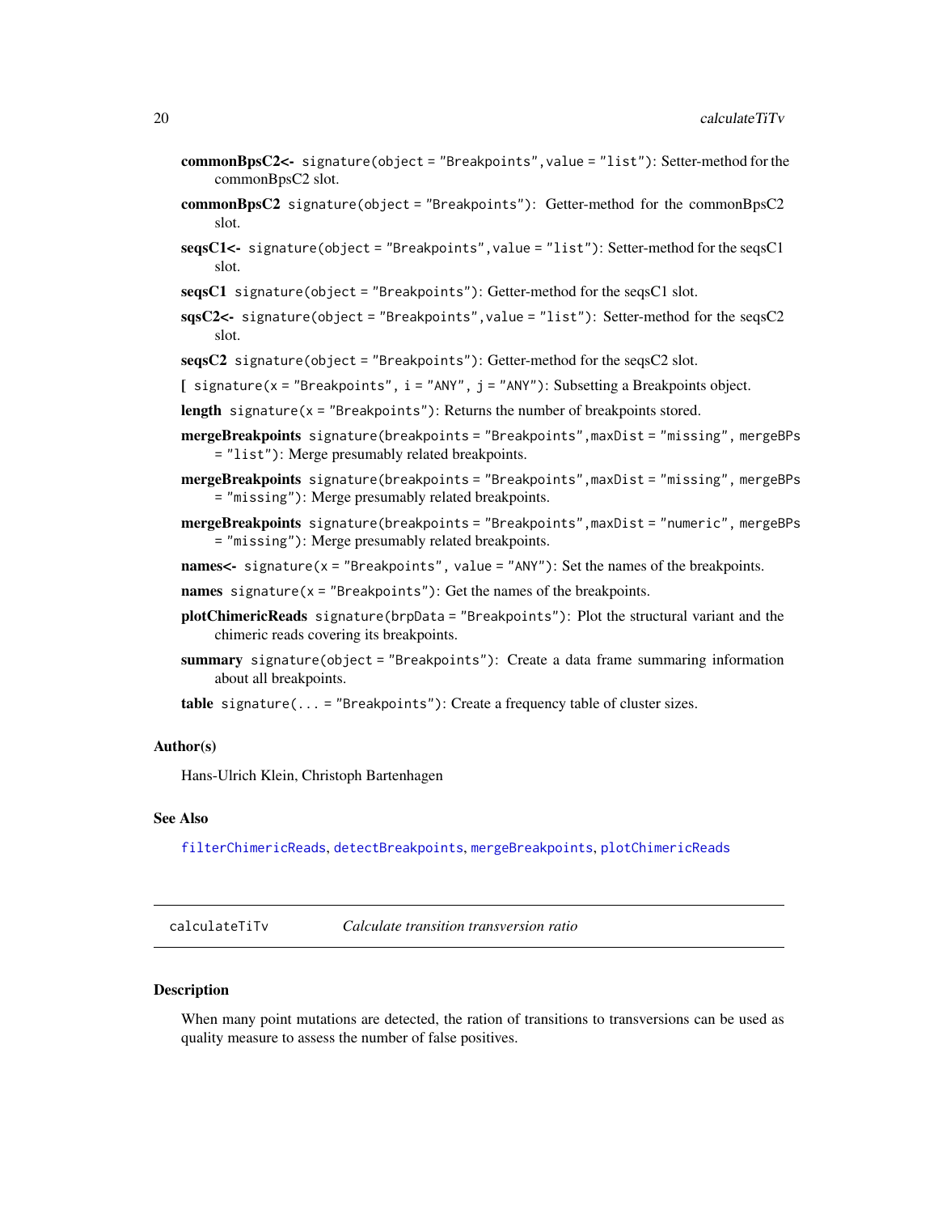**commonBpsC2<-** `signature(object = "Breakpoints",value = "list")`: Setter-method for the commonBpsC2 slot.

**commonBpsC2** `signature(object = "Breakpoints")`: Getter-method for the commonBpsC2 slot.

**seqsC1<-** `signature(object = "Breakpoints",value = "list")`: Setter-method for the seqsC1 slot.

**seqsC1** `signature(object = "Breakpoints")`: Getter-method for the seqsC1 slot.

**sqsC2<-** `signature(object = "Breakpoints",value = "list")`: Setter-method for the seqsC2 slot.

**seqsC2** `signature(object = "Breakpoints")`: Getter-method for the seqsC2 slot.

**[** `signature(x = "Breakpoints", i = "ANY", j = "ANY")`: Subsetting a Breakpoints object.

**length** `signature(x = "Breakpoints")`: Returns the number of breakpoints stored.

**mergeBreakpoints** `signature(breakpoints = "Breakpoints",maxDist = "missing", mergeBPs = "list")`: Merge presumably related breakpoints.

**mergeBreakpoints** `signature(breakpoints = "Breakpoints",maxDist = "missing", mergeBPs = "missing")`: Merge presumably related breakpoints.

**mergeBreakpoints** `signature(breakpoints = "Breakpoints",maxDist = "numeric", mergeBPs = "missing")`: Merge presumably related breakpoints.

**names<-** `signature(x = "Breakpoints", value = "ANY")`: Set the names of the breakpoints.

**names** `signature(x = "Breakpoints")`: Get the names of the breakpoints.

**plotChimericReads** `signature(brpData = "Breakpoints")`: Plot the structural variant and the chimeric reads covering its breakpoints.

**summary** `signature(object = "Breakpoints")`: Create a data frame summaring information about all breakpoints.

**table** `signature(... = "Breakpoints")`: Create a frequency table of cluster sizes.

### Author(s)

Hans-Ulrich Klein, Christoph Bartenhagen

### See Also

filterChimericReads, detectBreakpoints, mergeBreakpoints, plotChimericReads

---

## calculateTiTv — *Calculate transition transversion ratio*

### Description

When many point mutations are detected, the ration of transitions to transversions can be used as quality measure to assess the number of false positives.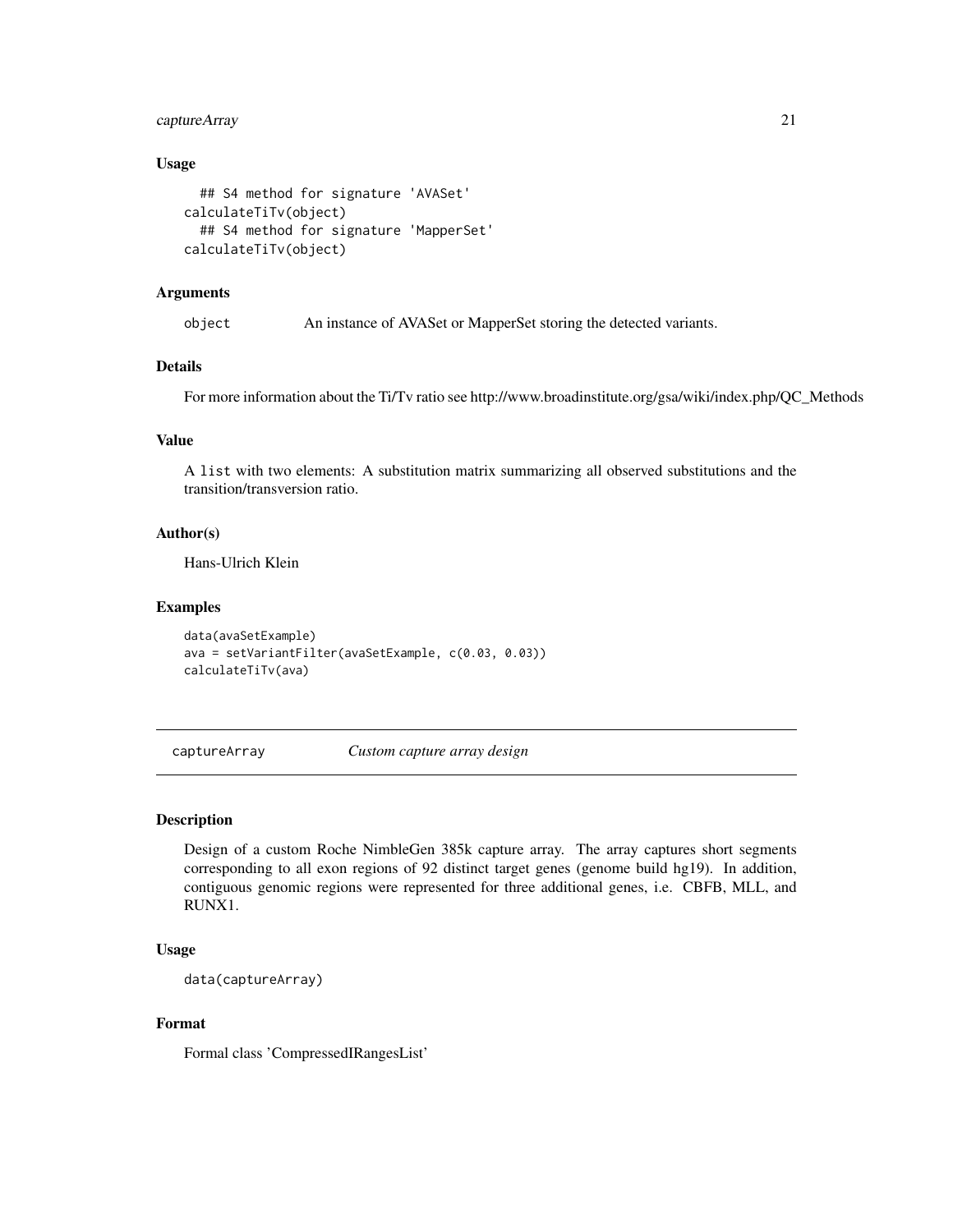### Usage

```
  ## S4 method for signature 'AVASet'
calculateTiTv(object)
  ## S4 method for signature 'MapperSet'
calculateTiTv(object)
```

### Arguments

| | |
|---|---|
| `object` | An instance of AVASet or MapperSet storing the detected variants. |

### Details

For more information about the Ti/Tv ratio see http://www.broadinstitute.org/gsa/wiki/index.php/QC_Methods

### Value

A `list` with two elements: A substitution matrix summarizing all observed substitutions and the transition/transversion ratio.

### Author(s)

Hans-Ulrich Klein

### Examples

```
data(avaSetExample)
ava = setVariantFilter(avaSetExample, c(0.03, 0.03))
calculateTiTv(ava)
```

---

## `captureArray` *Custom capture array design*

---

### Description

Design of a custom Roche NimbleGen 385k capture array. The array captures short segments corresponding to all exon regions of 92 distinct target genes (genome build hg19). In addition, contiguous genomic regions were represented for three additional genes, i.e. CBFB, MLL, and RUNX1.

### Usage

```
data(captureArray)
```

### Format

Formal class 'CompressedIRangesList'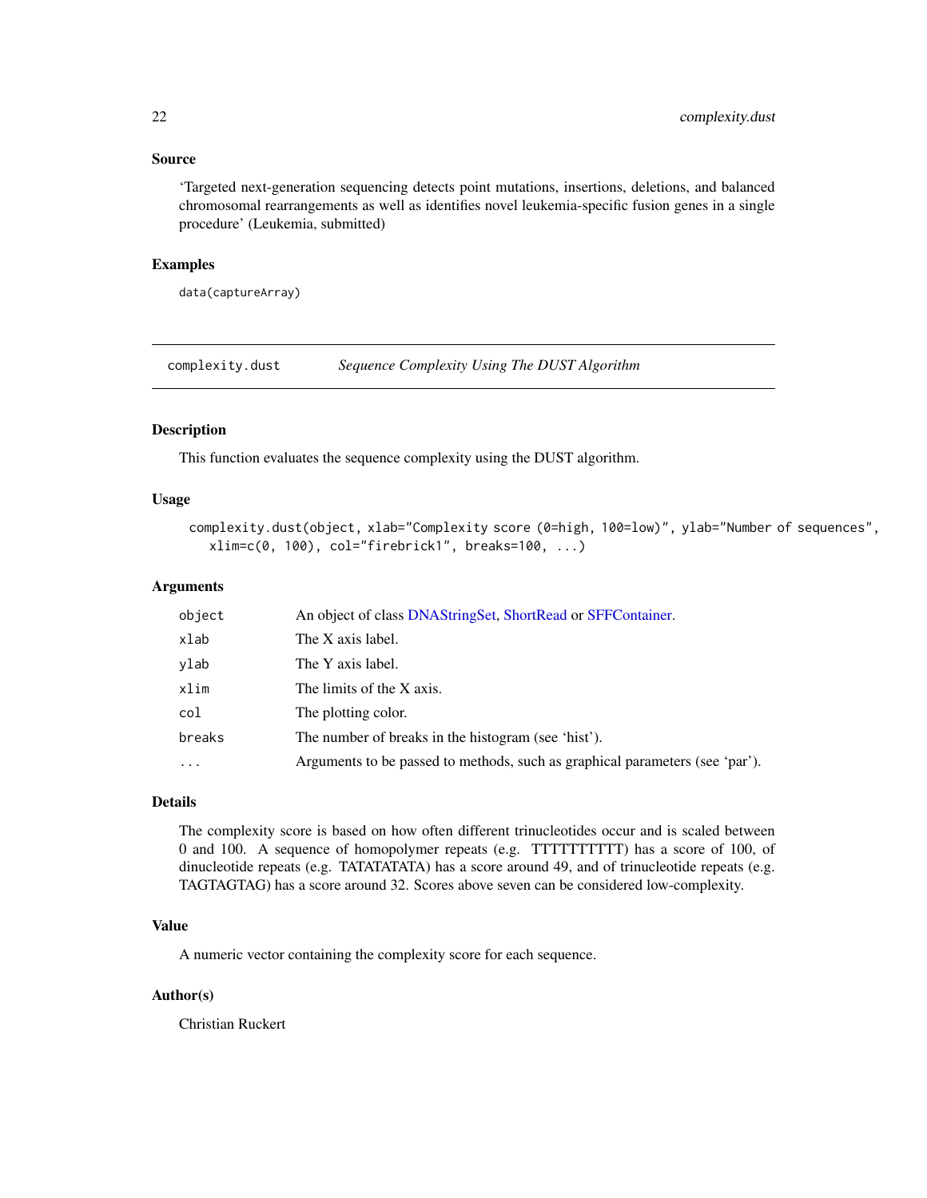### Source

'Targeted next-generation sequencing detects point mutations, insertions, deletions, and balanced chromosomal rearrangements as well as identifies novel leukemia-specific fusion genes in a single procedure' (Leukemia, submitted)

### Examples

```
data(captureArray)
```

---

## complexity.dust    *Sequence Complexity Using The DUST Algorithm*

---

### Description

This function evaluates the sequence complexity using the DUST algorithm.

### Usage

```
complexity.dust(object, xlab="Complexity score (0=high, 100=low)", ylab="Number of sequences",
   xlim=c(0, 100), col="firebrick1", breaks=100, ...)
```

### Arguments

| | |
|---|---|
| `object` | An object of class DNAStringSet, ShortRead or SFFContainer. |
| `xlab` | The X axis label. |
| `ylab` | The Y axis label. |
| `xlim` | The limits of the X axis. |
| `col` | The plotting color. |
| `breaks` | The number of breaks in the histogram (see 'hist'). |
| `...` | Arguments to be passed to methods, such as graphical parameters (see 'par'). |

### Details

The complexity score is based on how often different trinucleotides occur and is scaled between 0 and 100. A sequence of homopolymer repeats (e.g. TTTTTTTTTT) has a score of 100, of dinucleotide repeats (e.g. TATATATATA) has a score around 49, and of trinucleotide repeats (e.g. TAGTAGTAG) has a score around 32. Scores above seven can be considered low-complexity.

### Value

A numeric vector containing the complexity score for each sequence.

### Author(s)

Christian Ruckert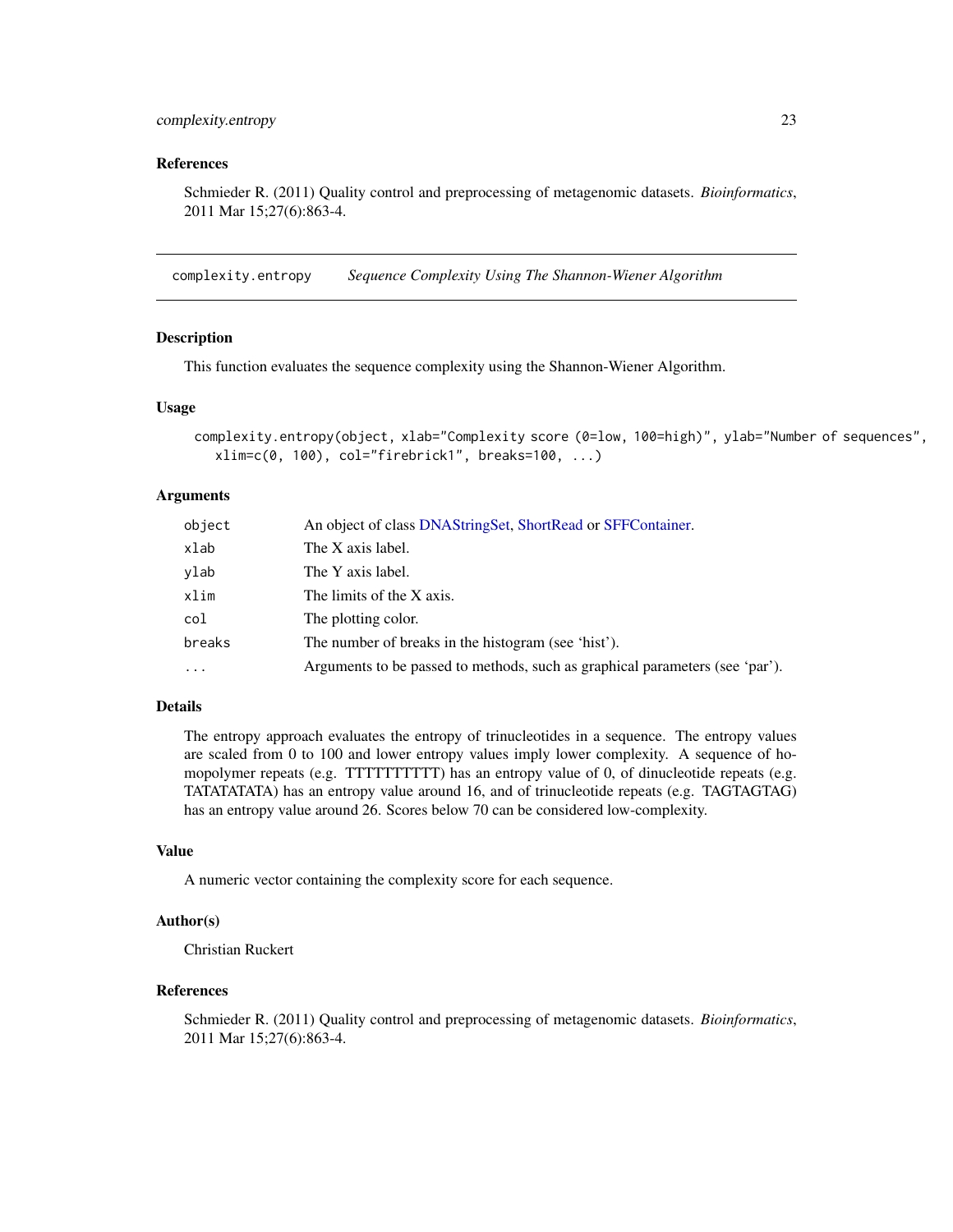## References

Schmieder R. (2011) Quality control and preprocessing of metagenomic datasets. *Bioinformatics*, 2011 Mar 15;27(6):863-4.

---

## complexity.entropy — *Sequence Complexity Using The Shannon-Wiener Algorithm*

### Description

This function evaluates the sequence complexity using the Shannon-Wiener Algorithm.

### Usage

```
complexity.entropy(object, xlab="Complexity score (0=low, 100=high)", ylab="Number of sequences",
  xlim=c(0, 100), col="firebrick1", breaks=100, ...)
```

### Arguments

| | |
|---|---|
| `object` | An object of class DNAStringSet, ShortRead or SFFContainer. |
| `xlab` | The X axis label. |
| `ylab` | The Y axis label. |
| `xlim` | The limits of the X axis. |
| `col` | The plotting color. |
| `breaks` | The number of breaks in the histogram (see 'hist'). |
| `...` | Arguments to be passed to methods, such as graphical parameters (see 'par'). |

### Details

The entropy approach evaluates the entropy of trinucleotides in a sequence. The entropy values are scaled from 0 to 100 and lower entropy values imply lower complexity. A sequence of homopolymer repeats (e.g. TTTTTTTTTT) has an entropy value of 0, of dinucleotide repeats (e.g. TATATATATA) has an entropy value around 16, and of trinucleotide repeats (e.g. TAGTAGTAG) has an entropy value around 26. Scores below 70 can be considered low-complexity.

### Value

A numeric vector containing the complexity score for each sequence.

### Author(s)

Christian Ruckert

### References

Schmieder R. (2011) Quality control and preprocessing of metagenomic datasets. *Bioinformatics*, 2011 Mar 15;27(6):863-4.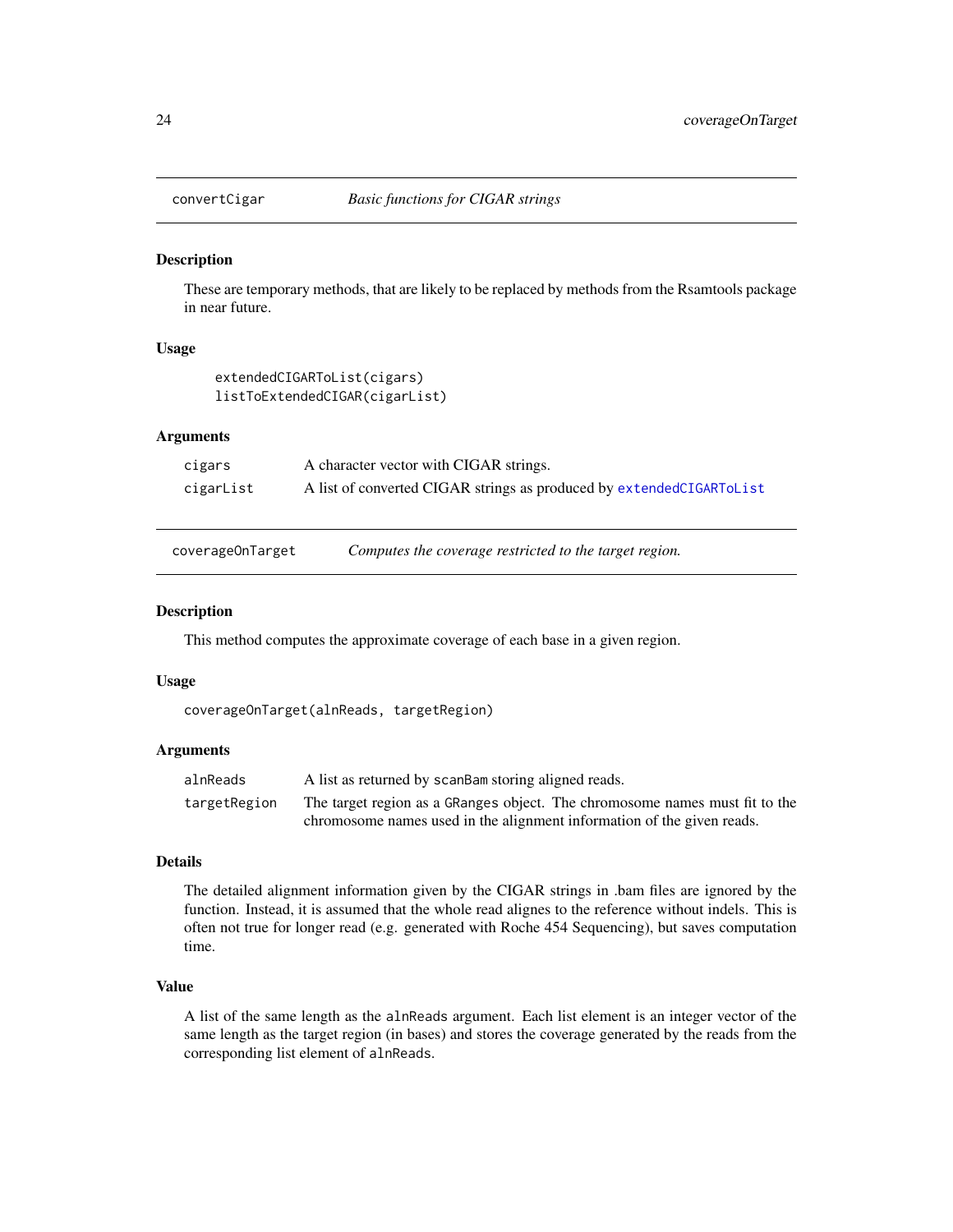## convertCigar — *Basic functions for CIGAR strings*

### Description

These are temporary methods, that are likely to be replaced by methods from the Rsamtools package in near future.

### Usage

```
extendedCIGARToList(cigars)
listToExtendedCIGAR(cigarList)
```

### Arguments

| | |
|---|---|
| `cigars` | A character vector with CIGAR strings. |
| `cigarList` | A list of converted CIGAR strings as produced by `extendedCIGARToList` |

## coverageOnTarget — *Computes the coverage restricted to the target region.*

### Description

This method computes the approximate coverage of each base in a given region.

### Usage

```
coverageOnTarget(alnReads, targetRegion)
```

### Arguments

| | |
|---|---|
| `alnReads` | A list as returned by `scanBam` storing aligned reads. |
| `targetRegion` | The target region as a `GRanges` object. The chromosome names must fit to the chromosome names used in the alignment information of the given reads. |

### Details

The detailed alignment information given by the CIGAR strings in .bam files are ignored by the function. Instead, it is assumed that the whole read alignes to the reference without indels. This is often not true for longer read (e.g. generated with Roche 454 Sequencing), but saves computation time.

### Value

A list of the same length as the `alnReads` argument. Each list element is an integer vector of the same length as the target region (in bases) and stores the coverage generated by the reads from the corresponding list element of `alnReads`.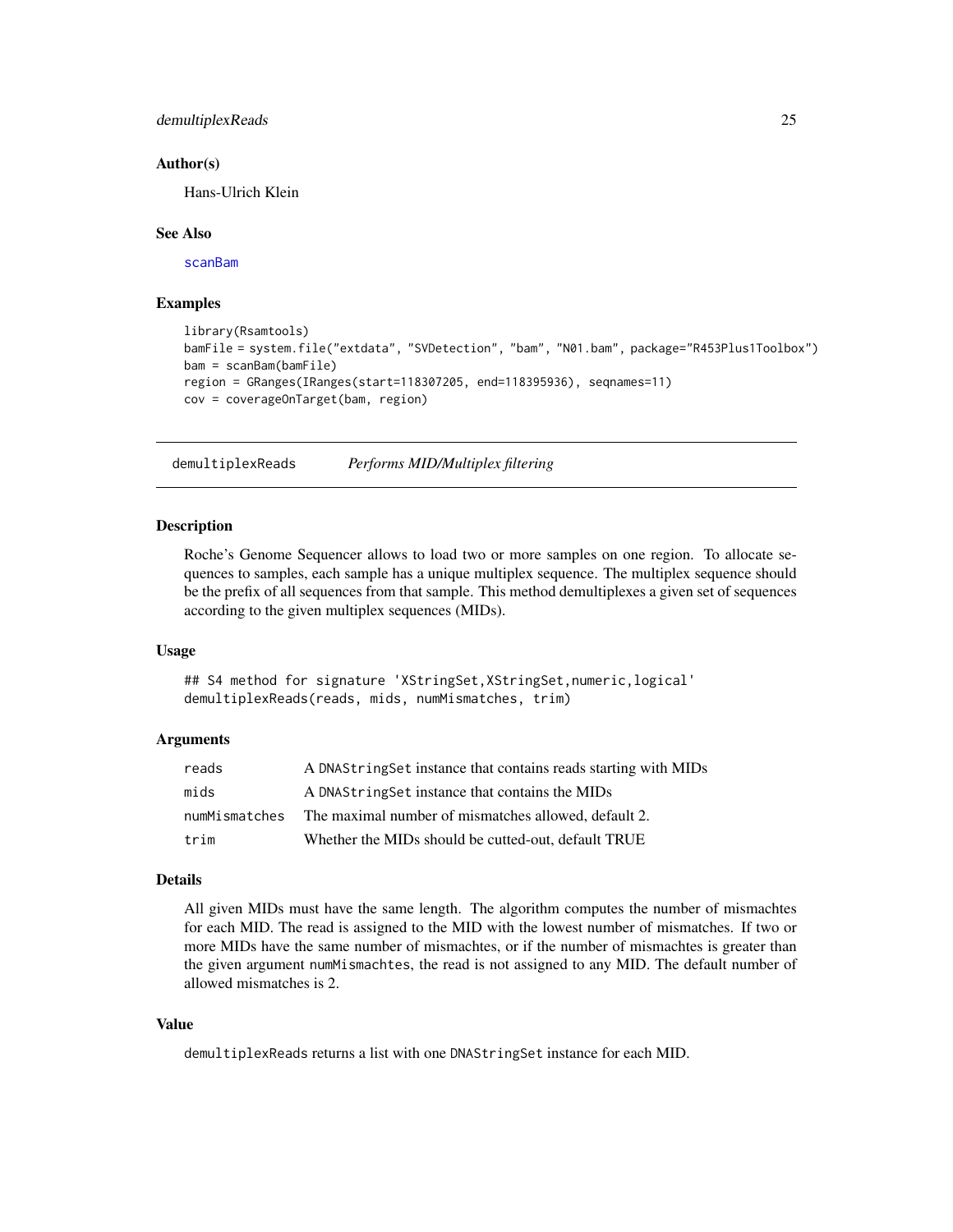### Author(s)

Hans-Ulrich Klein

### See Also

scanBam

### Examples

```
library(Rsamtools)
bamFile = system.file("extdata", "SVDetection", "bam", "N01.bam", package="R453Plus1Toolbox")
bam = scanBam(bamFile)
region = GRanges(IRanges(start=118307205, end=118395936), seqnames=11)
cov = coverageOnTarget(bam, region)
```

---

## demultiplexReads *Performs MID/Multiplex filtering*

### Description

Roche's Genome Sequencer allows to load two or more samples on one region. To allocate sequences to samples, each sample has a unique multiplex sequence. The multiplex sequence should be the prefix of all sequences from that sample. This method demultiplexes a given set of sequences according to the given multiplex sequences (MIDs).

### Usage

```
## S4 method for signature 'XStringSet,XStringSet,numeric,logical'
demultiplexReads(reads, mids, numMismatches, trim)
```

### Arguments

| | |
|---|---|
| reads | A `DNAStringSet` instance that contains reads starting with MIDs |
| mids | A `DNAStringSet` instance that contains the MIDs |
| numMismatches | The maximal number of mismatches allowed, default 2. |
| trim | Whether the MIDs should be cutted-out, default TRUE |

### Details

All given MIDs must have the same length. The algorithm computes the number of mismachtes for each MID. The read is assigned to the MID with the lowest number of mismatches. If two or more MIDs have the same number of mismachtes, or if the number of mismachtes is greater than the given argument `numMismachtes`, the read is not assigned to any MID. The default number of allowed mismatches is 2.

### Value

`demultiplexReads` returns a list with one `DNAStringSet` instance for each MID.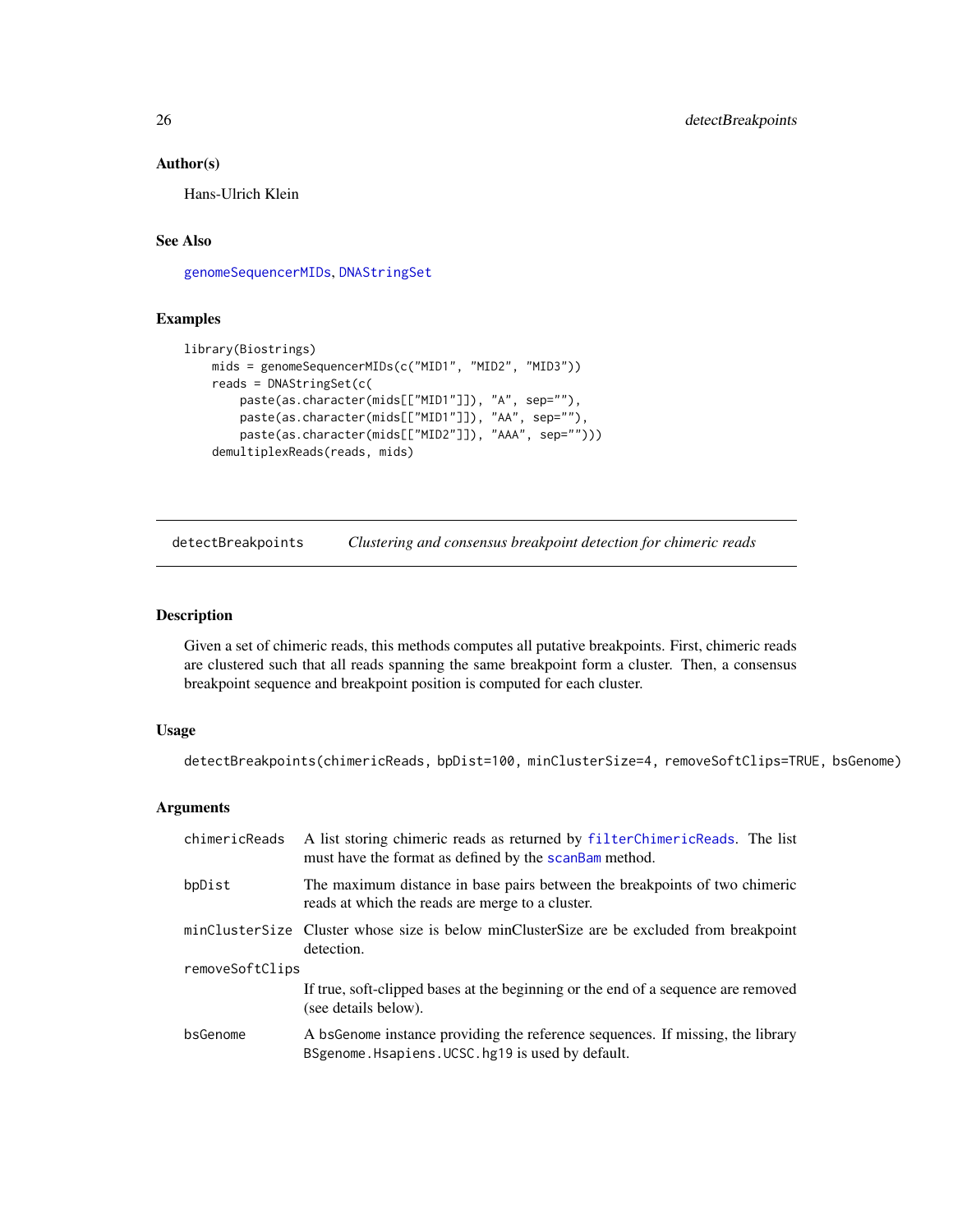### Author(s)

Hans-Ulrich Klein

### See Also

genomeSequencerMIDs, DNAStringSet

### Examples

```
library(Biostrings)
    mids = genomeSequencerMIDs(c("MID1", "MID2", "MID3"))
    reads = DNAStringSet(c(
        paste(as.character(mids[["MID1"]]), "A", sep=""),
        paste(as.character(mids[["MID1"]]), "AA", sep=""),
        paste(as.character(mids[["MID2"]]), "AAA", sep="")))
    demultiplexReads(reads, mids)
```

---

## detectBreakpoints *Clustering and consensus breakpoint detection for chimeric reads*

---

### Description

Given a set of chimeric reads, this methods computes all putative breakpoints. First, chimeric reads are clustered such that all reads spanning the same breakpoint form a cluster. Then, a consensus breakpoint sequence and breakpoint position is computed for each cluster.

### Usage

```
detectBreakpoints(chimericReads, bpDist=100, minClusterSize=4, removeSoftClips=TRUE, bsGenome)
```

### Arguments

| | |
|---|---|
| chimericReads | A list storing chimeric reads as returned by filterChimericReads. The list must have the format as defined by the scanBam method. |
| bpDist | The maximum distance in base pairs between the breakpoints of two chimeric reads at which the reads are merge to a cluster. |
| minClusterSize | Cluster whose size is below minClusterSize are be excluded from breakpoint detection. |
| removeSoftClips | If true, soft-clipped bases at the beginning or the end of a sequence are removed (see details below). |
| bsGenome | A bsGenome instance providing the reference sequences. If missing, the library BSgenome.Hsapiens.UCSC.hg19 is used by default. |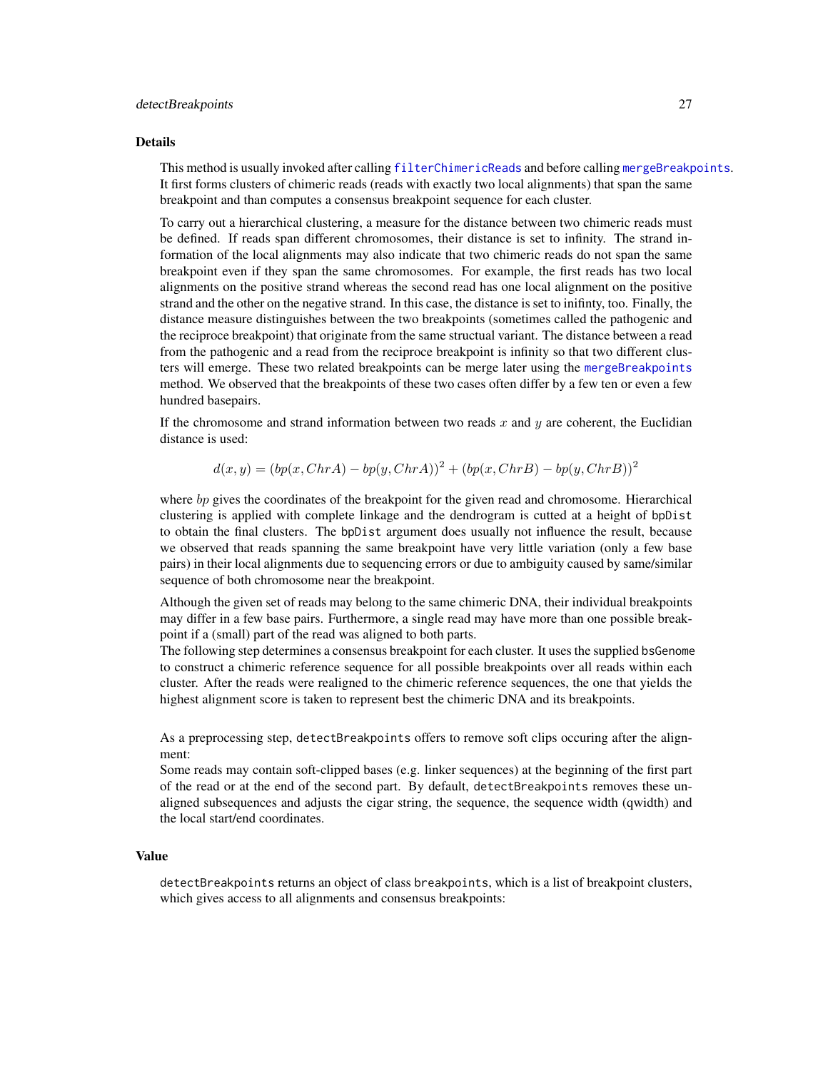## Details

This method is usually invoked after calling `filterChimericReads` and before calling `mergeBreakpoints`. It first forms clusters of chimeric reads (reads with exactly two local alignments) that span the same breakpoint and than computes a consensus breakpoint sequence for each cluster.

To carry out a hierarchical clustering, a measure for the distance between two chimeric reads must be defined. If reads span different chromosomes, their distance is set to infinity. The strand information of the local alignments may also indicate that two chimeric reads do not span the same breakpoint even if they span the same chromosomes. For example, the first reads has two local alignments on the positive strand whereas the second read has one local alignment on the positive strand and the other on the negative strand. In this case, the distance is set to inifinty, too. Finally, the distance measure distinguishes between the two breakpoints (sometimes called the pathogenic and the reciproce breakpoint) that originate from the same structual variant. The distance between a read from the pathogenic and a read from the reciproce breakpoint is infinity so that two different clusters will emerge. These two related breakpoints can be merge later using the `mergeBreakpoints` method. We observed that the breakpoints of these two cases often differ by a few ten or even a few hundred basepairs.

If the chromosome and strand information between two reads $x$ and $y$ are coherent, the Euclidian distance is used:

$$d(x, y) = (bp(x, ChrA) - bp(y, ChrA))^2 + (bp(x, ChrB) - bp(y, ChrB))^2$$

where *bp* gives the coordinates of the breakpoint for the given read and chromosome. Hierarchical clustering is applied with complete linkage and the dendrogram is cutted at a height of `bpDist` to obtain the final clusters. The `bpDist` argument does usually not influence the result, because we observed that reads spanning the same breakpoint have very little variation (only a few base pairs) in their local alignments due to sequencing errors or due to ambiguity caused by same/similar sequence of both chromosome near the breakpoint.

Although the given set of reads may belong to the same chimeric DNA, their individual breakpoints may differ in a few base pairs. Furthermore, a single read may have more than one possible breakpoint if a (small) part of the read was aligned to both parts.
The following step determines a consensus breakpoint for each cluster. It uses the supplied `bsGenome` to construct a chimeric reference sequence for all possible breakpoints over all reads within each cluster. After the reads were realigned to the chimeric reference sequences, the one that yields the highest alignment score is taken to represent best the chimeric DNA and its breakpoints.

As a preprocessing step, `detectBreakpoints` offers to remove soft clips occuring after the alignment:
Some reads may contain soft-clipped bases (e.g. linker sequences) at the beginning of the first part of the read or at the end of the second part. By default, `detectBreakpoints` removes these unaligned subsequences and adjusts the cigar string, the sequence, the sequence width (qwidth) and the local start/end coordinates.

## Value

`detectBreakpoints` returns an object of class `breakpoints`, which is a list of breakpoint clusters, which gives access to all alignments and consensus breakpoints: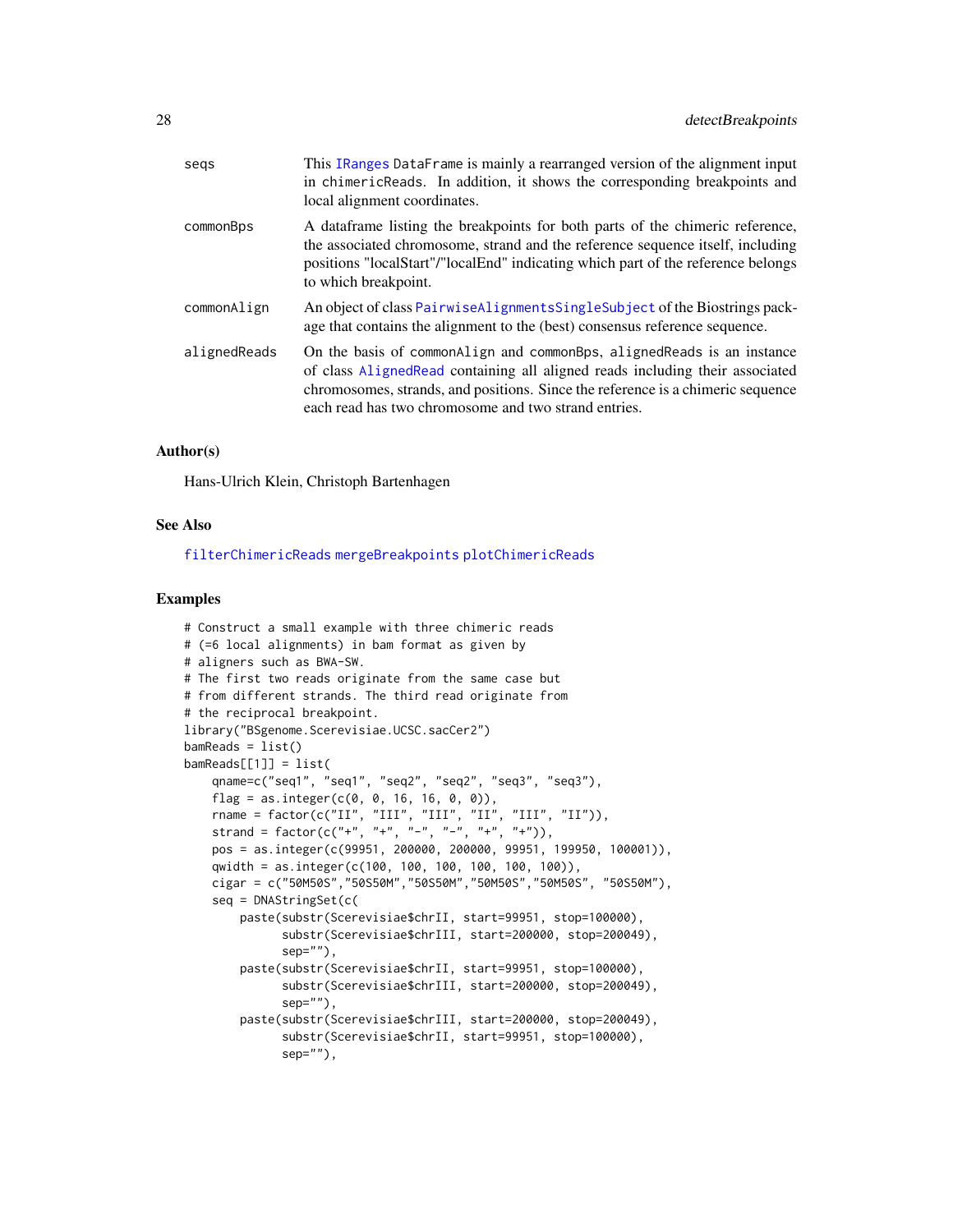seqs
: This IRanges DataFrame is mainly a rearranged version of the alignment input in chimericReads. In addition, it shows the corresponding breakpoints and local alignment coordinates.

commonBps
: A dataframe listing the breakpoints for both parts of the chimeric reference, the associated chromosome, strand and the reference sequence itself, including positions "localStart"/"localEnd" indicating which part of the reference belongs to which breakpoint.

commonAlign
: An object of class PairwiseAlignmentsSingleSubject of the Biostrings package that contains the alignment to the (best) consensus reference sequence.

alignedReads
: On the basis of commonAlign and commonBps, alignedReads is an instance of class AlignedRead containing all aligned reads including their associated chromosomes, strands, and positions. Since the reference is a chimeric sequence each read has two chromosome and two strand entries.

### Author(s)

Hans-Ulrich Klein, Christoph Bartenhagen

### See Also

filterChimericReads mergeBreakpoints plotChimericReads

### Examples

```
# Construct a small example with three chimeric reads
# (=6 local alignments) in bam format as given by
# aligners such as BWA-SW.
# The first two reads originate from the same case but
# from different strands. The third read originate from
# the reciprocal breakpoint.
library("BSgenome.Scerevisiae.UCSC.sacCer2")
bamReads = list()
bamReads[[1]] = list(
    qname=c("seq1", "seq1", "seq2", "seq2", "seq3", "seq3"),
    flag = as.integer(c(0, 0, 16, 16, 0, 0)),
    rname = factor(c("II", "III", "III", "II", "III", "II")),
    strand = factor(c("+", "+", "-", "-", "+", "+")),
    pos = as.integer(c(99951, 200000, 200000, 99951, 199950, 100001)),
    qwidth = as.integer(c(100, 100, 100, 100, 100, 100)),
    cigar = c("50M50S","50S50M","50S50M","50M50S","50M50S", "50S50M"),
    seq = DNAStringSet(c(
        paste(substr(Scerevisiae$chrII, start=99951, stop=100000),
              substr(Scerevisiae$chrIII, start=200000, stop=200049),
              sep=""),
        paste(substr(Scerevisiae$chrII, start=99951, stop=100000),
              substr(Scerevisiae$chrIII, start=200000, stop=200049),
              sep=""),
        paste(substr(Scerevisiae$chrIII, start=200000, stop=200049),
              substr(Scerevisiae$chrII, start=99951, stop=100000),
              sep=""),
```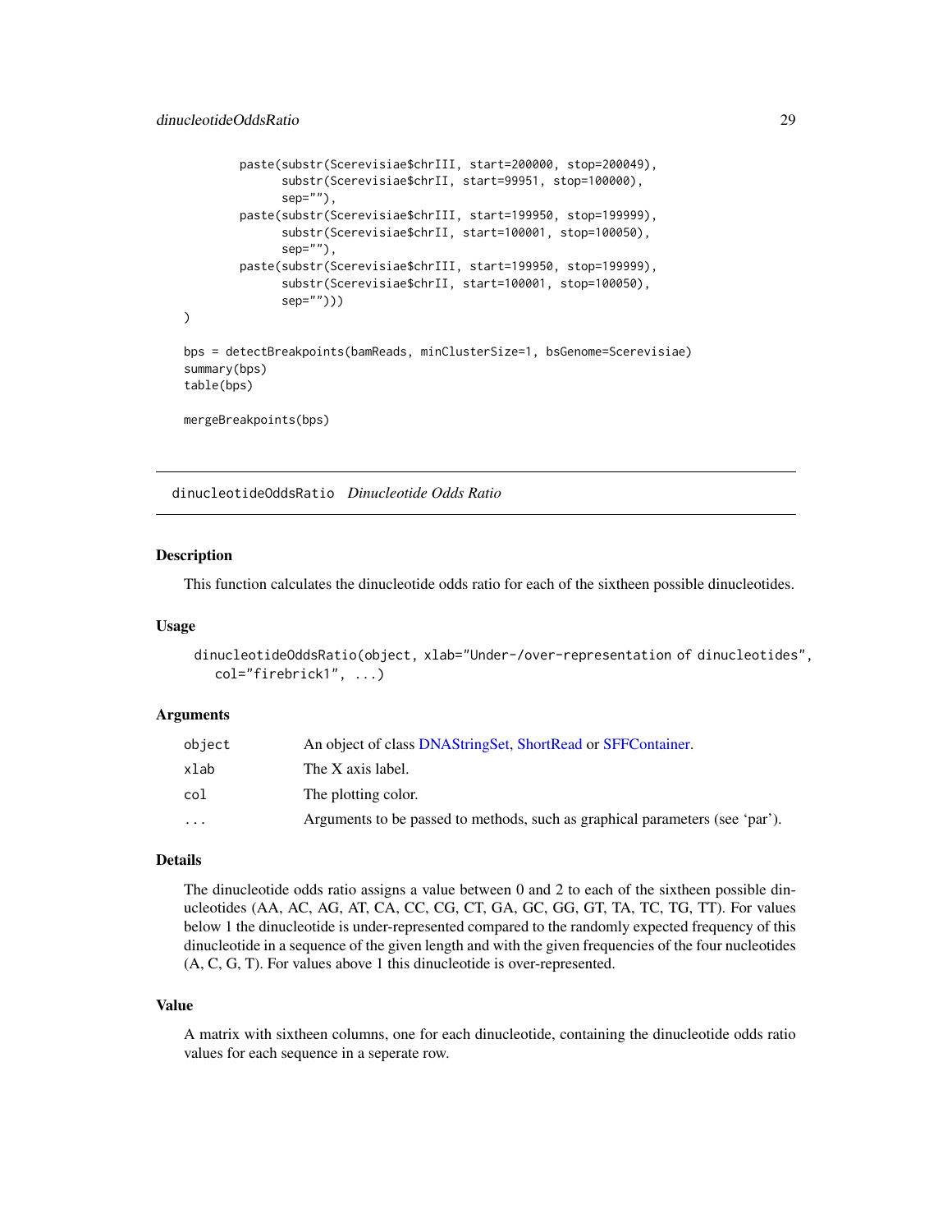```
        paste(substr(Scerevisiae$chrIII, start=200000, stop=200049),
              substr(Scerevisiae$chrII, start=99951, stop=100000),
              sep=""),
        paste(substr(Scerevisiae$chrIII, start=199950, stop=199999),
              substr(Scerevisiae$chrII, start=100001, stop=100050),
              sep=""),
        paste(substr(Scerevisiae$chrIII, start=199950, stop=199999),
              substr(Scerevisiae$chrII, start=100001, stop=100050),
              sep="")))
)

bps = detectBreakpoints(bamReads, minClusterSize=1, bsGenome=Scerevisiae)
summary(bps)
table(bps)

mergeBreakpoints(bps)
```

---

## dinucleotideOddsRatio *Dinucleotide Odds Ratio*

---

### Description

This function calculates the dinucleotide odds ratio for each of the sixtheen possible dinucleotides.

### Usage

```
dinucleotideOddsRatio(object, xlab="Under-/over-representation of dinucleotides",
   col="firebrick1", ...)
```

### Arguments

| | |
|---|---|
| object | An object of class DNAStringSet, ShortRead or SFFContainer. |
| xlab | The X axis label. |
| col | The plotting color. |
| ... | Arguments to be passed to methods, such as graphical parameters (see 'par'). |

### Details

The dinucleotide odds ratio assigns a value between 0 and 2 to each of the sixtheen possible dinucleotides (AA, AC, AG, AT, CA, CC, CG, CT, GA, GC, GG, GT, TA, TC, TG, TT). For values below 1 the dinucleotide is under-represented compared to the randomly expected frequency of this dinucleotide in a sequence of the given length and with the given frequencies of the four nucleotides (A, C, G, T). For values above 1 this dinucleotide is over-represented.

### Value

A matrix with sixtheen columns, one for each dinucleotide, containing the dinucleotide odds ratio values for each sequence in a seperate row.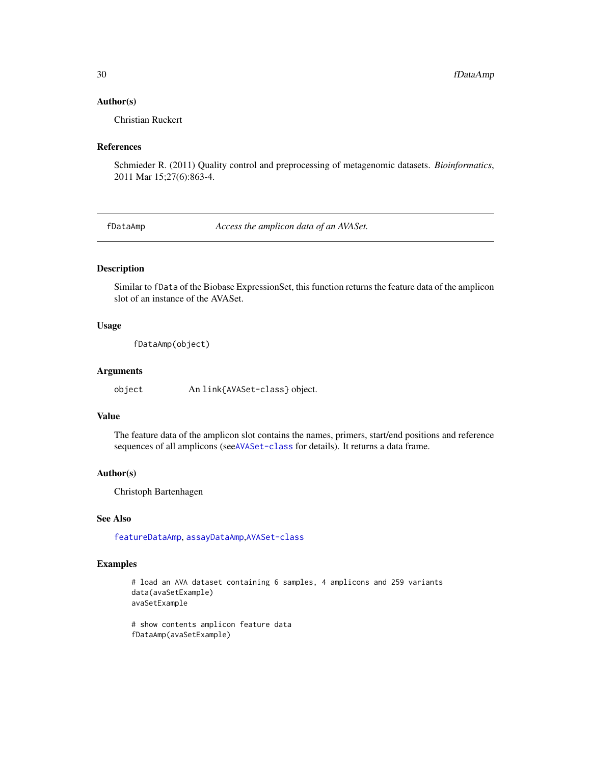### Author(s)

Christian Ruckert

### References

Schmieder R. (2011) Quality control and preprocessing of metagenomic datasets. *Bioinformatics*, 2011 Mar 15;27(6):863-4.

---

## fDataAmp — *Access the amplicon data of an AVASet.*

---

### Description

Similar to `fData` of the Biobase ExpressionSet, this function returns the feature data of the amplicon slot of an instance of the AVASet.

### Usage

```
fDataAmp(object)
```

### Arguments

| | |
|---|---|
| `object` | An `link{AVASet-class}` object. |

### Value

The feature data of the amplicon slot contains the names, primers, start/end positions and reference sequences of all amplicons (see`AVASet-class` for details). It returns a data frame.

### Author(s)

Christoph Bartenhagen

### See Also

`featureDataAmp`, `assayDataAmp`,`AVASet-class`

### Examples

```
# load an AVA dataset containing 6 samples, 4 amplicons and 259 variants
data(avaSetExample)
avaSetExample

# show contents amplicon feature data
fDataAmp(avaSetExample)
```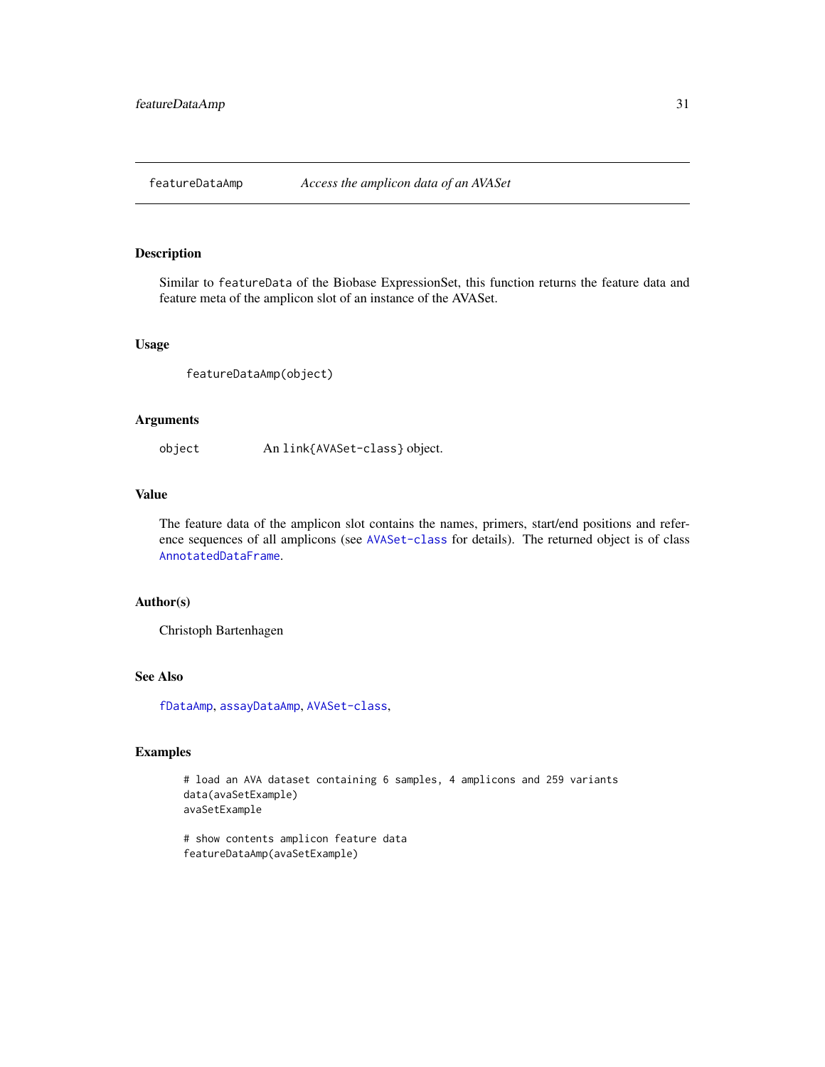## featureDataAmp *Access the amplicon data of an AVASet*

### Description

Similar to `featureData` of the Biobase ExpressionSet, this function returns the feature data and feature meta of the amplicon slot of an instance of the AVASet.

### Usage

```
featureDataAmp(object)
```

### Arguments

| | |
|---|---|
| object | An `link{AVASet-class}` object. |

### Value

The feature data of the amplicon slot contains the names, primers, start/end positions and reference sequences of all amplicons (see `AVASet-class` for details). The returned object is of class `AnnotatedDataFrame`.

### Author(s)

Christoph Bartenhagen

### See Also

`fDataAmp`, `assayDataAmp`, `AVASet-class`,

### Examples

```
# load an AVA dataset containing 6 samples, 4 amplicons and 259 variants
data(avaSetExample)
avaSetExample

# show contents amplicon feature data
featureDataAmp(avaSetExample)
```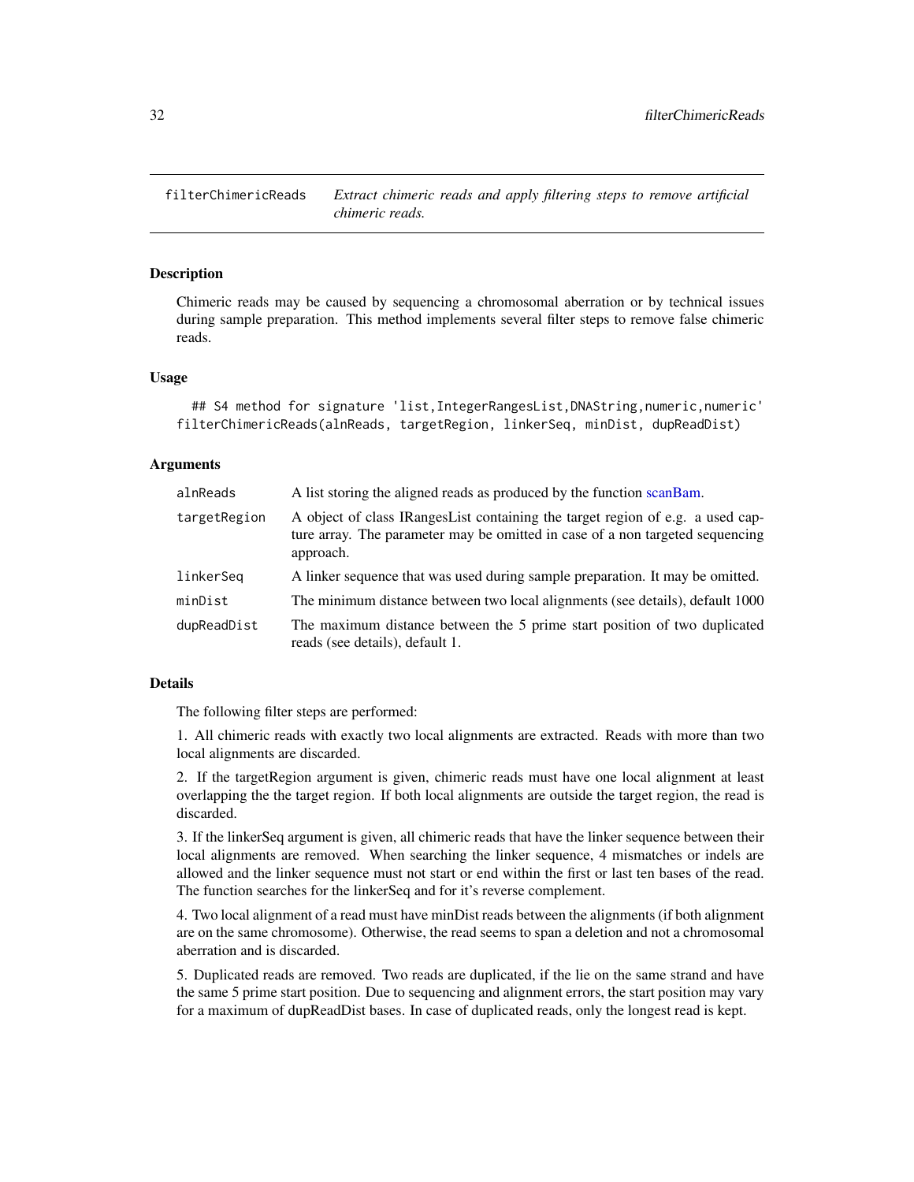# filterChimericReads

*Extract chimeric reads and apply filtering steps to remove artificial chimeric reads.*

## Description

Chimeric reads may be caused by sequencing a chromosomal aberration or by technical issues during sample preparation. This method implements several filter steps to remove false chimeric reads.

## Usage

```
## S4 method for signature 'list,IntegerRangesList,DNAString,numeric,numeric'
filterChimericReads(alnReads, targetRegion, linkerSeq, minDist, dupReadDist)
```

## Arguments

| | |
|---|---|
| alnReads | A list storing the aligned reads as produced by the function scanBam. |
| targetRegion | A object of class IRangesList containing the target region of e.g. a used capture array. The parameter may be omitted in case of a non targeted sequencing approach. |
| linkerSeq | A linker sequence that was used during sample preparation. It may be omitted. |
| minDist | The minimum distance between two local alignments (see details), default 1000 |
| dupReadDist | The maximum distance between the 5 prime start position of two duplicated reads (see details), default 1. |

## Details

The following filter steps are performed:

1. All chimeric reads with exactly two local alignments are extracted. Reads with more than two local alignments are discarded.

2. If the targetRegion argument is given, chimeric reads must have one local alignment at least overlapping the the target region. If both local alignments are outside the target region, the read is discarded.

3. If the linkerSeq argument is given, all chimeric reads that have the linker sequence between their local alignments are removed. When searching the linker sequence, 4 mismatches or indels are allowed and the linker sequence must not start or end within the first or last ten bases of the read. The function searches for the linkerSeq and for it's reverse complement.

4. Two local alignment of a read must have minDist reads between the alignments (if both alignment are on the same chromosome). Otherwise, the read seems to span a deletion and not a chromosomal aberration and is discarded.

5. Duplicated reads are removed. Two reads are duplicated, if the lie on the same strand and have the same 5 prime start position. Due to sequencing and alignment errors, the start position may vary for a maximum of dupReadDist bases. In case of duplicated reads, only the longest read is kept.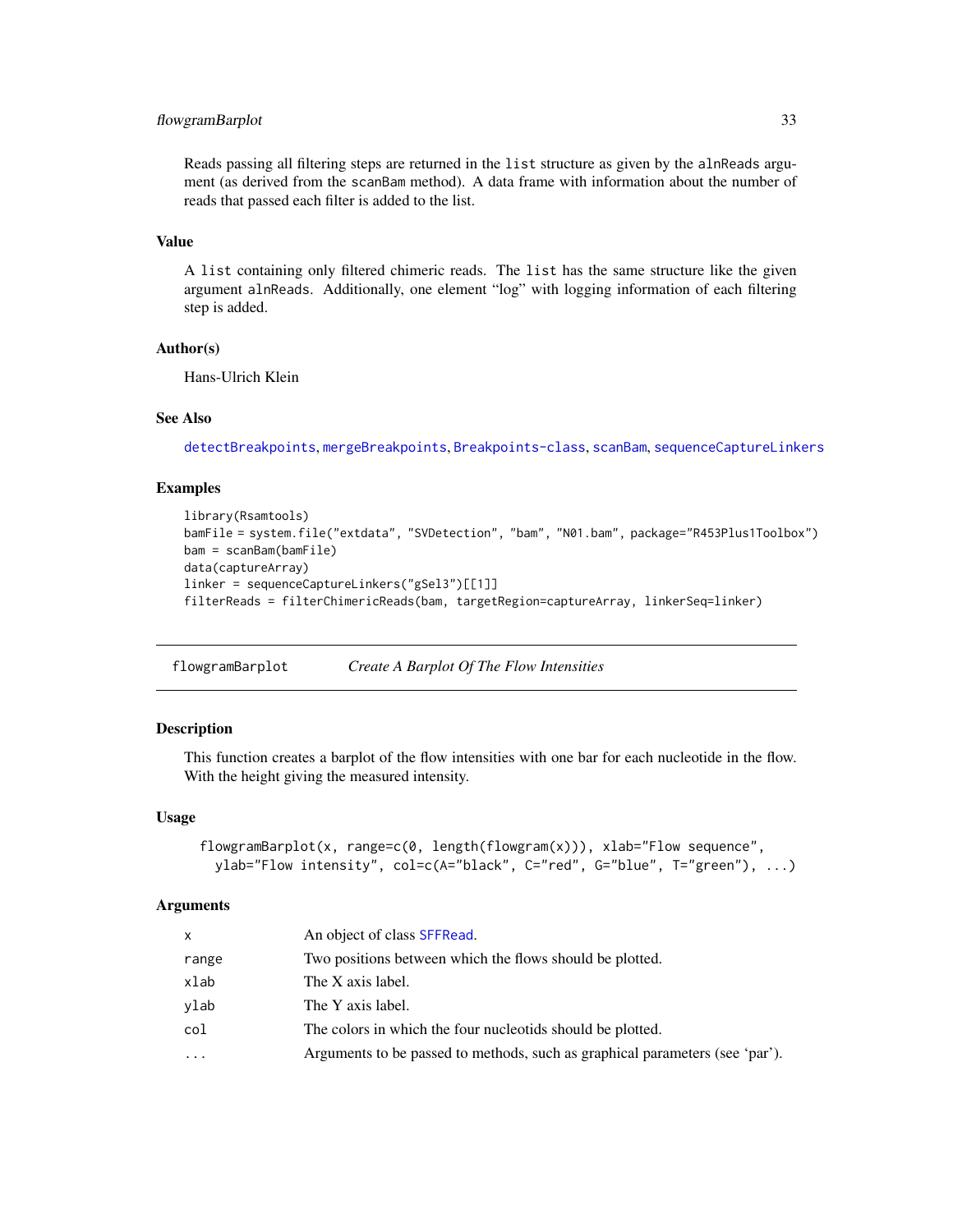Reads passing all filtering steps are returned in the `list` structure as given by the `alnReads` argument (as derived from the `scanBam` method). A data frame with information about the number of reads that passed each filter is added to the list.

### Value

A `list` containing only filtered chimeric reads. The `list` has the same structure like the given argument `alnReads`. Additionally, one element "log" with logging information of each filtering step is added.

### Author(s)

Hans-Ulrich Klein

### See Also

detectBreakpoints, mergeBreakpoints, Breakpoints-class, scanBam, sequenceCaptureLinkers

### Examples

```
library(Rsamtools)
bamFile = system.file("extdata", "SVDetection", "bam", "N01.bam", package="R453Plus1Toolbox")
bam = scanBam(bamFile)
data(captureArray)
linker = sequenceCaptureLinkers("gSel3")[[1]]
filterReads = filterChimericReads(bam, targetRegion=captureArray, linkerSeq=linker)
```

---

## flowgramBarplot — *Create A Barplot Of The Flow Intensities*

### Description

This function creates a barplot of the flow intensities with one bar for each nucleotide in the flow. With the height giving the measured intensity.

### Usage

```
flowgramBarplot(x, range=c(0, length(flowgram(x))), xlab="Flow sequence",
  ylab="Flow intensity", col=c(A="black", C="red", G="blue", T="green"), ...)
```

### Arguments

| | |
|---|---|
| x | An object of class SFFRead. |
| range | Two positions between which the flows should be plotted. |
| xlab | The X axis label. |
| ylab | The Y axis label. |
| col | The colors in which the four nucleotids should be plotted. |
| ... | Arguments to be passed to methods, such as graphical parameters (see 'par'). |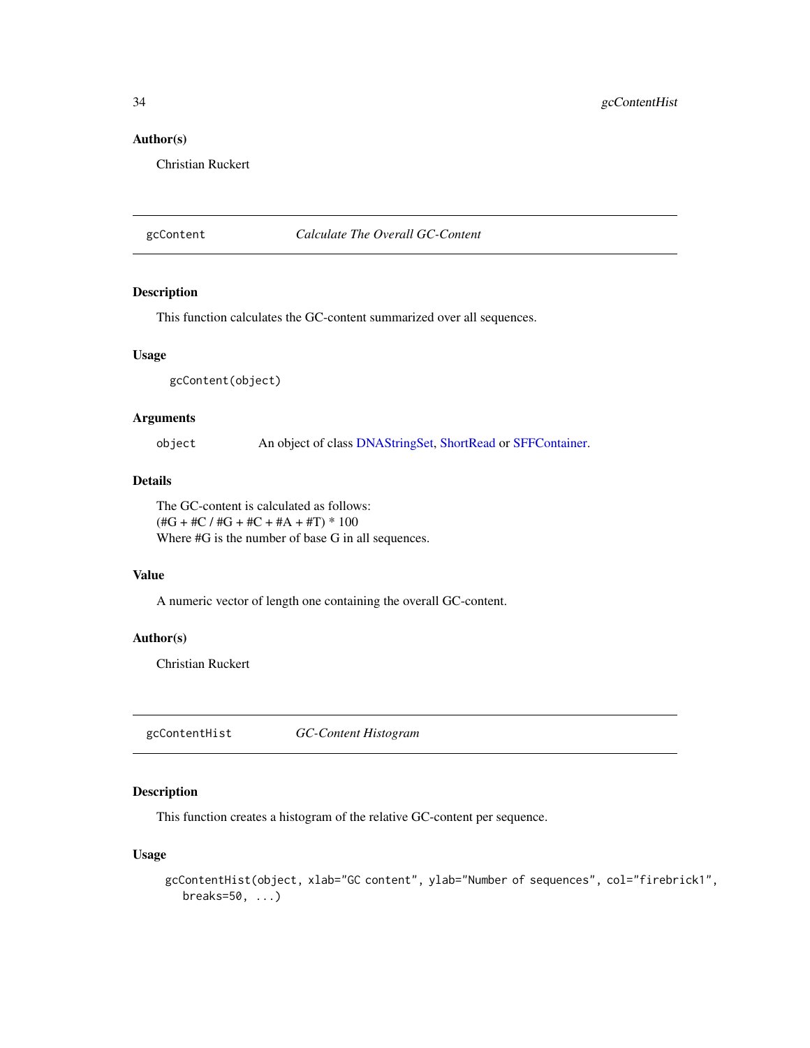### Author(s)

Christian Ruckert

---

## gcContent *Calculate The Overall GC-Content*

---

### Description

This function calculates the GC-content summarized over all sequences.

### Usage

```
gcContent(object)
```

### Arguments

| | |
|---|---|
| object | An object of class DNAStringSet, ShortRead or SFFContainer. |

### Details

The GC-content is calculated as follows:
(#G + #C / #G + #C + #A + #T) * 100
Where #G is the number of base G in all sequences.

### Value

A numeric vector of length one containing the overall GC-content.

### Author(s)

Christian Ruckert

---

## gcContentHist *GC-Content Histogram*

---

### Description

This function creates a histogram of the relative GC-content per sequence.

### Usage

```
gcContentHist(object, xlab="GC content", ylab="Number of sequences", col="firebrick1",
   breaks=50, ...)
```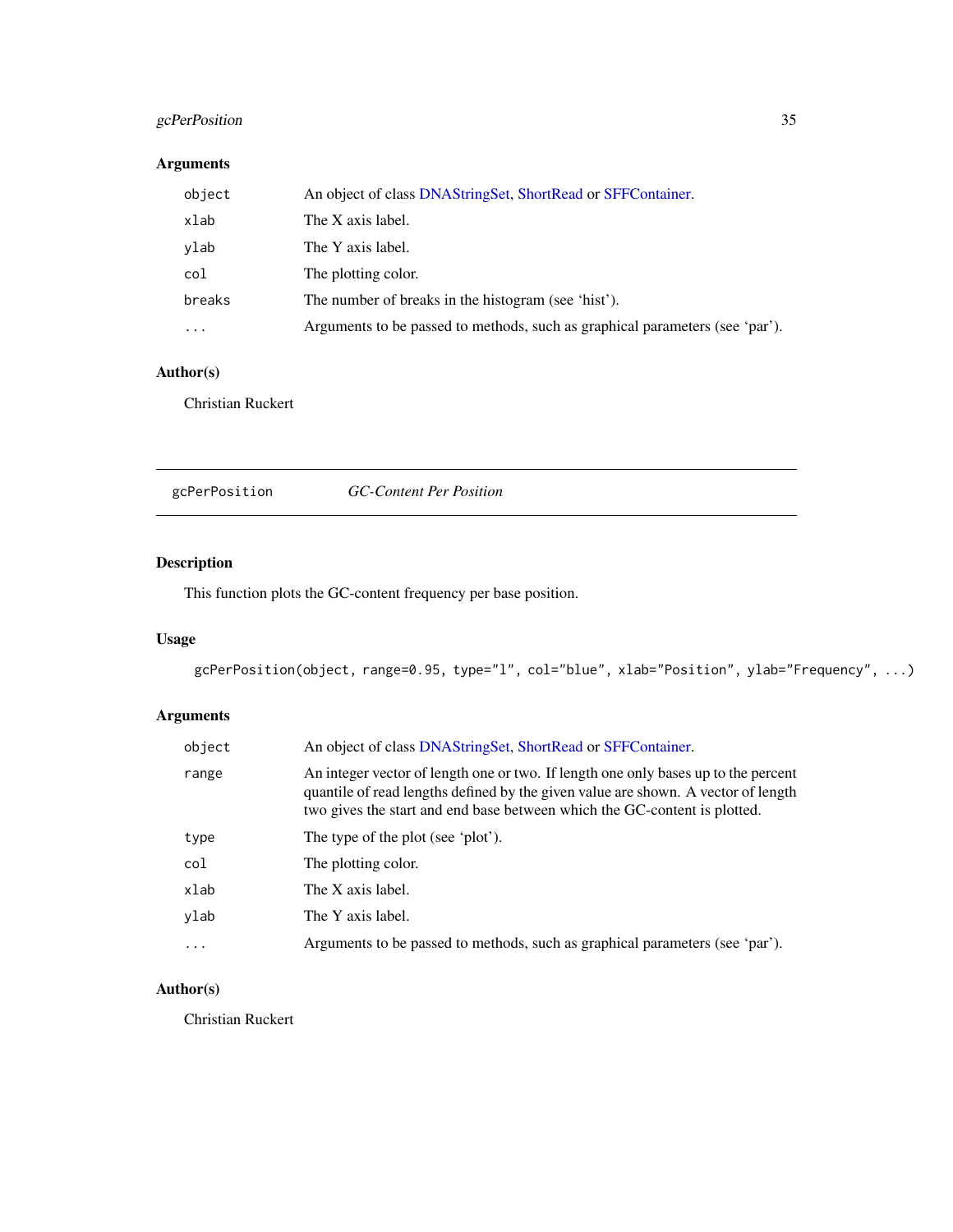## Arguments

| | |
|---|---|
| `object` | An object of class DNAStringSet, ShortRead or SFFContainer. |
| `xlab` | The X axis label. |
| `ylab` | The Y axis label. |
| `col` | The plotting color. |
| `breaks` | The number of breaks in the histogram (see 'hist'). |
| `...` | Arguments to be passed to methods, such as graphical parameters (see 'par'). |

## Author(s)

Christian Ruckert

---

`gcPerPosition` *GC-Content Per Position*

---

## Description

This function plots the GC-content frequency per base position.

## Usage

```
gcPerPosition(object, range=0.95, type="l", col="blue", xlab="Position", ylab="Frequency", ...)
```

## Arguments

| | |
|---|---|
| `object` | An object of class DNAStringSet, ShortRead or SFFContainer. |
| `range` | An integer vector of length one or two. If length one only bases up to the percent quantile of read lengths defined by the given value are shown. A vector of length two gives the start and end base between which the GC-content is plotted. |
| `type` | The type of the plot (see 'plot'). |
| `col` | The plotting color. |
| `xlab` | The X axis label. |
| `ylab` | The Y axis label. |
| `...` | Arguments to be passed to methods, such as graphical parameters (see 'par'). |

## Author(s)

Christian Ruckert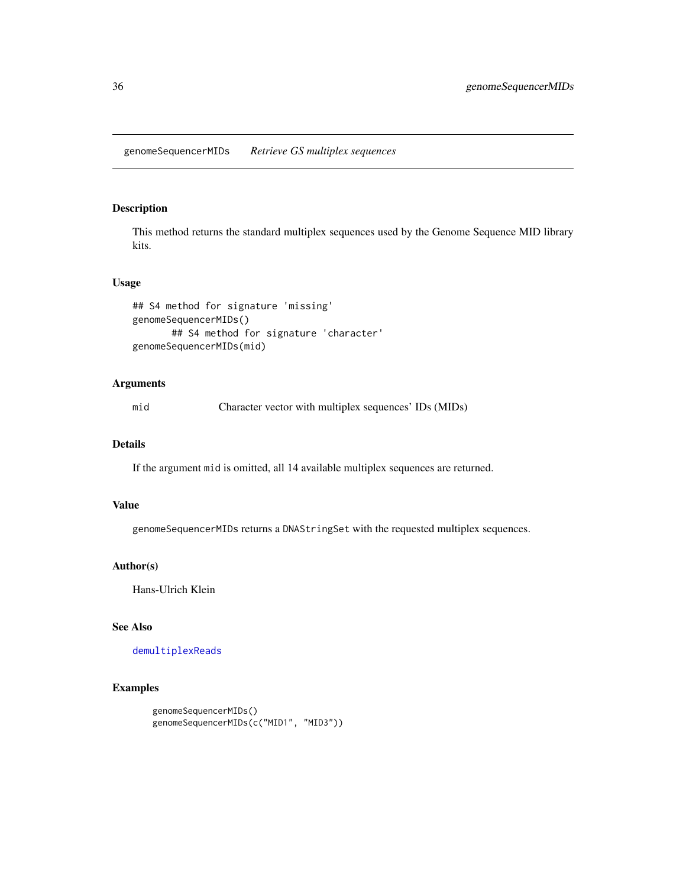genomeSequencerMIDs *Retrieve GS multiplex sequences*

## Description

This method returns the standard multiplex sequences used by the Genome Sequence MID library kits.

## Usage

```
## S4 method for signature 'missing'
genomeSequencerMIDs()
       ## S4 method for signature 'character'
genomeSequencerMIDs(mid)
```

## Arguments

| | |
|---|---|
| mid | Character vector with multiplex sequences' IDs (MIDs) |

## Details

If the argument `mid` is omitted, all 14 available multiplex sequences are returned.

## Value

`genomeSequencerMIDs` returns a `DNAStringSet` with the requested multiplex sequences.

## Author(s)

Hans-Ulrich Klein

## See Also

`demultiplexReads`

## Examples

```
genomeSequencerMIDs()
genomeSequencerMIDs(c("MID1", "MID3"))
```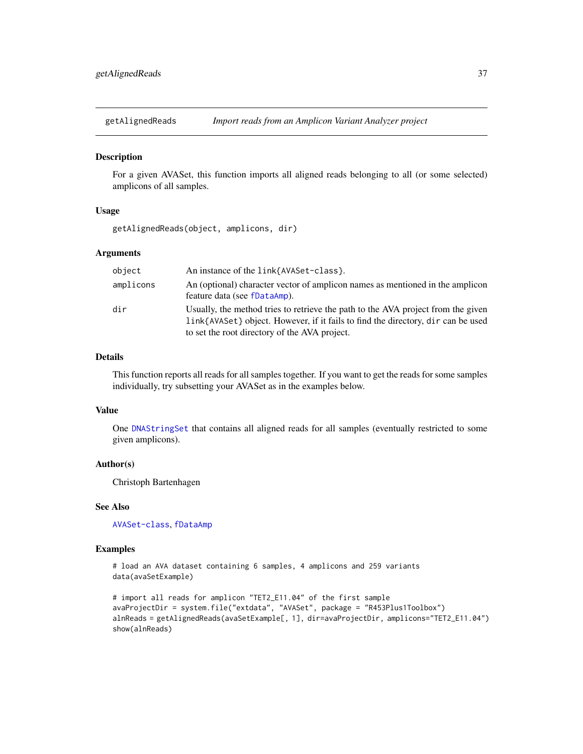## getAlignedReads — *Import reads from an Amplicon Variant Analyzer project*

### Description

For a given AVASet, this function imports all aligned reads belonging to all (or some selected) amplicons of all samples.

### Usage

```
getAlignedReads(object, amplicons, dir)
```

### Arguments

| | |
|---|---|
| `object` | An instance of the `link{AVASet-class}`. |
| `amplicons` | An (optional) character vector of amplicon names as mentioned in the amplicon feature data (see `fDataAmp`). |
| `dir` | Usually, the method tries to retrieve the path to the AVA project from the given `link{AVASet}` object. However, if it fails to find the directory, `dir` can be used to set the root directory of the AVA project. |

### Details

This function reports all reads for all samples together. If you want to get the reads for some samples individually, try subsetting your AVASet as in the examples below.

### Value

One `DNAStringSet` that contains all aligned reads for all samples (eventually restricted to some given amplicons).

### Author(s)

Christoph Bartenhagen

### See Also

`AVASet-class`, `fDataAmp`

### Examples

```
# load an AVA dataset containing 6 samples, 4 amplicons and 259 variants
data(avaSetExample)

# import all reads for amplicon "TET2_E11.04" of the first sample
avaProjectDir = system.file("extdata", "AVASet", package = "R453Plus1Toolbox")
alnReads = getAlignedReads(avaSetExample[, 1], dir=avaProjectDir, amplicons="TET2_E11.04")
show(alnReads)
```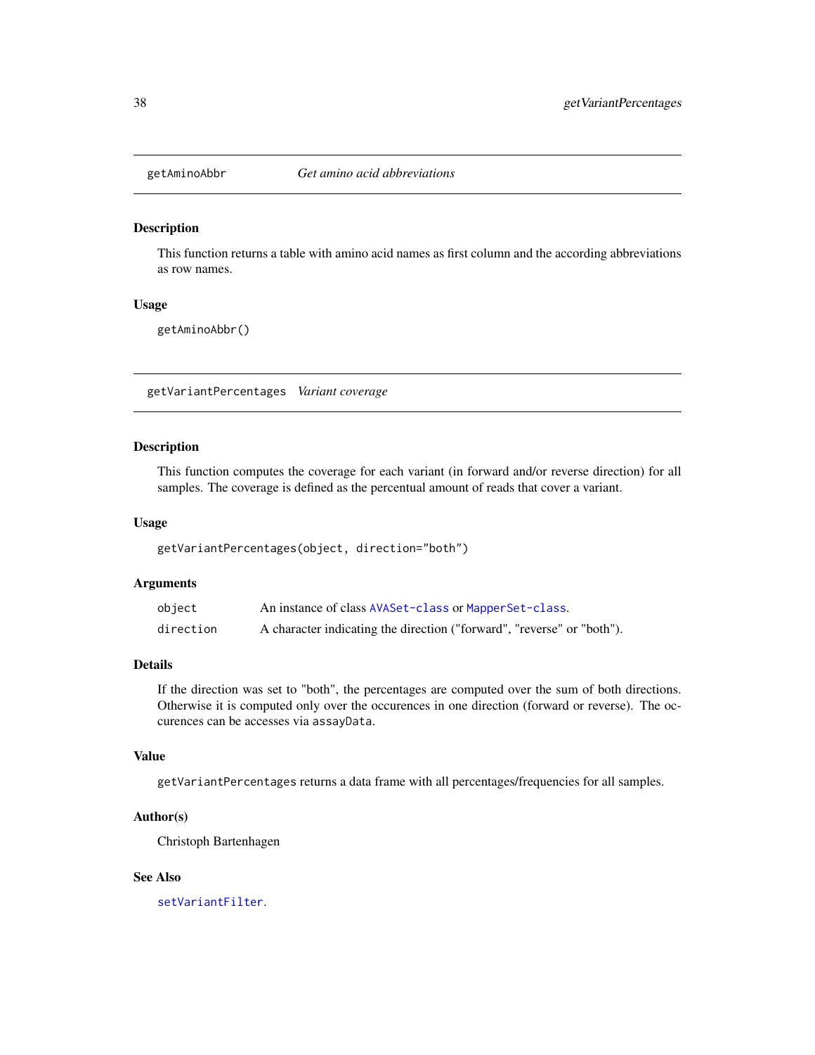## getAminoAbbr — *Get amino acid abbreviations*

### Description

This function returns a table with amino acid names as first column and the according abbreviations as row names.

### Usage

```
getAminoAbbr()
```

## getVariantPercentages — *Variant coverage*

### Description

This function computes the coverage for each variant (in forward and/or reverse direction) for all samples. The coverage is defined as the percentual amount of reads that cover a variant.

### Usage

```
getVariantPercentages(object, direction="both")
```

### Arguments

| | |
|---|---|
| `object` | An instance of class `AVASet-class` or `MapperSet-class`. |
| `direction` | A character indicating the direction ("forward", "reverse" or "both"). |

### Details

If the direction was set to "both", the percentages are computed over the sum of both directions. Otherwise it is computed only over the occurences in one direction (forward or reverse). The occurences can be accesses via `assayData`.

### Value

`getVariantPercentages` returns a data frame with all percentages/frequencies for all samples.

### Author(s)

Christoph Bartenhagen

### See Also

`setVariantFilter`.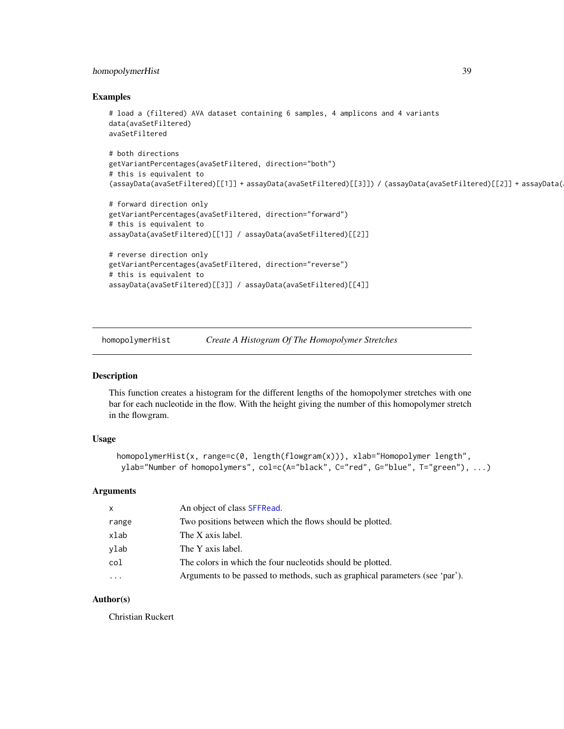## Examples

```
# load a (filtered) AVA dataset containing 6 samples, 4 amplicons and 4 variants
data(avaSetFiltered)
avaSetFiltered

# both directions
getVariantPercentages(avaSetFiltered, direction="both")
# this is equivalent to
(assayData(avaSetFiltered)[[1]] + assayData(avaSetFiltered)[[3]]) / (assayData(avaSetFiltered)[[2]] + assayData(a

# forward direction only
getVariantPercentages(avaSetFiltered, direction="forward")
# this is equivalent to
assayData(avaSetFiltered)[[1]] / assayData(avaSetFiltered)[[2]]

# reverse direction only
getVariantPercentages(avaSetFiltered, direction="reverse")
# this is equivalent to
assayData(avaSetFiltered)[[3]] / assayData(avaSetFiltered)[[4]]
```

---

# homopolymerHist — *Create A Histogram Of The Homopolymer Stretches*

## Description

This function creates a histogram for the different lengths of the homopolymer stretches with one bar for each nucleotide in the flow. With the height giving the number of this homopolymer stretch in the flowgram.

## Usage

```
homopolymerHist(x, range=c(0, length(flowgram(x))), xlab="Homopolymer length",
 ylab="Number of homopolymers", col=c(A="black", C="red", G="blue", T="green"), ...)
```

## Arguments

| | |
|---|---|
| x | An object of class SFFRead. |
| range | Two positions between which the flows should be plotted. |
| xlab | The X axis label. |
| ylab | The Y axis label. |
| col | The colors in which the four nucleotids should be plotted. |
| ... | Arguments to be passed to methods, such as graphical parameters (see 'par'). |

## Author(s)

Christian Ruckert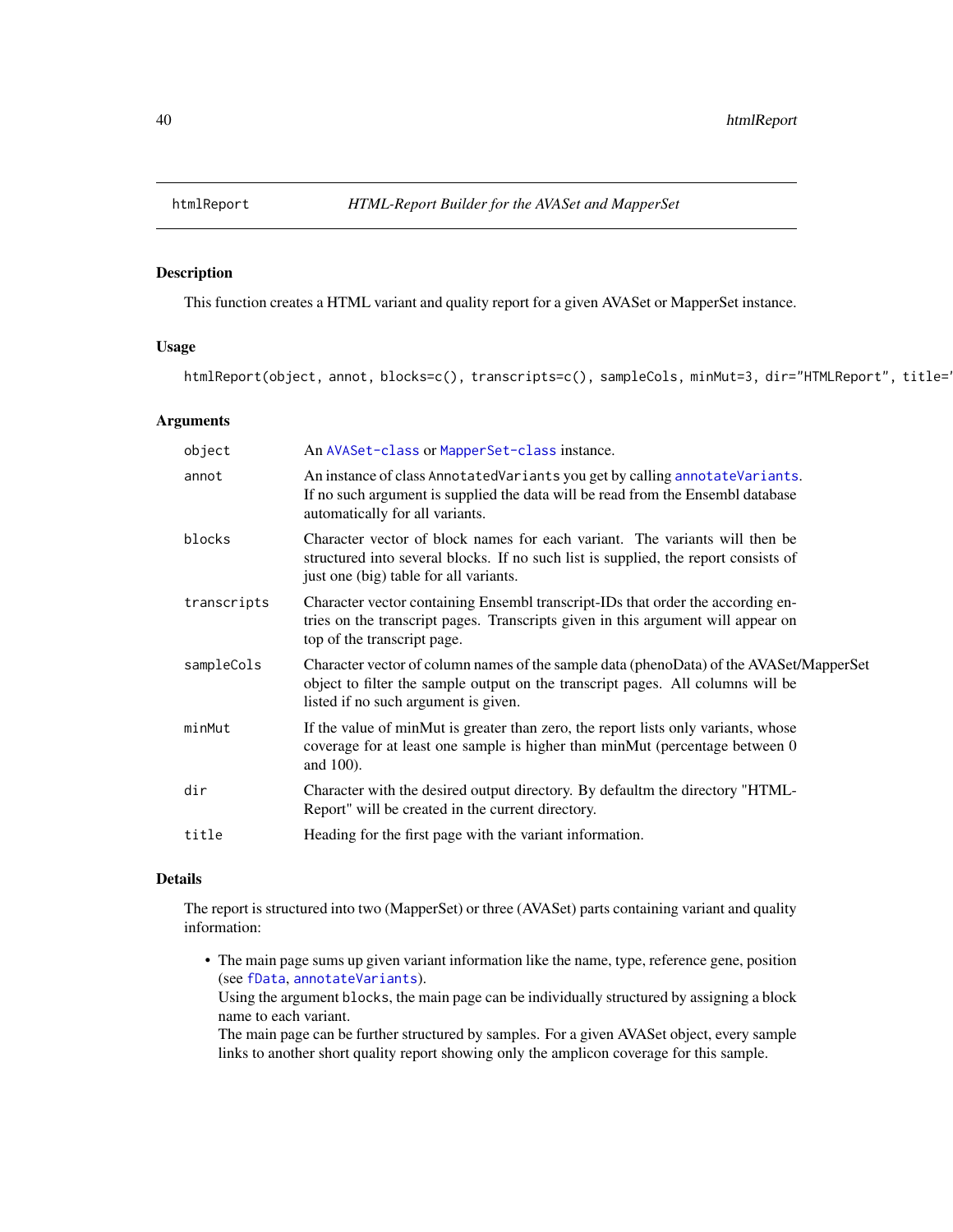htmlReport — *HTML-Report Builder for the AVASet and MapperSet*

## Description

This function creates a HTML variant and quality report for a given AVASet or MapperSet instance.

## Usage

```
htmlReport(object, annot, blocks=c(), transcripts=c(), sampleCols, minMut=3, dir="HTMLReport", title='
```

## Arguments

| | |
|---|---|
| object | An AVASet-class or MapperSet-class instance. |
| annot | An instance of class AnnotatedVariants you get by calling annotateVariants. If no such argument is supplied the data will be read from the Ensembl database automatically for all variants. |
| blocks | Character vector of block names for each variant. The variants will then be structured into several blocks. If no such list is supplied, the report consists of just one (big) table for all variants. |
| transcripts | Character vector containing Ensembl transcript-IDs that order the according entries on the transcript pages. Transcripts given in this argument will appear on top of the transcript page. |
| sampleCols | Character vector of column names of the sample data (phenoData) of the AVASet/MapperSet object to filter the sample output on the transcript pages. All columns will be listed if no such argument is given. |
| minMut | If the value of minMut is greater than zero, the report lists only variants, whose coverage for at least one sample is higher than minMut (percentage between 0 and 100). |
| dir | Character with the desired output directory. By defaultm the directory "HTML-Report" will be created in the current directory. |
| title | Heading for the first page with the variant information. |

## Details

The report is structured into two (MapperSet) or three (AVASet) parts containing variant and quality information:

- The main page sums up given variant information like the name, type, reference gene, position (see fData, annotateVariants).
  Using the argument blocks, the main page can be individually structured by assigning a block name to each variant.
  The main page can be further structured by samples. For a given AVASet object, every sample links to another short quality report showing only the amplicon coverage for this sample.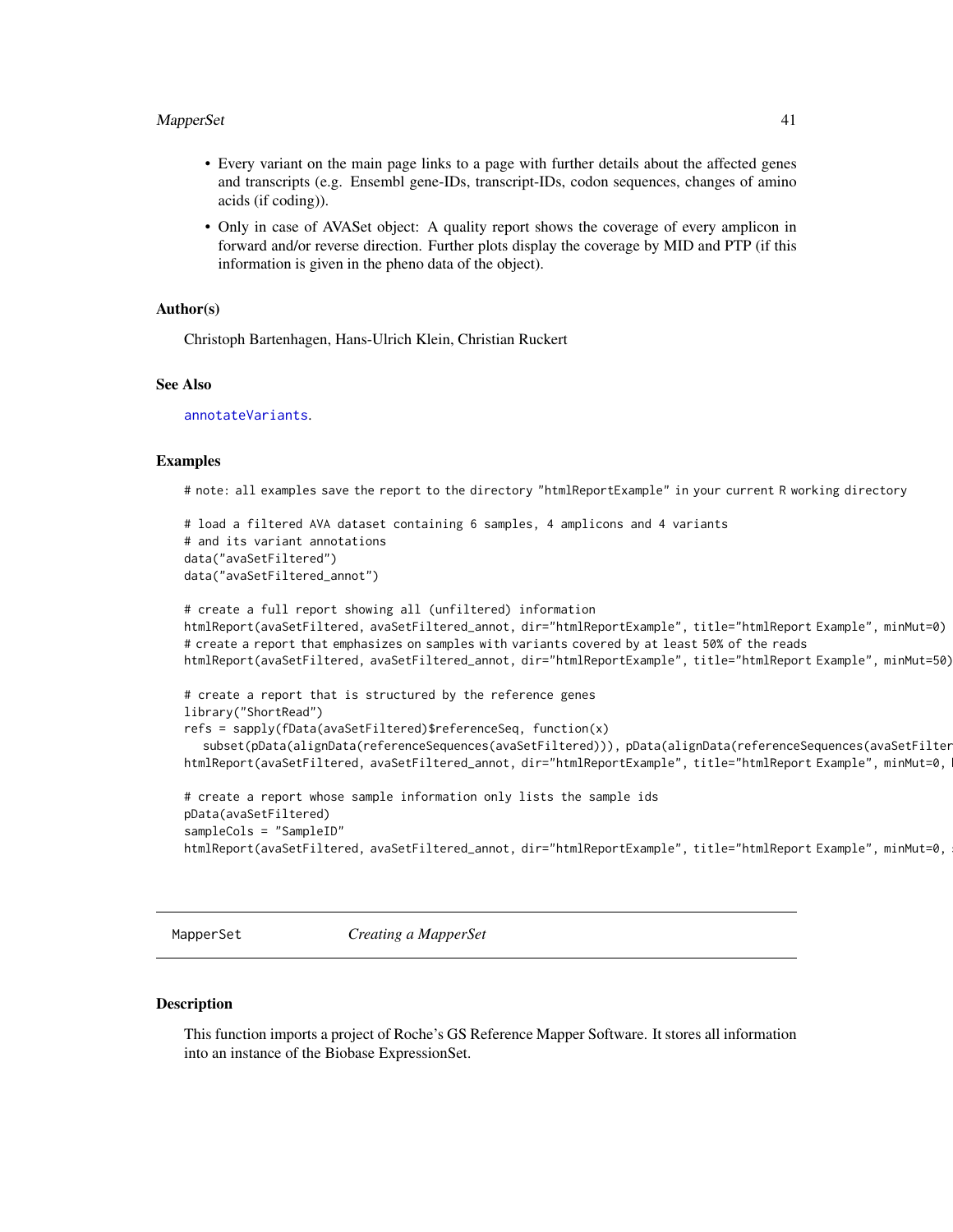- Every variant on the main page links to a page with further details about the affected genes and transcripts (e.g. Ensembl gene-IDs, transcript-IDs, codon sequences, changes of amino acids (if coding)).
- Only in case of AVASet object: A quality report shows the coverage of every amplicon in forward and/or reverse direction. Further plots display the coverage by MID and PTP (if this information is given in the pheno data of the object).

### Author(s)

Christoph Bartenhagen, Hans-Ulrich Klein, Christian Ruckert

### See Also

annotateVariants.

### Examples

```
# note: all examples save the report to the directory "htmlReportExample" in your current R working directory

# load a filtered AVA dataset containing 6 samples, 4 amplicons and 4 variants
# and its variant annotations
data("avaSetFiltered")
data("avaSetFiltered_annot")

# create a full report showing all (unfiltered) information
htmlReport(avaSetFiltered, avaSetFiltered_annot, dir="htmlReportExample", title="htmlReport Example", minMut=0)
# create a report that emphasizes on samples with variants covered by at least 50% of the reads
htmlReport(avaSetFiltered, avaSetFiltered_annot, dir="htmlReportExample", title="htmlReport Example", minMut=50)

# create a report that is structured by the reference genes
library("ShortRead")
refs = sapply(fData(avaSetFiltered)$referenceSeq, function(x)
   subset(pData(alignData(referenceSequences(avaSetFiltered))), pData(alignData(referenceSequences(avaSetFilter
htmlReport(avaSetFiltered, avaSetFiltered_annot, dir="htmlReportExample", title="htmlReport Example", minMut=0, 

# create a report whose sample information only lists the sample ids
pData(avaSetFiltered)
sampleCols = "SampleID"
htmlReport(avaSetFiltered, avaSetFiltered_annot, dir="htmlReportExample", title="htmlReport Example", minMut=0, 
```

---

## MapperSet *Creating a MapperSet*

### Description

This function imports a project of Roche's GS Reference Mapper Software. It stores all information into an instance of the Biobase ExpressionSet.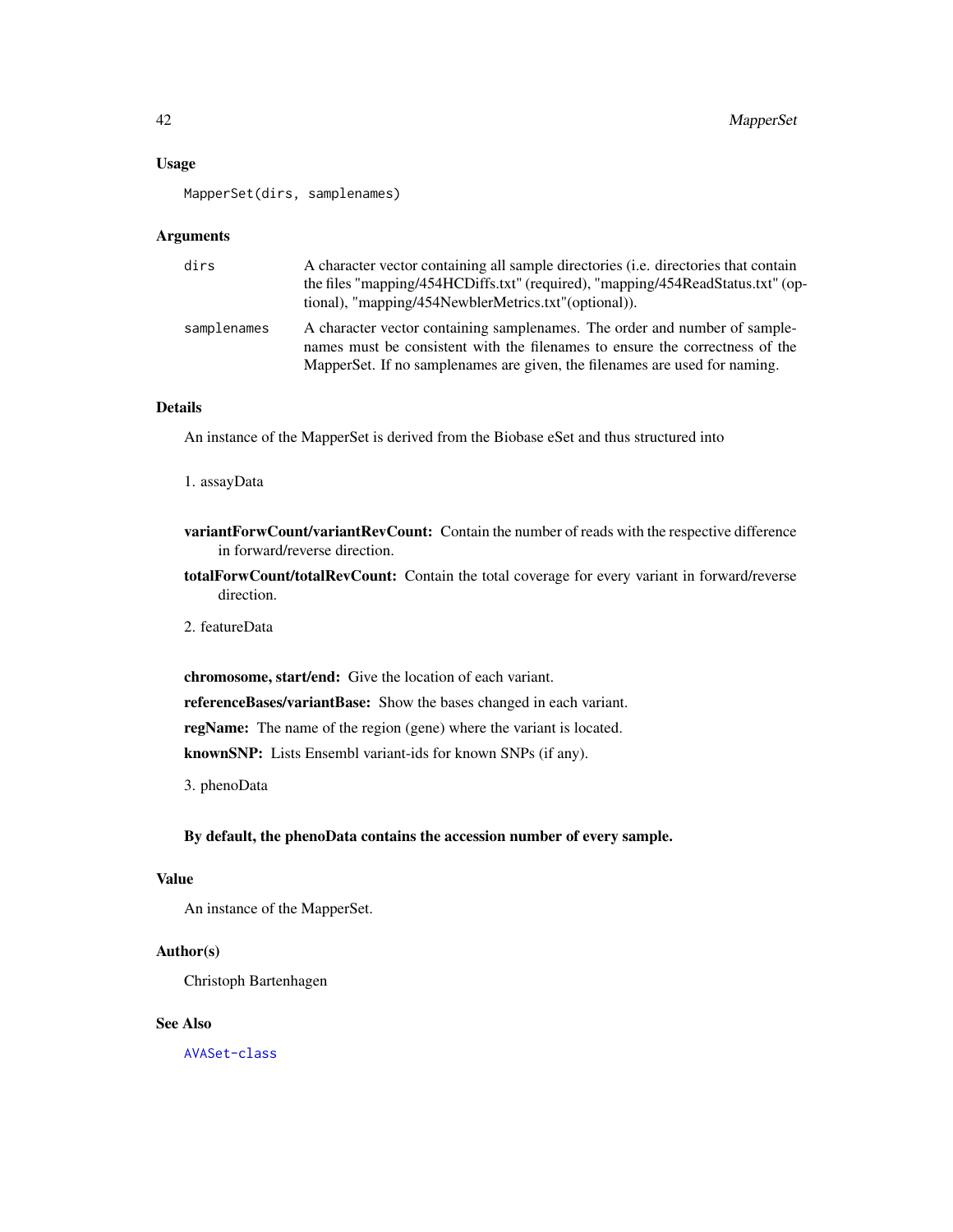### Usage

```
MapperSet(dirs, samplenames)
```

### Arguments

| | |
|---|---|
| dirs | A character vector containing all sample directories (i.e. directories that contain the files "mapping/454HCDiffs.txt" (required), "mapping/454ReadStatus.txt" (optional), "mapping/454NewblerMetrics.txt"(optional)). |
| samplenames | A character vector containing samplenames. The order and number of samplenames must be consistent with the filenames to ensure the correctness of the MapperSet. If no samplenames are given, the filenames are used for naming. |

### Details

An instance of the MapperSet is derived from the Biobase eSet and thus structured into

1. assayData

**variantForwCount/variantRevCount:** Contain the number of reads with the respective difference in forward/reverse direction.

**totalForwCount/totalRevCount:** Contain the total coverage for every variant in forward/reverse direction.

2. featureData

**chromosome, start/end:** Give the location of each variant.

**referenceBases/variantBase:** Show the bases changed in each variant.

**regName:** The name of the region (gene) where the variant is located.

**knownSNP:** Lists Ensembl variant-ids for known SNPs (if any).

3. phenoData

**By default, the phenoData contains the accession number of every sample.**

### Value

An instance of the MapperSet.

### Author(s)

Christoph Bartenhagen

### See Also

AVASet-class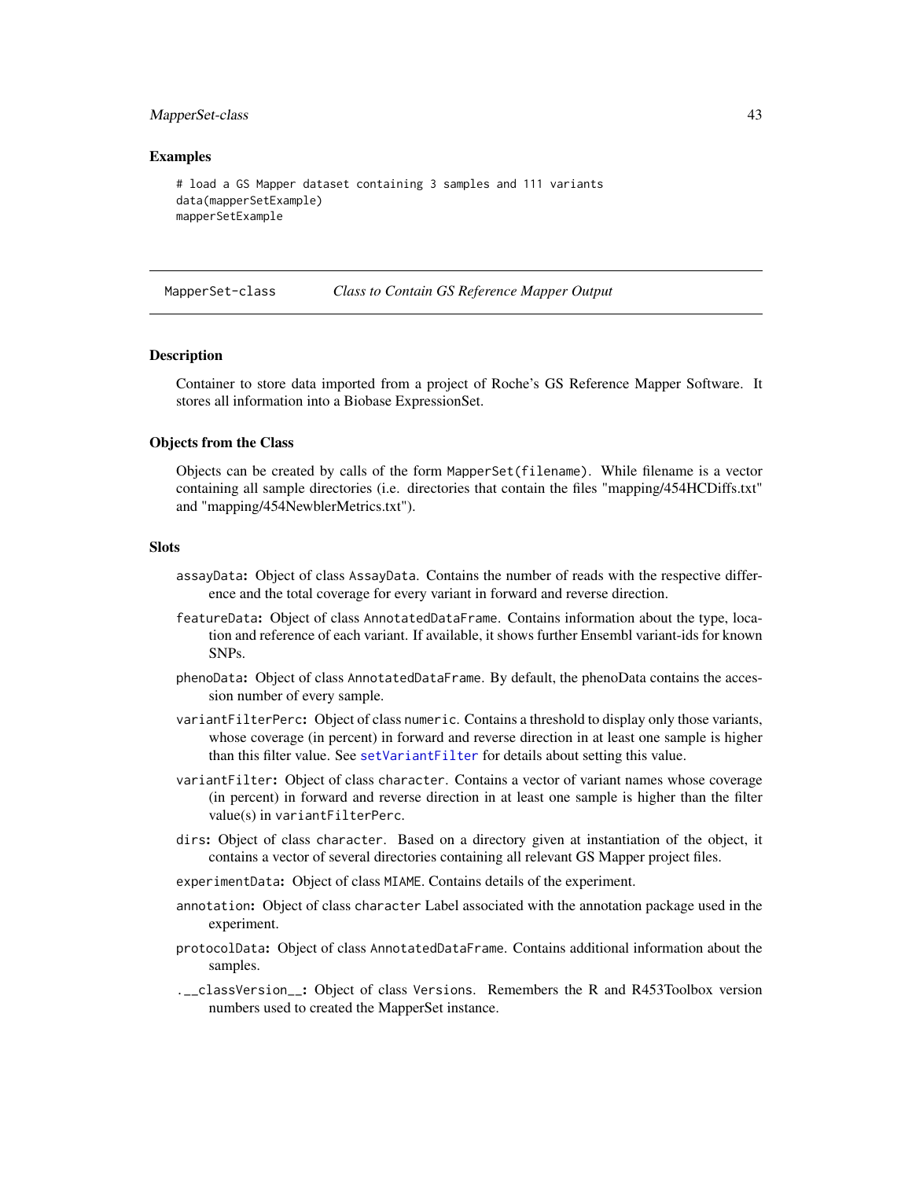### Examples

```
# load a GS Mapper dataset containing 3 samples and 111 variants
data(mapperSetExample)
mapperSetExample
```

---

## MapperSet-class *Class to Contain GS Reference Mapper Output*

---

### Description

Container to store data imported from a project of Roche's GS Reference Mapper Software. It stores all information into a Biobase ExpressionSet.

### Objects from the Class

Objects can be created by calls of the form `MapperSet(filename)`. While filename is a vector containing all sample directories (i.e. directories that contain the files "mapping/454HCDiffs.txt" and "mapping/454NewblerMetrics.txt").

### Slots

- `assayData`**:** Object of class `AssayData`. Contains the number of reads with the respective difference and the total coverage for every variant in forward and reverse direction.
- `featureData`**:** Object of class `AnnotatedDataFrame`. Contains information about the type, location and reference of each variant. If available, it shows further Ensembl variant-ids for known SNPs.
- `phenoData`**:** Object of class `AnnotatedDataFrame`. By default, the phenoData contains the accession number of every sample.
- `variantFilterPerc`**:** Object of class `numeric`. Contains a threshold to display only those variants, whose coverage (in percent) in forward and reverse direction in at least one sample is higher than this filter value. See `setVariantFilter` for details about setting this value.
- `variantFilter`**:** Object of class `character`. Contains a vector of variant names whose coverage (in percent) in forward and reverse direction in at least one sample is higher than the filter value(s) in `variantFilterPerc`.
- `dirs`**:** Object of class `character`. Based on a directory given at instantiation of the object, it contains a vector of several directories containing all relevant GS Mapper project files.
- `experimentData`**:** Object of class `MIAME`. Contains details of the experiment.
- `annotation`**:** Object of class `character` Label associated with the annotation package used in the experiment.
- `protocolData`**:** Object of class `AnnotatedDataFrame`. Contains additional information about the samples.
- `.__classVersion__`**:** Object of class `Versions`. Remembers the R and R453Toolbox version numbers used to created the MapperSet instance.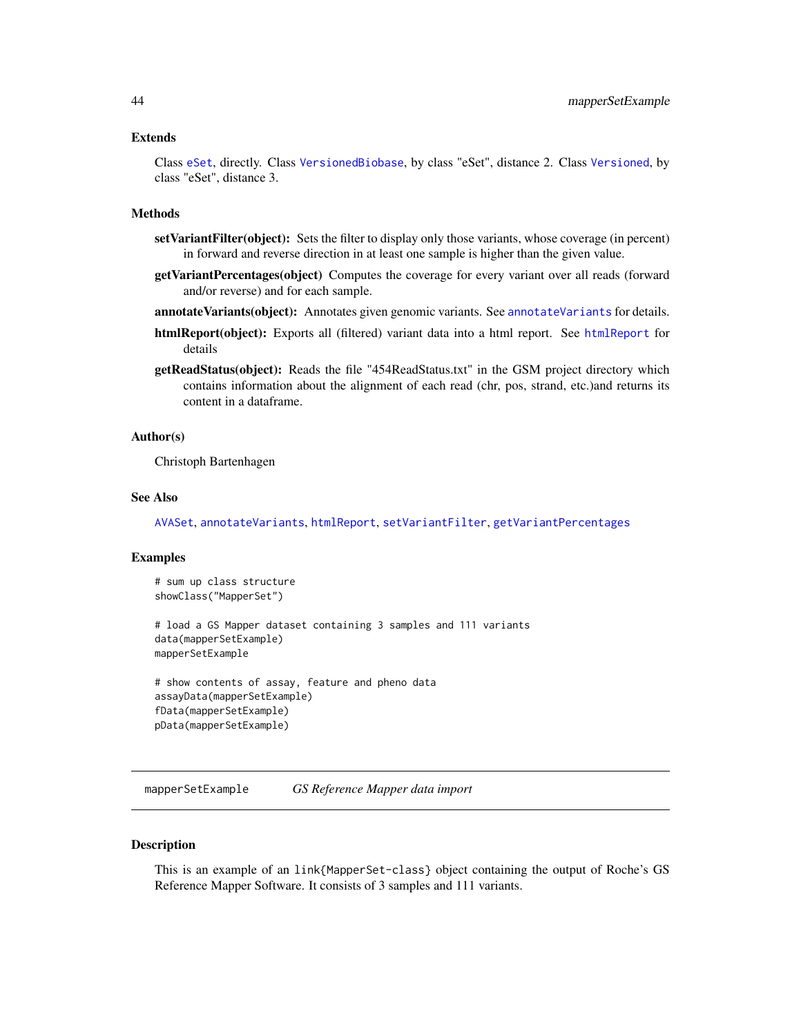### Extends

Class `eSet`, directly. Class `VersionedBiobase`, by class "eSet", distance 2. Class `Versioned`, by class "eSet", distance 3.

### Methods

**setVariantFilter(object):** Sets the filter to display only those variants, whose coverage (in percent) in forward and reverse direction in at least one sample is higher than the given value.

**getVariantPercentages(object)** Computes the coverage for every variant over all reads (forward and/or reverse) and for each sample.

**annotateVariants(object):** Annotates given genomic variants. See `annotateVariants` for details.

**htmlReport(object):** Exports all (filtered) variant data into a html report. See `htmlReport` for details

**getReadStatus(object):** Reads the file "454ReadStatus.txt" in the GSM project directory which contains information about the alignment of each read (chr, pos, strand, etc.)and returns its content in a dataframe.

### Author(s)

Christoph Bartenhagen

### See Also

`AVASet`, `annotateVariants`, `htmlReport`, `setVariantFilter`, `getVariantPercentages`

### Examples

```
# sum up class structure
showClass("MapperSet")

# load a GS Mapper dataset containing 3 samples and 111 variants
data(mapperSetExample)
mapperSetExample

# show contents of assay, feature and pheno data
assayData(mapperSetExample)
fData(mapperSetExample)
pData(mapperSetExample)
```

---

## mapperSetExample    *GS Reference Mapper data import*

---

### Description

This is an example of an `link{MapperSet-class}` object containing the output of Roche's GS Reference Mapper Software. It consists of 3 samples and 111 variants.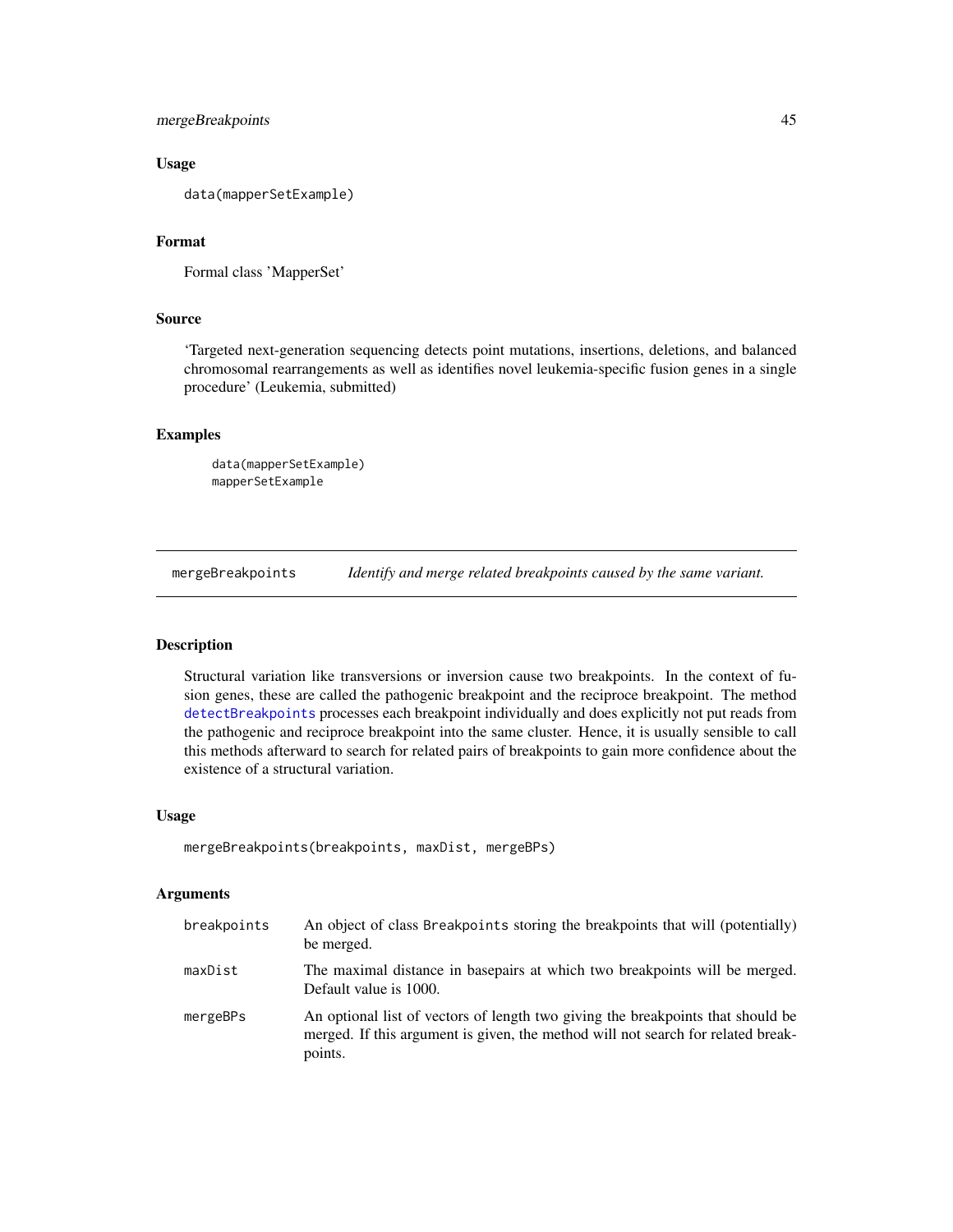### Usage

```
data(mapperSetExample)
```

### Format

Formal class 'MapperSet'

### Source

'Targeted next-generation sequencing detects point mutations, insertions, deletions, and balanced chromosomal rearrangements as well as identifies novel leukemia-specific fusion genes in a single procedure' (Leukemia, submitted)

### Examples

```
data(mapperSetExample)
mapperSetExample
```

---

## mergeBreakpoints    *Identify and merge related breakpoints caused by the same variant.*

---

### Description

Structural variation like transversions or inversion cause two breakpoints. In the context of fusion genes, these are called the pathogenic breakpoint and the reciproce breakpoint. The method detectBreakpoints processes each breakpoint individually and does explicitly not put reads from the pathogenic and reciproce breakpoint into the same cluster. Hence, it is usually sensible to call this methods afterward to search for related pairs of breakpoints to gain more confidence about the existence of a structural variation.

### Usage

```
mergeBreakpoints(breakpoints, maxDist, mergeBPs)
```

### Arguments

| | |
|---|---|
| breakpoints | An object of class Breakpoints storing the breakpoints that will (potentially) be merged. |
| maxDist | The maximal distance in basepairs at which two breakpoints will be merged. Default value is 1000. |
| mergeBPs | An optional list of vectors of length two giving the breakpoints that should be merged. If this argument is given, the method will not search for related breakpoints. |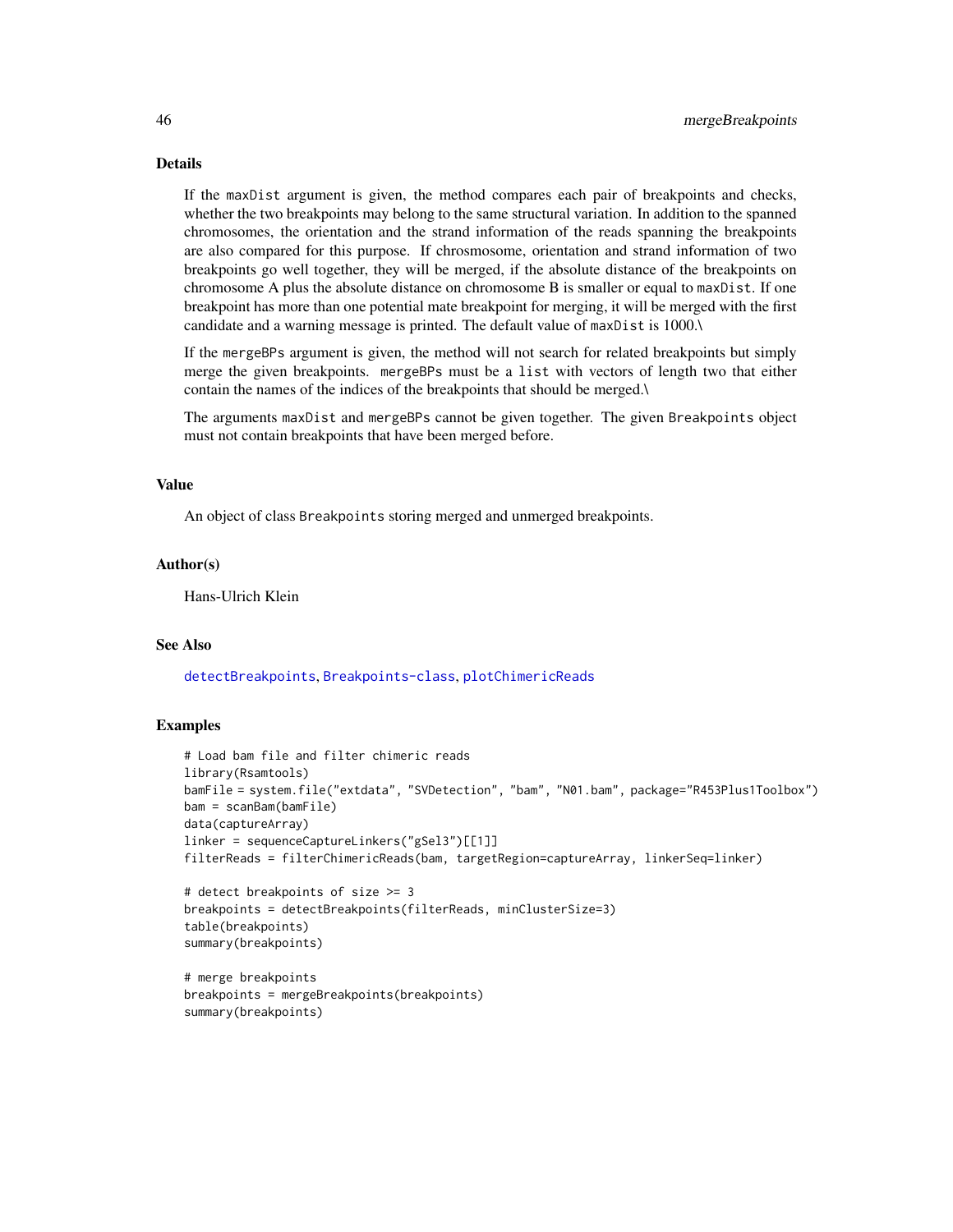## Details

If the maxDist argument is given, the method compares each pair of breakpoints and checks, whether the two breakpoints may belong to the same structural variation. In addition to the spanned chromosomes, the orientation and the strand information of the reads spanning the breakpoints are also compared for this purpose. If chrosmosome, orientation and strand information of two breakpoints go well together, they will be merged, if the absolute distance of the breakpoints on chromosome A plus the absolute distance on chromosome B is smaller or equal to maxDist. If one breakpoint has more than one potential mate breakpoint for merging, it will be merged with the first candidate and a warning message is printed. The default value of maxDist is 1000.\

If the mergeBPs argument is given, the method will not search for related breakpoints but simply merge the given breakpoints. mergeBPs must be a list with vectors of length two that either contain the names of the indices of the breakpoints that should be merged.\

The arguments maxDist and mergeBPs cannot be given together. The given Breakpoints object must not contain breakpoints that have been merged before.

## Value

An object of class Breakpoints storing merged and unmerged breakpoints.

## Author(s)

Hans-Ulrich Klein

## See Also

detectBreakpoints, Breakpoints-class, plotChimericReads

## Examples

```
# Load bam file and filter chimeric reads
library(Rsamtools)
bamFile = system.file("extdata", "SVDetection", "bam", "N01.bam", package="R453Plus1Toolbox")
bam = scanBam(bamFile)
data(captureArray)
linker = sequenceCaptureLinkers("gSel3")[[1]]
filterReads = filterChimericReads(bam, targetRegion=captureArray, linkerSeq=linker)

# detect breakpoints of size >= 3
breakpoints = detectBreakpoints(filterReads, minClusterSize=3)
table(breakpoints)
summary(breakpoints)

# merge breakpoints
breakpoints = mergeBreakpoints(breakpoints)
summary(breakpoints)
```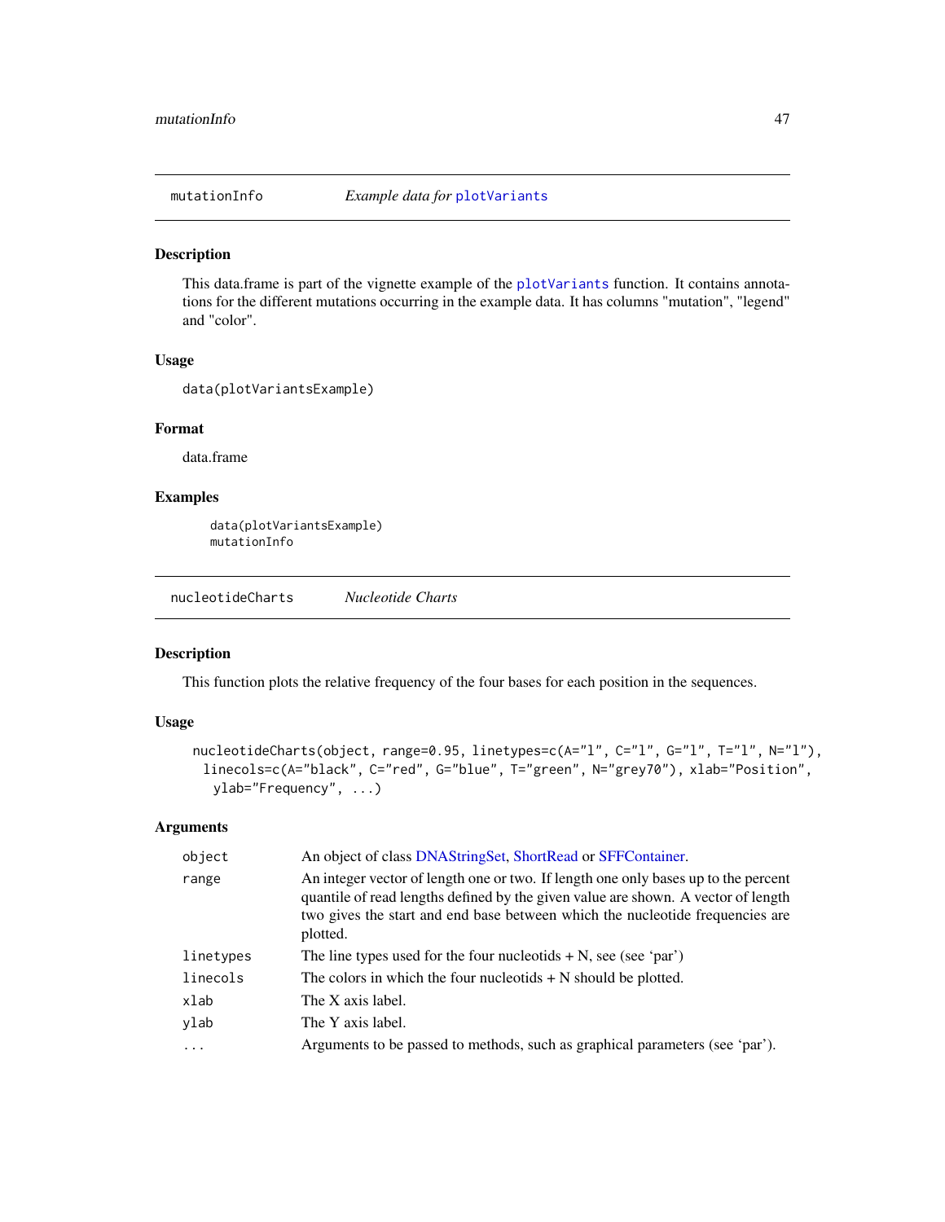## mutationInfo — *Example data for* plotVariants

### Description

This data.frame is part of the vignette example of the plotVariants function. It contains annotations for the different mutations occurring in the example data. It has columns "mutation", "legend" and "color".

### Usage

```
data(plotVariantsExample)
```

### Format

data.frame

### Examples

```
data(plotVariantsExample)
mutationInfo
```

## nucleotideCharts — *Nucleotide Charts*

### Description

This function plots the relative frequency of the four bases for each position in the sequences.

### Usage

```
nucleotideCharts(object, range=0.95, linetypes=c(A="l", C="l", G="l", T="l", N="l"),
  linecols=c(A="black", C="red", G="blue", T="green", N="grey70"), xlab="Position",
   ylab="Frequency", ...)
```

### Arguments

| | |
|---|---|
| object | An object of class DNAStringSet, ShortRead or SFFContainer. |
| range | An integer vector of length one or two. If length one only bases up to the percent quantile of read lengths defined by the given value are shown. A vector of length two gives the start and end base between which the nucleotide frequencies are plotted. |
| linetypes | The line types used for the four nucleotids + N, see (see 'par') |
| linecols | The colors in which the four nucleotids + N should be plotted. |
| xlab | The X axis label. |
| ylab | The Y axis label. |
| ... | Arguments to be passed to methods, such as graphical parameters (see 'par'). |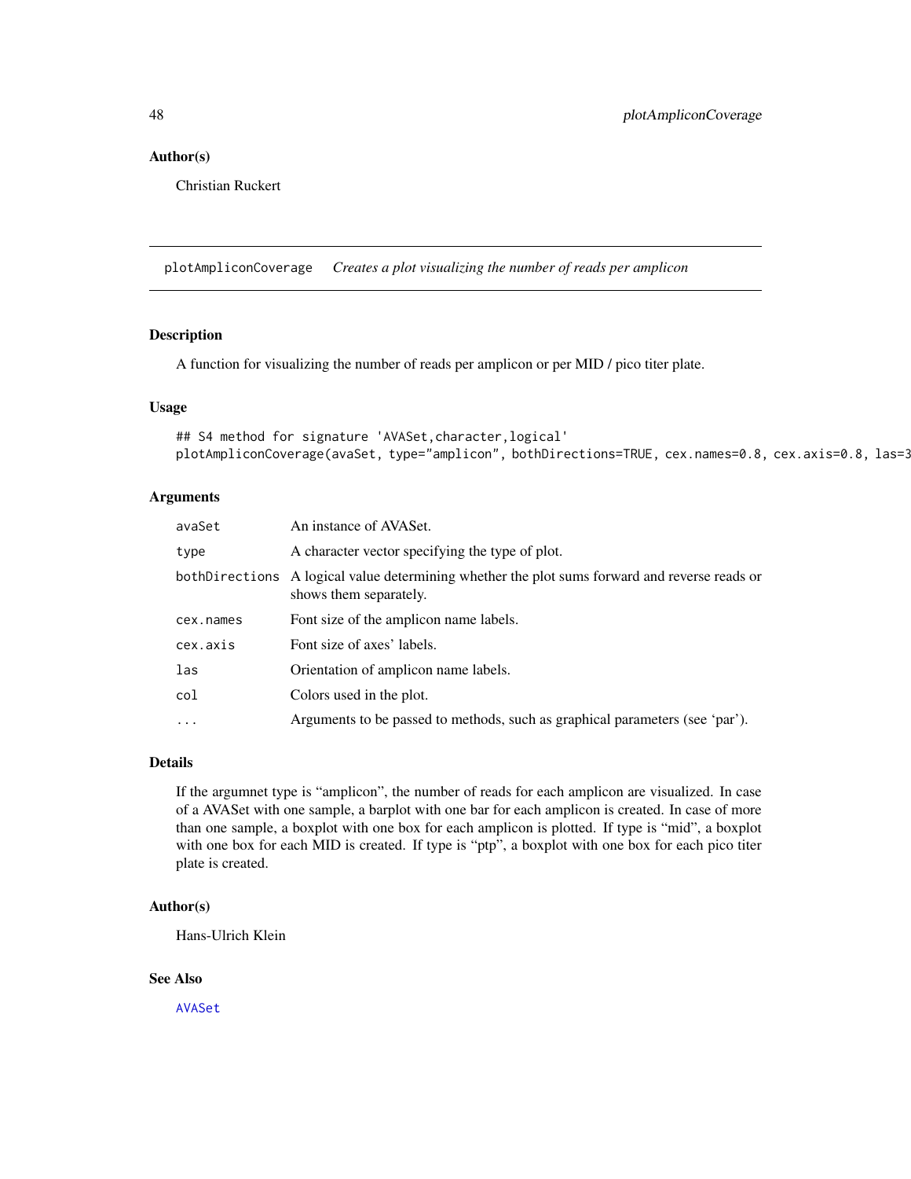## Author(s)

Christian Ruckert

---

## plotAmpliconCoverage *Creates a plot visualizing the number of reads per amplicon*

### Description

A function for visualizing the number of reads per amplicon or per MID / pico titer plate.

### Usage

```
## S4 method for signature 'AVASet,character,logical'
plotAmpliconCoverage(avaSet, type="amplicon", bothDirections=TRUE, cex.names=0.8, cex.axis=0.8, las=3
```

### Arguments

| | |
|---|---|
| avaSet | An instance of AVASet. |
| type | A character vector specifying the type of plot. |
| bothDirections | A logical value determining whether the plot sums forward and reverse reads or shows them separately. |
| cex.names | Font size of the amplicon name labels. |
| cex.axis | Font size of axes' labels. |
| las | Orientation of amplicon name labels. |
| col | Colors used in the plot. |
| ... | Arguments to be passed to methods, such as graphical parameters (see 'par'). |

### Details

If the argumnet type is "amplicon", the number of reads for each amplicon are visualized. In case of a AVASet with one sample, a barplot with one bar for each amplicon is created. In case of more than one sample, a boxplot with one box for each amplicon is plotted. If type is "mid", a boxplot with one box for each MID is created. If type is "ptp", a boxplot with one box for each pico titer plate is created.

### Author(s)

Hans-Ulrich Klein

### See Also

AVASet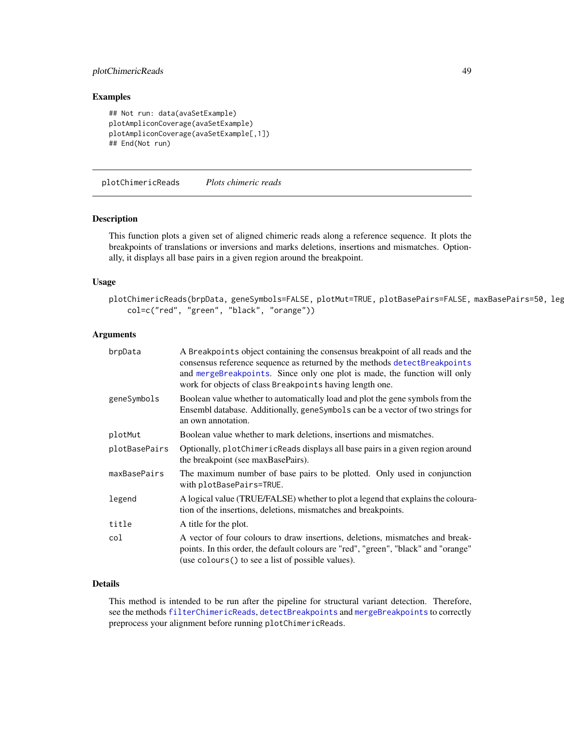## Examples

```
## Not run: data(avaSetExample)
plotAmpliconCoverage(avaSetExample)
plotAmpliconCoverage(avaSetExample[,1])
## End(Not run)
```

---

# plotChimericReads *Plots chimeric reads*

---

## Description

This function plots a given set of aligned chimeric reads along a reference sequence. It plots the breakpoints of translations or inversions and marks deletions, insertions and mismatches. Optionally, it displays all base pairs in a given region around the breakpoint.

## Usage

```
plotChimericReads(brpData, geneSymbols=FALSE, plotMut=TRUE, plotBasePairs=FALSE, maxBasePairs=50, leg
    col=c("red", "green", "black", "orange"))
```

## Arguments

| | |
|---|---|
| brpData | A Breakpoints object containing the consensus breakpoint of all reads and the consensus reference sequence as returned by the methods detectBreakpoints and mergeBreakpoints. Since only one plot is made, the function will only work for objects of class Breakpoints having length one. |
| geneSymbols | Boolean value whether to automatically load and plot the gene symbols from the Ensembl database. Additionally, geneSymbols can be a vector of two strings for an own annotation. |
| plotMut | Boolean value whether to mark deletions, insertions and mismatches. |
| plotBasePairs | Optionally, plotChimericReads displays all base pairs in a given region around the breakpoint (see maxBasePairs). |
| maxBasePairs | The maximum number of base pairs to be plotted. Only used in conjunction with plotBasePairs=TRUE. |
| legend | A logical value (TRUE/FALSE) whether to plot a legend that explains the colouration of the insertions, deletions, mismatches and breakpoints. |
| title | A title for the plot. |
| col | A vector of four colours to draw insertions, deletions, mismatches and breakpoints. In this order, the default colours are "red", "green", "black" and "orange" (use colours() to see a list of possible values). |

## Details

This method is intended to be run after the pipeline for structural variant detection. Therefore, see the methods filterChimericReads, detectBreakpoints and mergeBreakpoints to correctly preprocess your alignment before running plotChimericReads.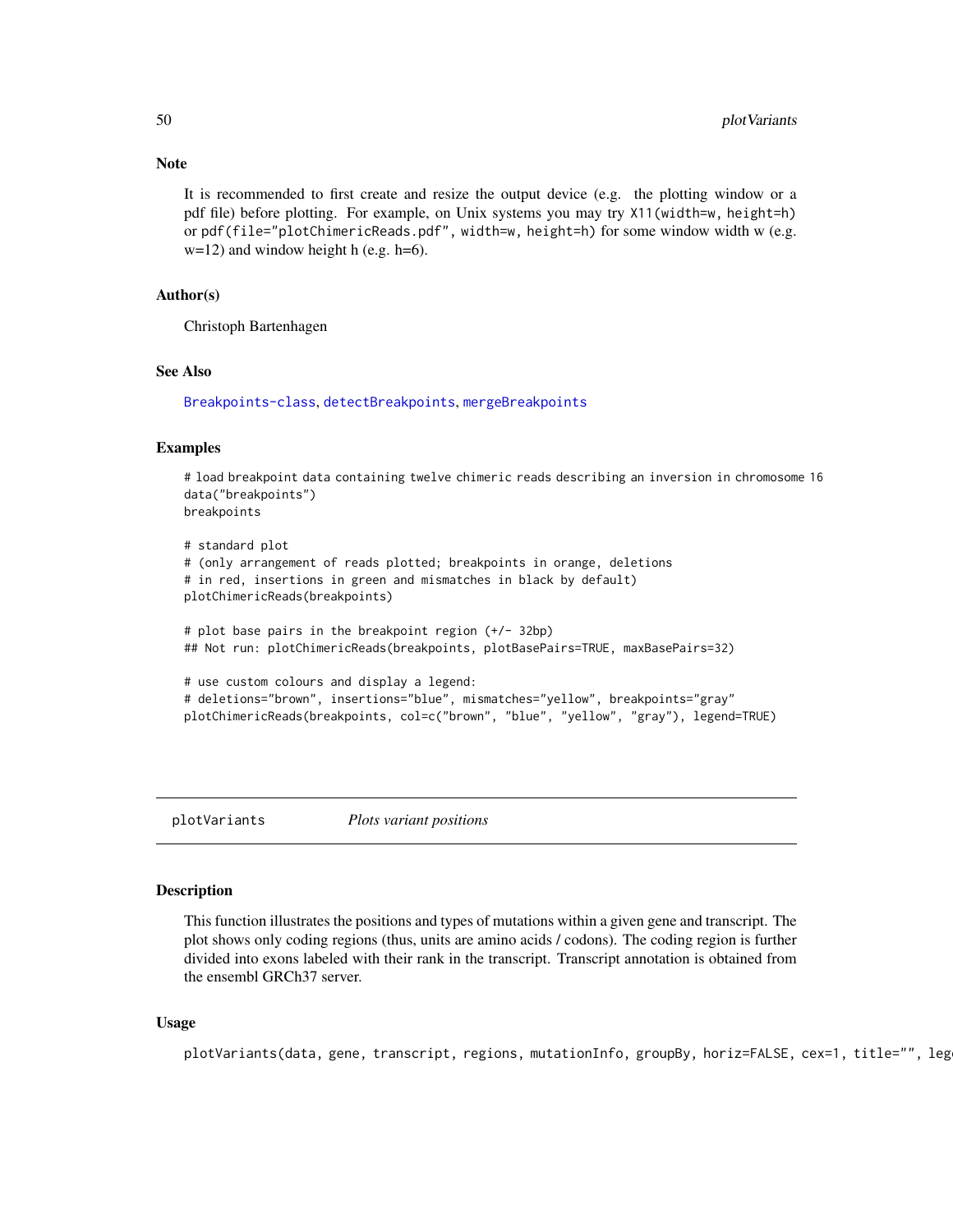### Note

It is recommended to first create and resize the output device (e.g. the plotting window or a pdf file) before plotting. For example, on Unix systems you may try `X11(width=w, height=h)` or `pdf(file="plotChimericReads.pdf", width=w, height=h)` for some window width w (e.g. w=12) and window height h (e.g. h=6).

### Author(s)

Christoph Bartenhagen

### See Also

`Breakpoints-class`, `detectBreakpoints`, `mergeBreakpoints`

### Examples

```
# load breakpoint data containing twelve chimeric reads describing an inversion in chromosome 16
data("breakpoints")
breakpoints

# standard plot
# (only arrangement of reads plotted; breakpoints in orange, deletions
# in red, insertions in green and mismatches in black by default)
plotChimericReads(breakpoints)

# plot base pairs in the breakpoint region (+/- 32bp)
## Not run: plotChimericReads(breakpoints, plotBasePairs=TRUE, maxBasePairs=32)

# use custom colours and display a legend:
# deletions="brown", insertions="blue", mismatches="yellow", breakpoints="gray"
plotChimericReads(breakpoints, col=c("brown", "blue", "yellow", "gray"), legend=TRUE)
```

---

## plotVariants — *Plots variant positions*

### Description

This function illustrates the positions and types of mutations within a given gene and transcript. The plot shows only coding regions (thus, units are amino acids / codons). The coding region is further divided into exons labeled with their rank in the transcript. Transcript annotation is obtained from the ensembl GRCh37 server.

### Usage

```
plotVariants(data, gene, transcript, regions, mutationInfo, groupBy, horiz=FALSE, cex=1, title="", leg
```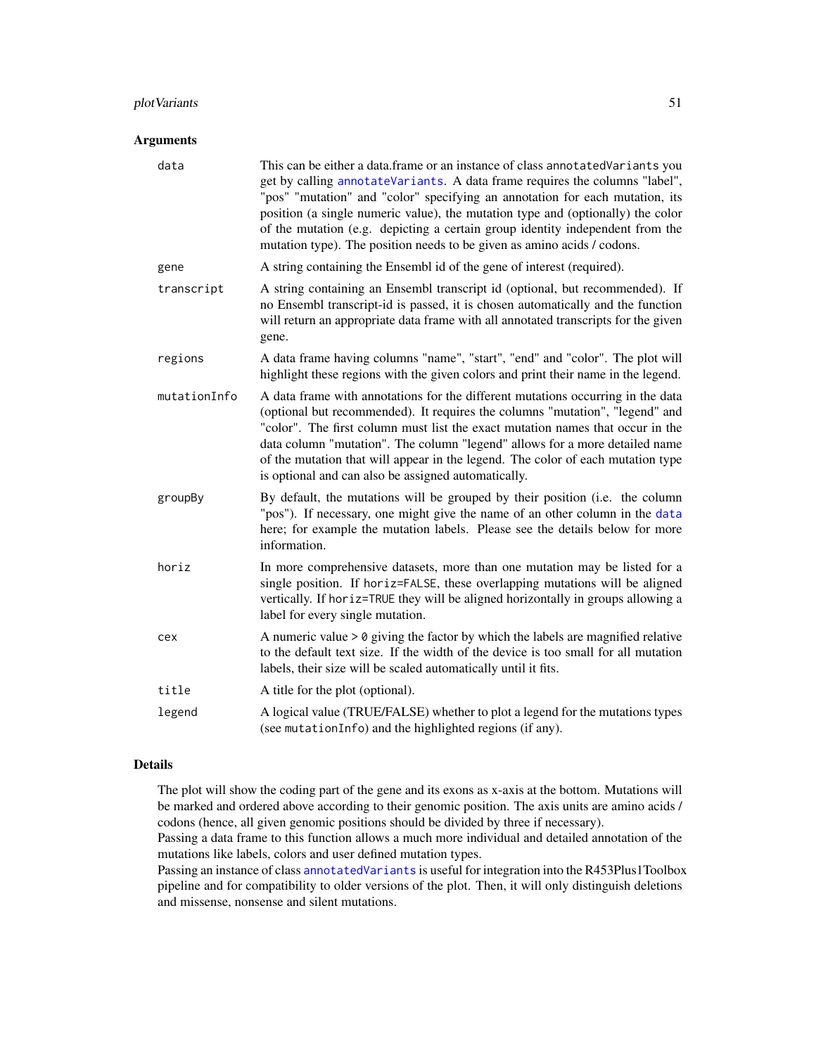### Arguments

**data** — This can be either a data.frame or an instance of class `annotatedVariants` you get by calling `annotateVariants`. A data frame requires the columns "label", "pos" "mutation" and "color" specifying an annotation for each mutation, its position (a single numeric value), the mutation type and (optionally) the color of the mutation (e.g. depicting a certain group identity independent from the mutation type). The position needs to be given as amino acids / codons.

**gene** — A string containing the Ensembl id of the gene of interest (required).

**transcript** — A string containing an Ensembl transcript id (optional, but recommended). If no Ensembl transcript-id is passed, it is chosen automatically and the function will return an appropriate data frame with all annotated transcripts for the given gene.

**regions** — A data frame having columns "name", "start", "end" and "color". The plot will highlight these regions with the given colors and print their name in the legend.

**mutationInfo** — A data frame with annotations for the different mutations occurring in the data (optional but recommended). It requires the columns "mutation", "legend" and "color". The first column must list the exact mutation names that occur in the data column "mutation". The column "legend" allows for a more detailed name of the mutation that will appear in the legend. The color of each mutation type is optional and can also be assigned automatically.

**groupBy** — By default, the mutations will be grouped by their position (i.e. the column "pos"). If necessary, one might give the name of an other column in the `data` here; for example the mutation labels. Please see the details below for more information.

**horiz** — In more comprehensive datasets, more than one mutation may be listed for a single position. If `horiz=FALSE`, these overlapping mutations will be aligned vertically. If `horiz=TRUE` they will be aligned horizontally in groups allowing a label for every single mutation.

**cex** — A numeric value > `0` giving the factor by which the labels are magnified relative to the default text size. If the width of the device is too small for all mutation labels, their size will be scaled automatically until it fits.

**title** — A title for the plot (optional).

**legend** — A logical value (TRUE/FALSE) whether to plot a legend for the mutations types (see `mutationInfo`) and the highlighted regions (if any).

### Details

The plot will show the coding part of the gene and its exons as x-axis at the bottom. Mutations will be marked and ordered above according to their genomic position. The axis units are amino acids / codons (hence, all given genomic positions should be divided by three if necessary).

Passing a data frame to this function allows a much more individual and detailed annotation of the mutations like labels, colors and user defined mutation types.

Passing an instance of class `annotatedVariants` is useful for integration into the R453Plus1Toolbox pipeline and for compatibility to older versions of the plot. Then, it will only distinguish deletions and missense, nonsense and silent mutations.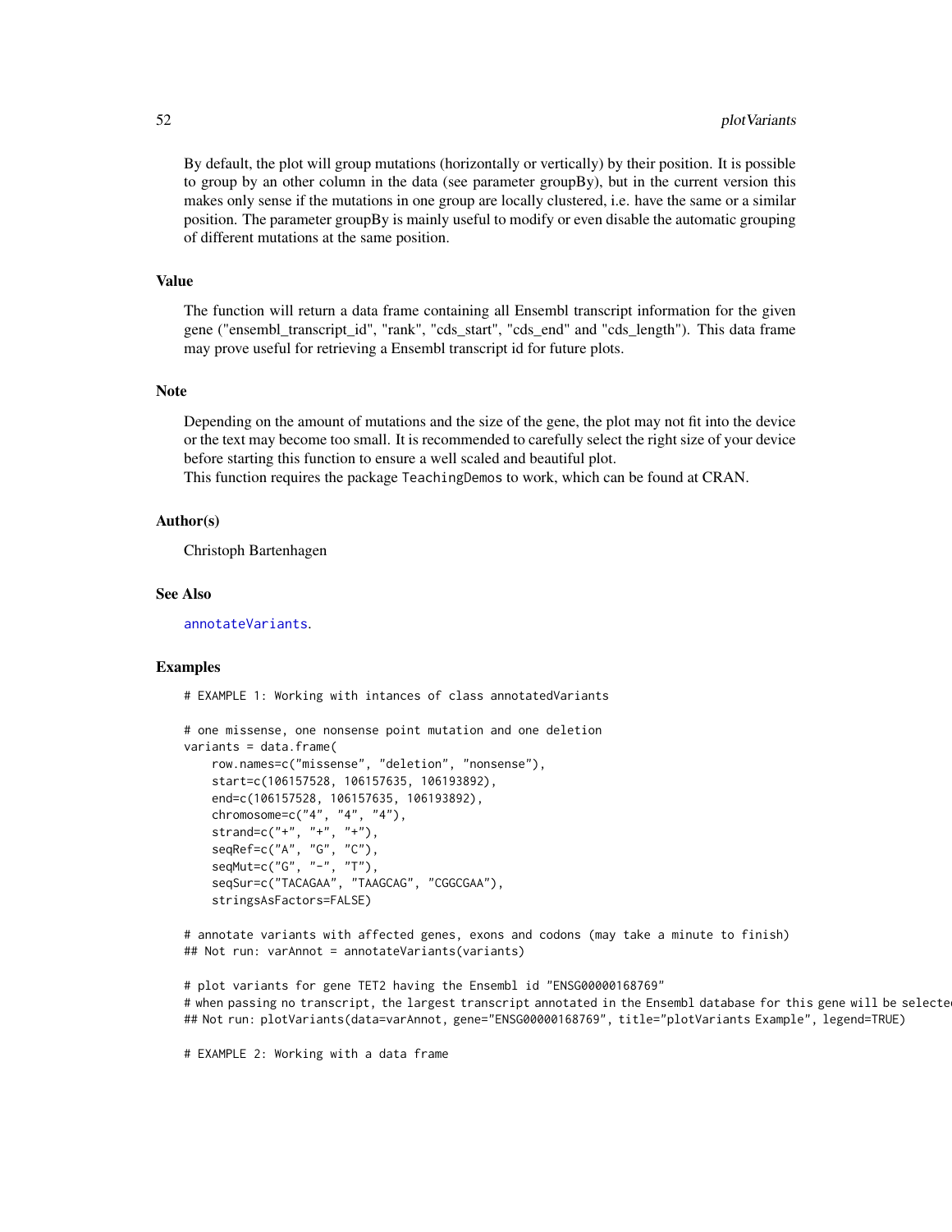By default, the plot will group mutations (horizontally or vertically) by their position. It is possible to group by an other column in the data (see parameter groupBy), but in the current version this makes only sense if the mutations in one group are locally clustered, i.e. have the same or a similar position. The parameter groupBy is mainly useful to modify or even disable the automatic grouping of different mutations at the same position.

## Value

The function will return a data frame containing all Ensembl transcript information for the given gene ("ensembl_transcript_id", "rank", "cds_start", "cds_end" and "cds_length"). This data frame may prove useful for retrieving a Ensembl transcript id for future plots.

## Note

Depending on the amount of mutations and the size of the gene, the plot may not fit into the device or the text may become too small. It is recommended to carefully select the right size of your device before starting this function to ensure a well scaled and beautiful plot.
This function requires the package `TeachingDemos` to work, which can be found at CRAN.

## Author(s)

Christoph Bartenhagen

## See Also

`annotateVariants`.

## Examples

```
# EXAMPLE 1: Working with intances of class annotatedVariants

# one missense, one nonsense point mutation and one deletion
variants = data.frame(
    row.names=c("missense", "deletion", "nonsense"),
    start=c(106157528, 106157635, 106193892),
    end=c(106157528, 106157635, 106193892),
    chromosome=c("4", "4", "4"),
    strand=c("+", "+", "+"),
    seqRef=c("A", "G", "C"),
    seqMut=c("G", "-", "T"),
    seqSur=c("TACAGAA", "TAAGCAG", "CGGCGAA"),
    stringsAsFactors=FALSE)

# annotate variants with affected genes, exons and codons (may take a minute to finish)
## Not run: varAnnot = annotateVariants(variants)

# plot variants for gene TET2 having the Ensembl id "ENSG00000168769"
# when passing no transcript, the largest transcript annotated in the Ensembl database for this gene will be selected
## Not run: plotVariants(data=varAnnot, gene="ENSG00000168769", title="plotVariants Example", legend=TRUE)

# EXAMPLE 2: Working with a data frame
```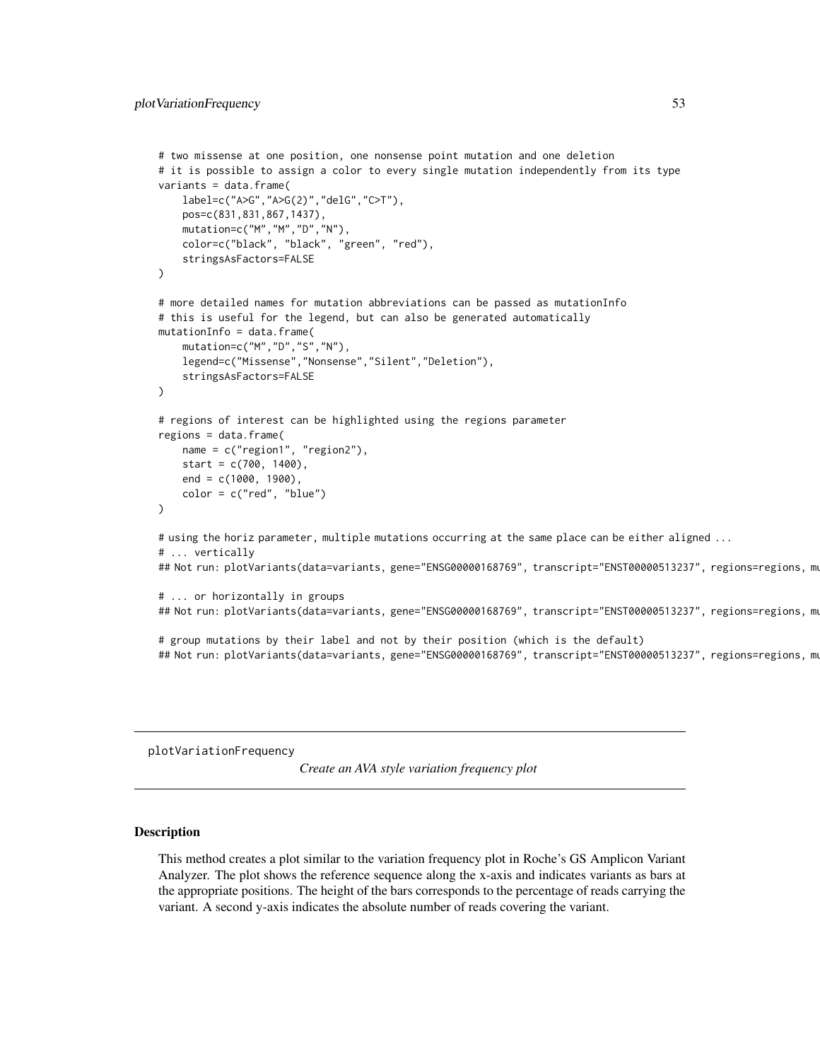```
# two missense at one position, one nonsense point mutation and one deletion
# it is possible to assign a color to every single mutation independently from its type
variants = data.frame(
    label=c("A>G","A>G(2)","delG","C>T"),
    pos=c(831,831,867,1437),
    mutation=c("M","M","D","N"),
    color=c("black", "black", "green", "red"),
    stringsAsFactors=FALSE
)

# more detailed names for mutation abbreviations can be passed as mutationInfo
# this is useful for the legend, but can also be generated automatically
mutationInfo = data.frame(
    mutation=c("M","D","S","N"),
    legend=c("Missense","Nonsense","Silent","Deletion"),
    stringsAsFactors=FALSE
)

# regions of interest can be highlighted using the regions parameter
regions = data.frame(
    name = c("region1", "region2"),
    start = c(700, 1400),
    end = c(1000, 1900),
    color = c("red", "blue")
)

# using the horiz parameter, multiple mutations occurring at the same place can be either aligned ...
# ... vertically
## Not run: plotVariants(data=variants, gene="ENSG00000168769", transcript="ENST00000513237", regions=regions, mu

# ... or horizontally in groups
## Not run: plotVariants(data=variants, gene="ENSG00000168769", transcript="ENST00000513237", regions=regions, mu

# group mutations by their label and not by their position (which is the default)
## Not run: plotVariants(data=variants, gene="ENSG00000168769", transcript="ENST00000513237", regions=regions, mu
```

---

plotVariationFrequency *Create an AVA style variation frequency plot*

---

### Description

This method creates a plot similar to the variation frequency plot in Roche's GS Amplicon Variant Analyzer. The plot shows the reference sequence along the x-axis and indicates variants as bars at the appropriate positions. The height of the bars corresponds to the percentage of reads carrying the variant. A second y-axis indicates the absolute number of reads covering the variant.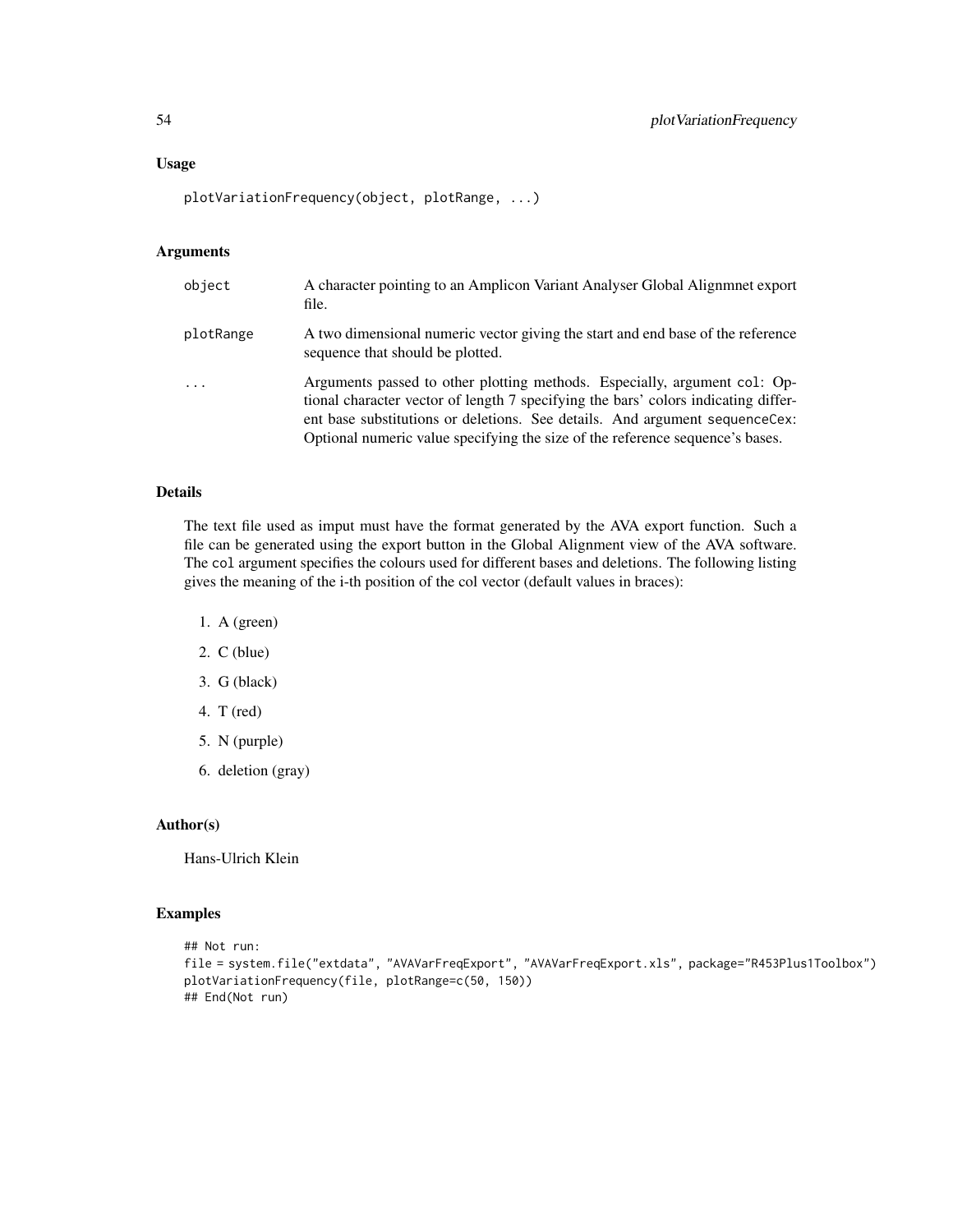## Usage

```
plotVariationFrequency(object, plotRange, ...)
```

## Arguments

| | |
|---|---|
| object | A character pointing to an Amplicon Variant Analyser Global Alignmnet export file. |
| plotRange | A two dimensional numeric vector giving the start and end base of the reference sequence that should be plotted. |
| ... | Arguments passed to other plotting methods. Especially, argument `col`: Optional character vector of length 7 specifying the bars' colors indicating different base substitutions or deletions. See details. And argument `sequenceCex`: Optional numeric value specifying the size of the reference sequence's bases. |

## Details

The text file used as imput must have the format generated by the AVA export function. Such a file can be generated using the export button in the Global Alignment view of the AVA software. The `col` argument specifies the colours used for different bases and deletions. The following listing gives the meaning of the i-th position of the col vector (default values in braces):

1. A (green)
2. C (blue)
3. G (black)
4. T (red)
5. N (purple)
6. deletion (gray)

## Author(s)

Hans-Ulrich Klein

## Examples

```
## Not run:
file = system.file("extdata", "AVAVarFreqExport", "AVAVarFreqExport.xls", package="R453Plus1Toolbox")
plotVariationFrequency(file, plotRange=c(50, 150))
## End(Not run)
```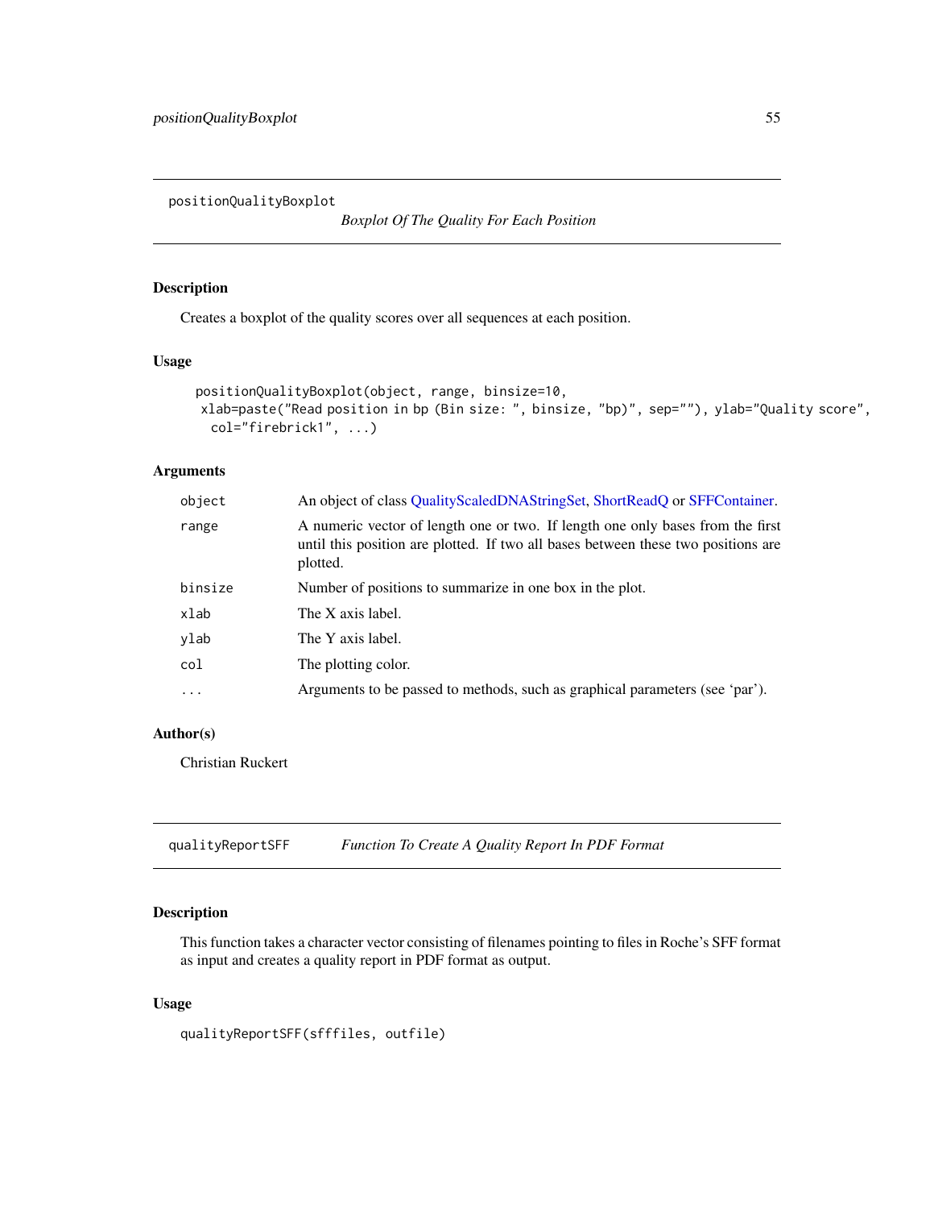## positionQualityBoxplot

*Boxplot Of The Quality For Each Position*

### Description

Creates a boxplot of the quality scores over all sequences at each position.

### Usage

```
positionQualityBoxplot(object, range, binsize=10,
 xlab=paste("Read position in bp (Bin size: ", binsize, "bp)", sep=""), ylab="Quality score",
  col="firebrick1", ...)
```

### Arguments

| | |
|---|---|
| object | An object of class QualityScaledDNAStringSet, ShortReadQ or SFFContainer. |
| range | A numeric vector of length one or two. If length one only bases from the first until this position are plotted. If two all bases between these two positions are plotted. |
| binsize | Number of positions to summarize in one box in the plot. |
| xlab | The X axis label. |
| ylab | The Y axis label. |
| col | The plotting color. |
| ... | Arguments to be passed to methods, such as graphical parameters (see 'par'). |

### Author(s)

Christian Ruckert

## qualityReportSFF

*Function To Create A Quality Report In PDF Format*

### Description

This function takes a character vector consisting of filenames pointing to files in Roche's SFF format as input and creates a quality report in PDF format as output.

### Usage

```
qualityReportSFF(sfffiles, outfile)
```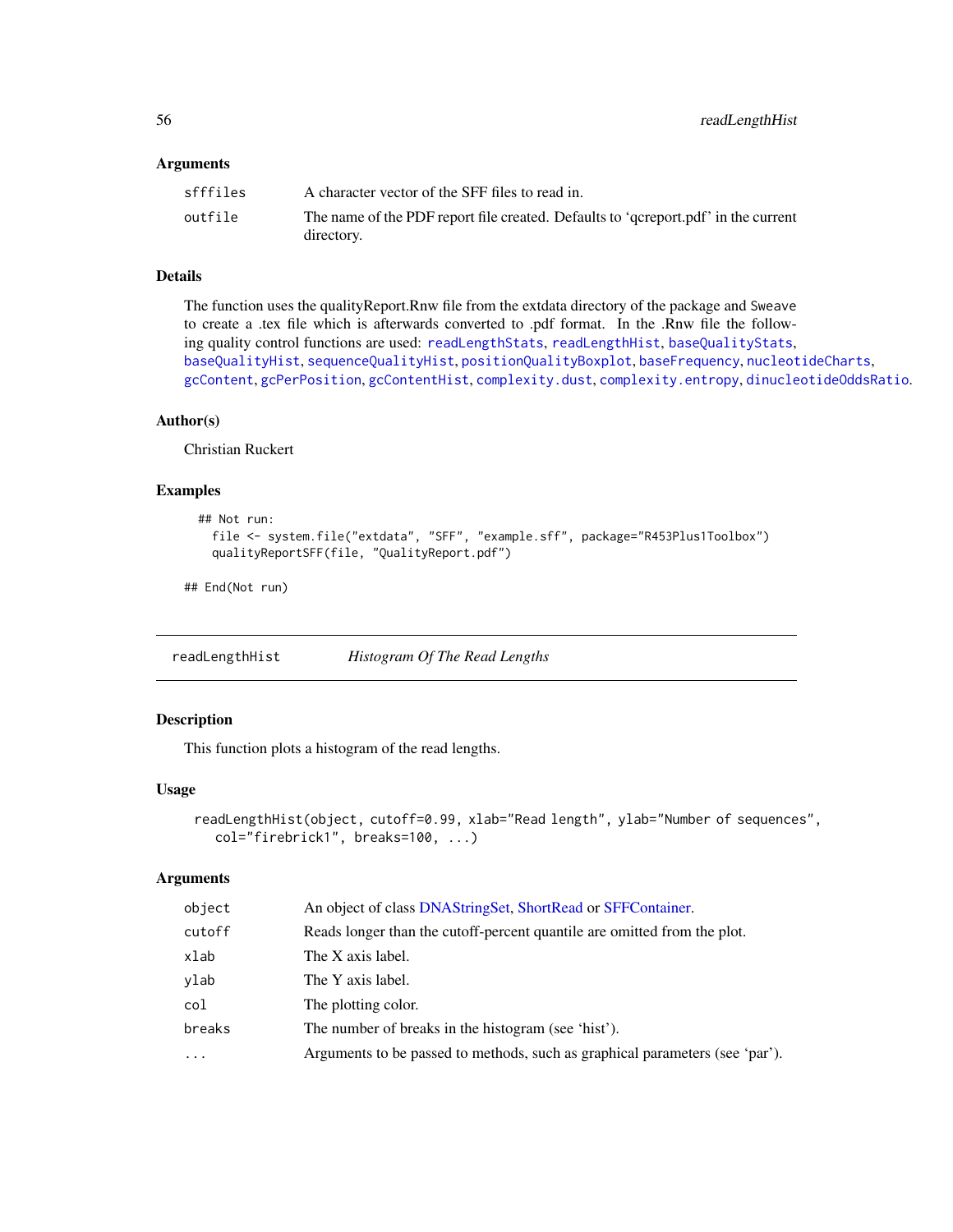### Arguments

| | |
|---|---|
| sfffiles | A character vector of the SFF files to read in. |
| outfile | The name of the PDF report file created. Defaults to 'qcreport.pdf' in the current directory. |

### Details

The function uses the qualityReport.Rnw file from the extdata directory of the package and Sweave to create a .tex file which is afterwards converted to .pdf format. In the .Rnw file the following quality control functions are used: readLengthStats, readLengthHist, baseQualityStats, baseQualityHist, sequenceQualityHist, positionQualityBoxplot, baseFrequency, nucleotideCharts, gcContent, gcPerPosition, gcContentHist, complexity.dust, complexity.entropy, dinucleotideOddsRatio.

### Author(s)

Christian Ruckert

### Examples

```
## Not run:
  file <- system.file("extdata", "SFF", "example.sff", package="R453Plus1Toolbox")
  qualityReportSFF(file, "QualityReport.pdf")

## End(Not run)
```

---

## readLengthHist — *Histogram Of The Read Lengths*

### Description

This function plots a histogram of the read lengths.

### Usage

```
readLengthHist(object, cutoff=0.99, xlab="Read length", ylab="Number of sequences",
   col="firebrick1", breaks=100, ...)
```

### Arguments

| | |
|---|---|
| object | An object of class DNAStringSet, ShortRead or SFFContainer. |
| cutoff | Reads longer than the cutoff-percent quantile are omitted from the plot. |
| xlab | The X axis label. |
| ylab | The Y axis label. |
| col | The plotting color. |
| breaks | The number of breaks in the histogram (see 'hist'). |
| ... | Arguments to be passed to methods, such as graphical parameters (see 'par'). |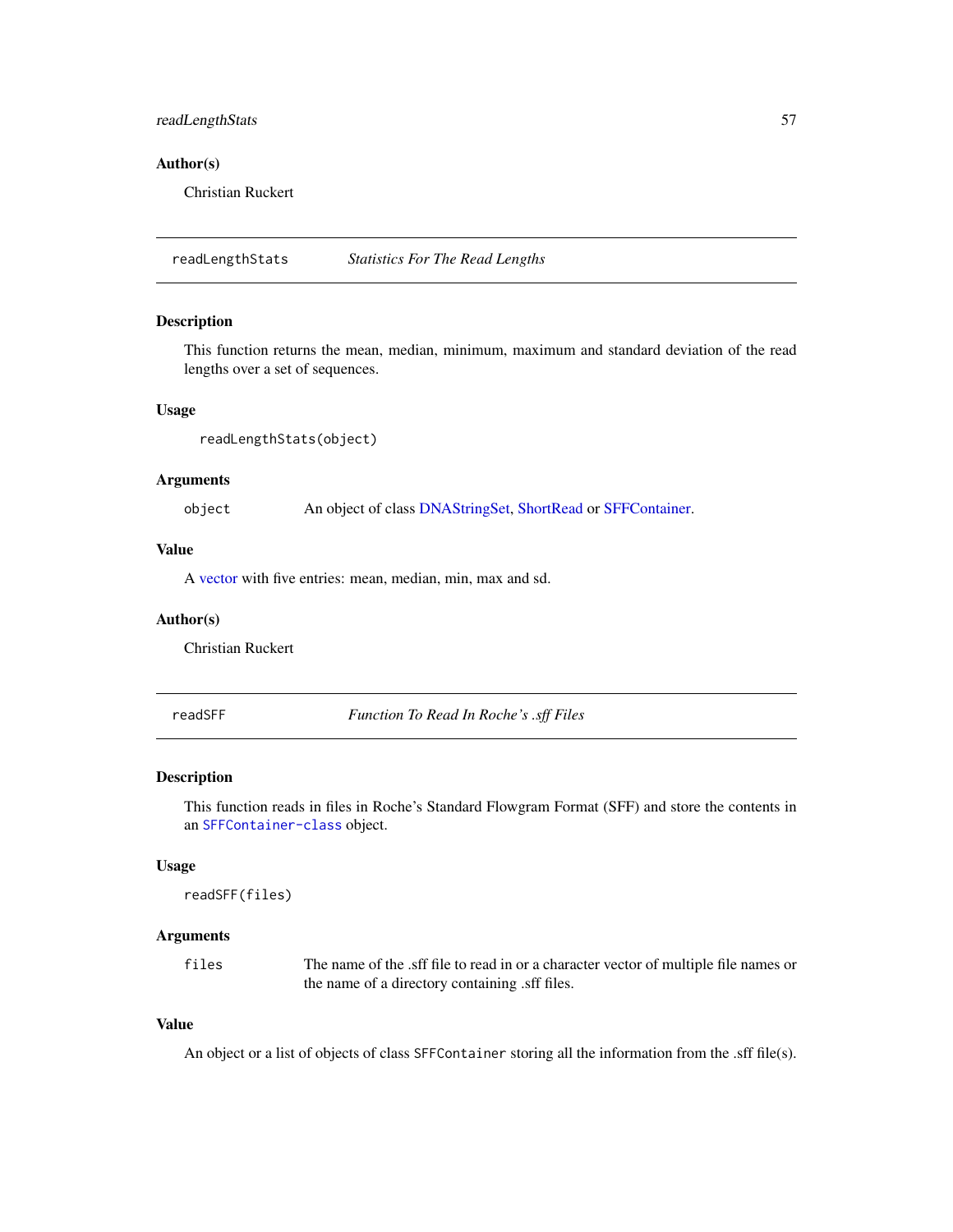### Author(s)

Christian Ruckert

---

## readLengthStats — *Statistics For The Read Lengths*

### Description

This function returns the mean, median, minimum, maximum and standard deviation of the read lengths over a set of sequences.

### Usage

```
readLengthStats(object)
```

### Arguments

| | |
|---|---|
| object | An object of class DNAStringSet, ShortRead or SFFContainer. |

### Value

A vector with five entries: mean, median, min, max and sd.

### Author(s)

Christian Ruckert

---

## readSFF — *Function To Read In Roche's .sff Files*

### Description

This function reads in files in Roche's Standard Flowgram Format (SFF) and store the contents in an `SFFContainer-class` object.

### Usage

```
readSFF(files)
```

### Arguments

| | |
|---|---|
| files | The name of the .sff file to read in or a character vector of multiple file names or the name of a directory containing .sff files. |

### Value

An object or a list of objects of class `SFFContainer` storing all the information from the .sff file(s).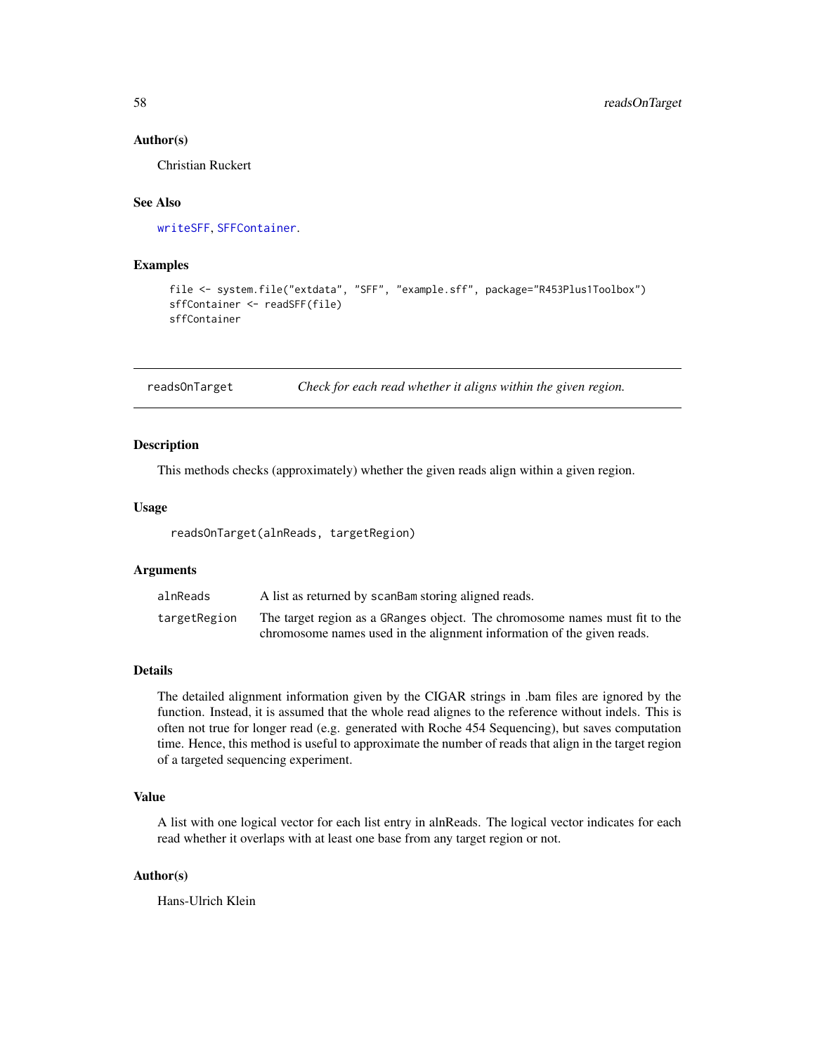### Author(s)

Christian Ruckert

### See Also

writeSFF, SFFContainer.

### Examples

```
file <- system.file("extdata", "SFF", "example.sff", package="R453Plus1Toolbox")
sffContainer <- readSFF(file)
sffContainer
```

---

## readsOnTarget — *Check for each read whether it aligns within the given region.*

---

### Description

This methods checks (approximately) whether the given reads align within a given region.

### Usage

```
readsOnTarget(alnReads, targetRegion)
```

### Arguments

| | |
|---|---|
| alnReads | A list as returned by scanBam storing aligned reads. |
| targetRegion | The target region as a GRanges object. The chromosome names must fit to the chromosome names used in the alignment information of the given reads. |

### Details

The detailed alignment information given by the CIGAR strings in .bam files are ignored by the function. Instead, it is assumed that the whole read alignes to the reference without indels. This is often not true for longer read (e.g. generated with Roche 454 Sequencing), but saves computation time. Hence, this method is useful to approximate the number of reads that align in the target region of a targeted sequencing experiment.

### Value

A list with one logical vector for each list entry in alnReads. The logical vector indicates for each read whether it overlaps with at least one base from any target region or not.

### Author(s)

Hans-Ulrich Klein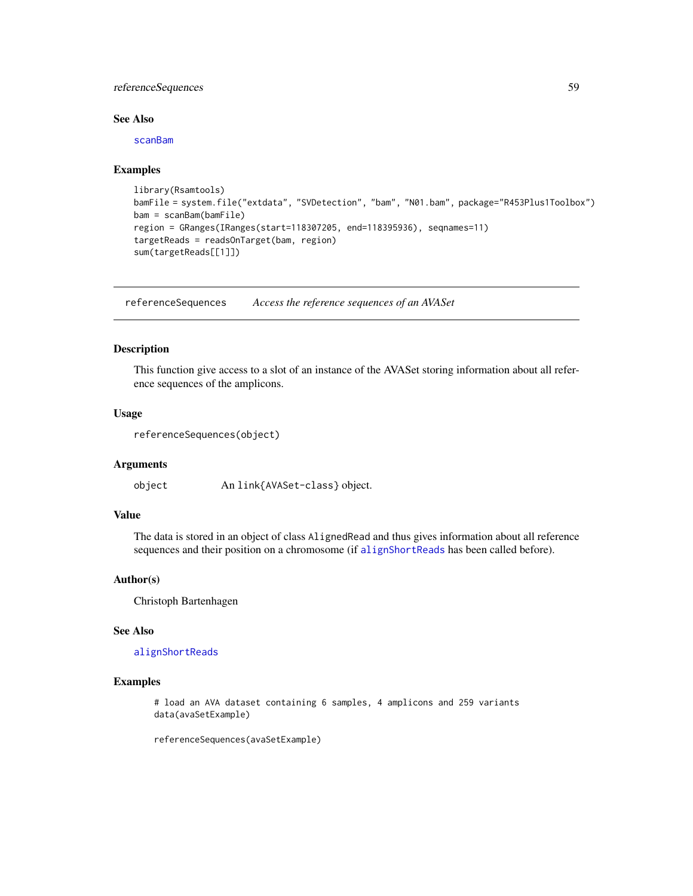### See Also

scanBam

### Examples

```
library(Rsamtools)
bamFile = system.file("extdata", "SVDetection", "bam", "N01.bam", package="R453Plus1Toolbox")
bam = scanBam(bamFile)
region = GRanges(IRanges(start=118307205, end=118395936), seqnames=11)
targetReads = readsOnTarget(bam, region)
sum(targetReads[[1]])
```

---

## referenceSequences    *Access the reference sequences of an AVASet*

---

### Description

This function give access to a slot of an instance of the AVASet storing information about all reference sequences of the amplicons.

### Usage

```
referenceSequences(object)
```

### Arguments

| | |
|---|---|
| object | An `link{AVASet-class}` object. |

### Value

The data is stored in an object of class `AlignedRead` and thus gives information about all reference sequences and their position on a chromosome (if `alignShortReads` has been called before).

### Author(s)

Christoph Bartenhagen

### See Also

alignShortReads

### Examples

```
# load an AVA dataset containing 6 samples, 4 amplicons and 259 variants
data(avaSetExample)

referenceSequences(avaSetExample)
```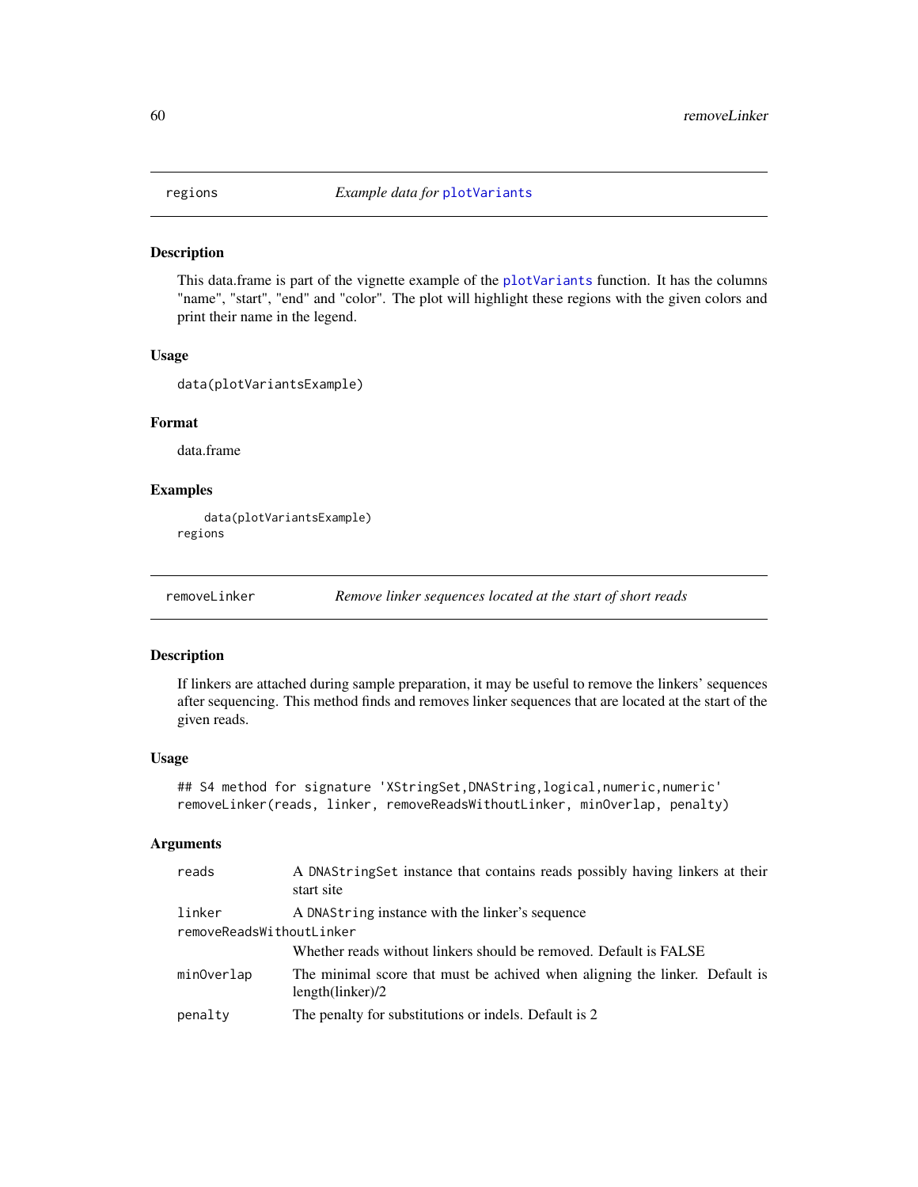## regions — *Example data for* `plotVariants`

### Description

This data.frame is part of the vignette example of the `plotVariants` function. It has the columns "name", "start", "end" and "color". The plot will highlight these regions with the given colors and print their name in the legend.

### Usage

```
data(plotVariantsExample)
```

### Format

data.frame

### Examples

```
    data(plotVariantsExample)
regions
```

## removeLinker — *Remove linker sequences located at the start of short reads*

### Description

If linkers are attached during sample preparation, it may be useful to remove the linkers' sequences after sequencing. This method finds and removes linker sequences that are located at the start of the given reads.

### Usage

```
## S4 method for signature 'XStringSet,DNAString,logical,numeric,numeric'
removeLinker(reads, linker, removeReadsWithoutLinker, minOverlap, penalty)
```

### Arguments

| | |
|---|---|
| `reads` | A `DNAStringSet` instance that contains reads possibly having linkers at their start site |
| `linker` | A `DNAString` instance with the linker's sequence |
| `removeReadsWithoutLinker` | Whether reads without linkers should be removed. Default is FALSE |
| `minOverlap` | The minimal score that must be achived when aligning the linker. Default is length(linker)/2 |
| `penalty` | The penalty for substitutions or indels. Default is 2 |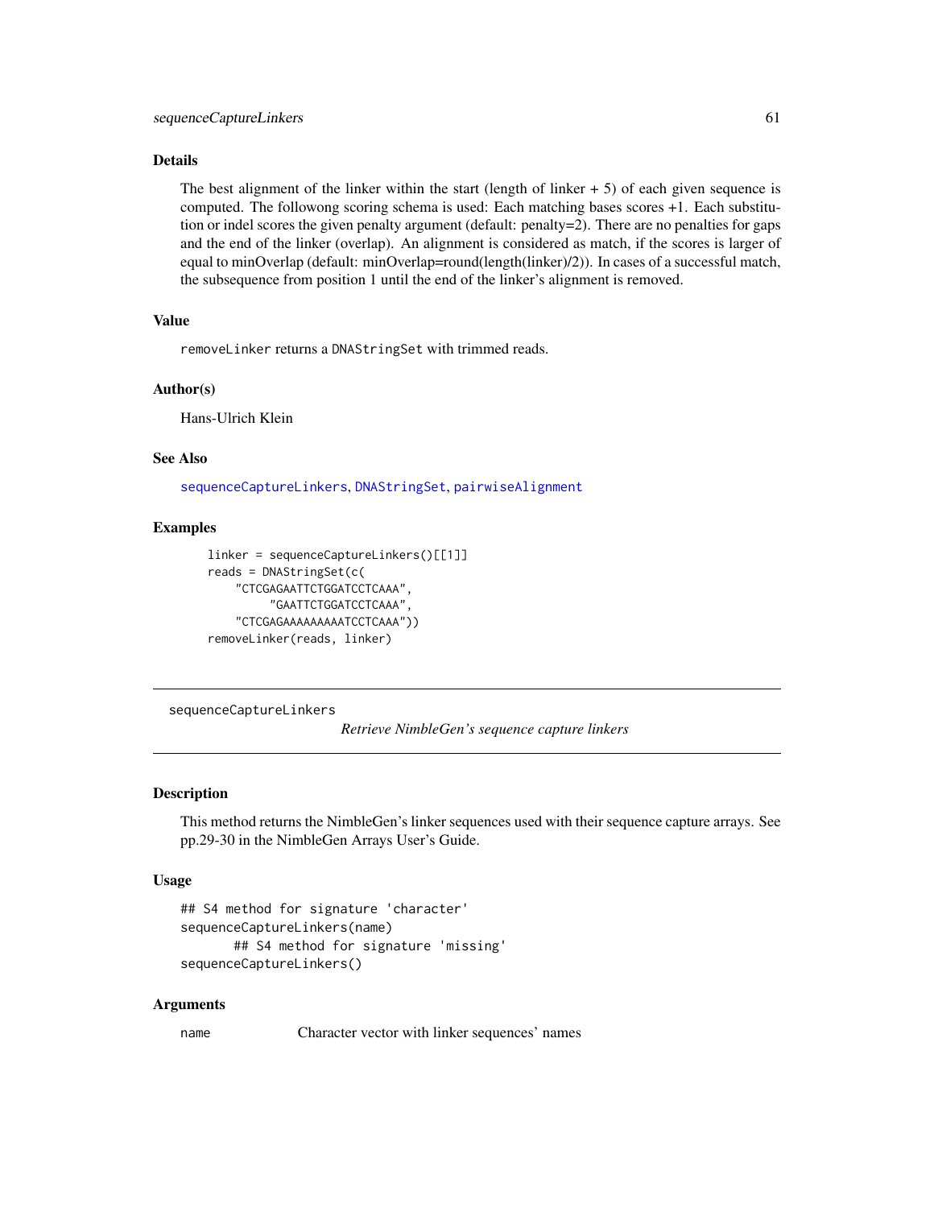### Details

The best alignment of the linker within the start (length of linker + 5) of each given sequence is computed. The followong scoring schema is used: Each matching bases scores +1. Each substitution or indel scores the given penalty argument (default: penalty=2). There are no penalties for gaps and the end of the linker (overlap). An alignment is considered as match, if the scores is larger of equal to minOverlap (default: minOverlap=round(length(linker)/2)). In cases of a successful match, the subsequence from position 1 until the end of the linker's alignment is removed.

### Value

`removeLinker` returns a `DNAStringSet` with trimmed reads.

### Author(s)

Hans-Ulrich Klein

### See Also

`sequenceCaptureLinkers`, `DNAStringSet`, `pairwiseAlignment`

### Examples

```
linker = sequenceCaptureLinkers()[[1]]
reads = DNAStringSet(c(
    "CTCGAGAATTCTGGATCCTCAAA",
         "GAATTCTGGATCCTCAAA",
    "CTCGAGAAAAAAAAATCCTCAAA"))
removeLinker(reads, linker)
```

---

`sequenceCaptureLinkers` *Retrieve NimbleGen's sequence capture linkers*

---

### Description

This method returns the NimbleGen's linker sequences used with their sequence capture arrays. See pp.29-30 in the NimbleGen Arrays User's Guide.

### Usage

```
## S4 method for signature 'character'
sequenceCaptureLinkers(name)
      ## S4 method for signature 'missing'
sequenceCaptureLinkers()
```

### Arguments

| | |
|---|---|
| `name` | Character vector with linker sequences' names |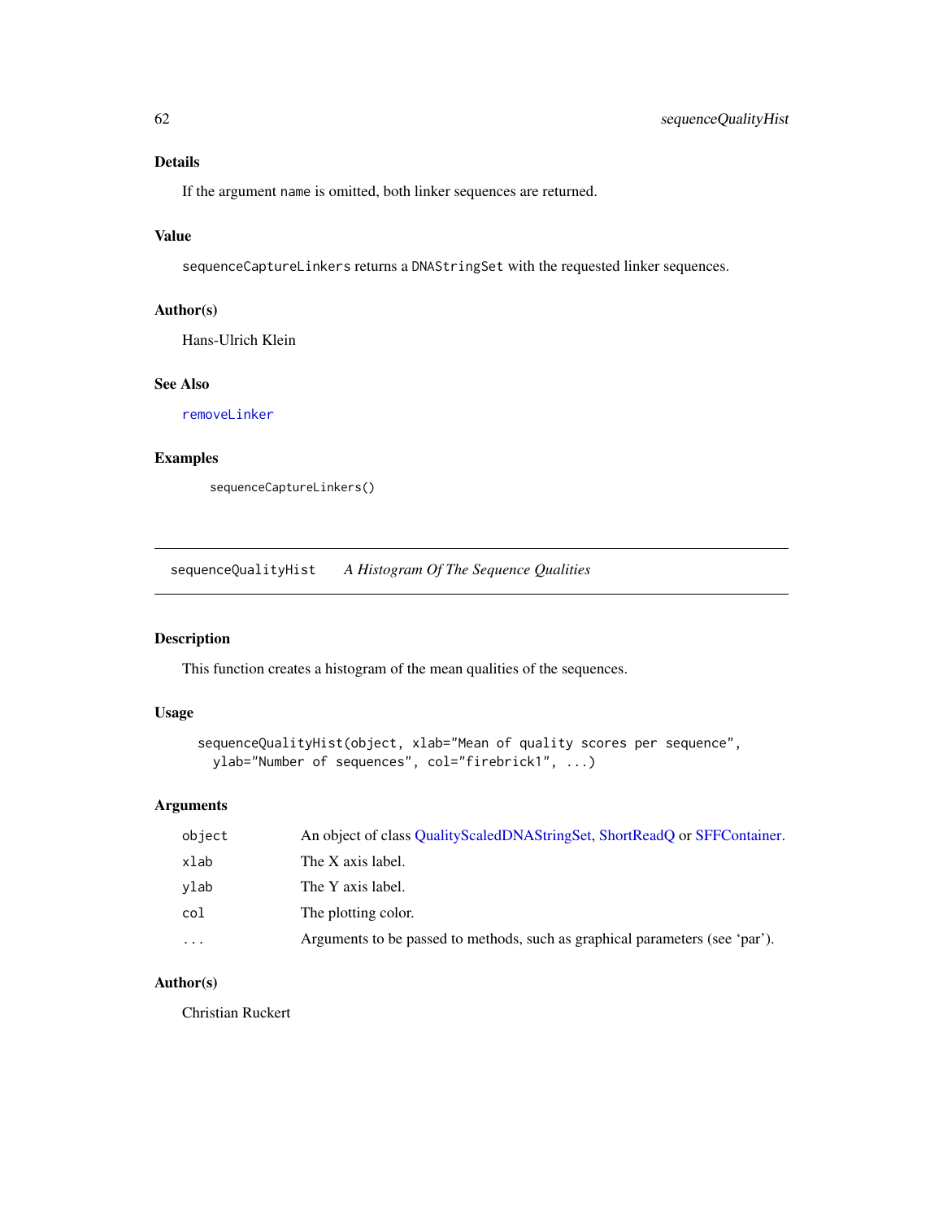### Details

If the argument name is omitted, both linker sequences are returned.

### Value

sequenceCaptureLinkers returns a DNAStringSet with the requested linker sequences.

### Author(s)

Hans-Ulrich Klein

### See Also

removeLinker

### Examples

```
sequenceCaptureLinkers()
```

---

## sequenceQualityHist *A Histogram Of The Sequence Qualities*

---

### Description

This function creates a histogram of the mean qualities of the sequences.

### Usage

```
sequenceQualityHist(object, xlab="Mean of quality scores per sequence",
  ylab="Number of sequences", col="firebrick1", ...)
```

### Arguments

| | |
|---|---|
| object | An object of class QualityScaledDNAStringSet, ShortReadQ or SFFContainer. |
| xlab | The X axis label. |
| ylab | The Y axis label. |
| col | The plotting color. |
| ... | Arguments to be passed to methods, such as graphical parameters (see 'par'). |

### Author(s)

Christian Ruckert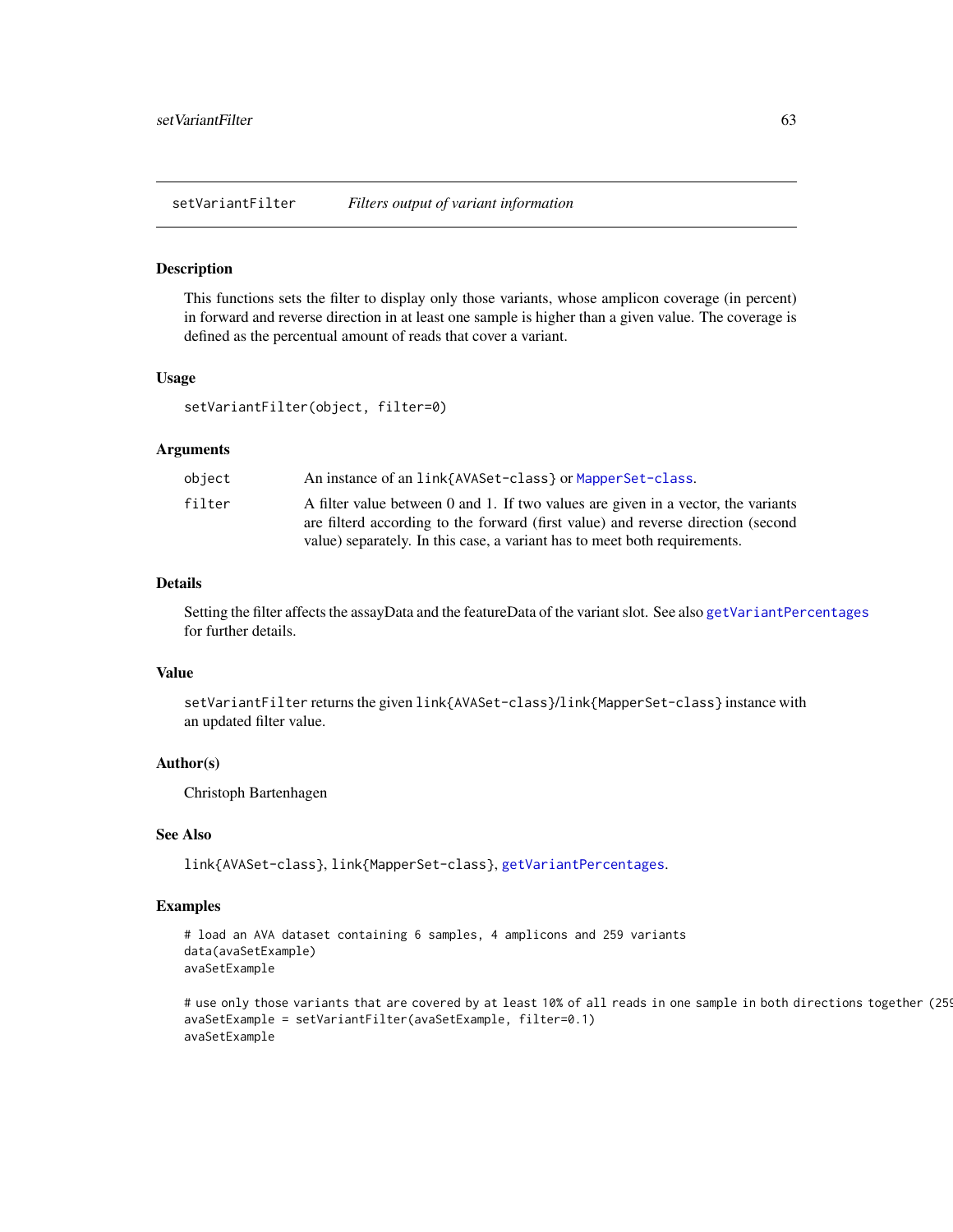# setVariantFilter — *Filters output of variant information*

## Description

This functions sets the filter to display only those variants, whose amplicon coverage (in percent) in forward and reverse direction in at least one sample is higher than a given value. The coverage is defined as the percentual amount of reads that cover a variant.

## Usage

```
setVariantFilter(object, filter=0)
```

## Arguments

| | |
|---|---|
| object | An instance of an link{AVASet-class} or MapperSet-class. |
| filter | A filter value between 0 and 1. If two values are given in a vector, the variants are filterd according to the forward (first value) and reverse direction (second value) separately. In this case, a variant has to meet both requirements. |

## Details

Setting the filter affects the assayData and the featureData of the variant slot. See also getVariantPercentages for further details.

## Value

setVariantFilter returns the given link{AVASet-class}/link{MapperSet-class} instance with an updated filter value.

## Author(s)

Christoph Bartenhagen

## See Also

link{AVASet-class}, link{MapperSet-class}, getVariantPercentages.

## Examples

```
# load an AVA dataset containing 6 samples, 4 amplicons and 259 variants
data(avaSetExample)
avaSetExample

# use only those variants that are covered by at least 10% of all reads in one sample in both directions together (25
avaSetExample = setVariantFilter(avaSetExample, filter=0.1)
avaSetExample
```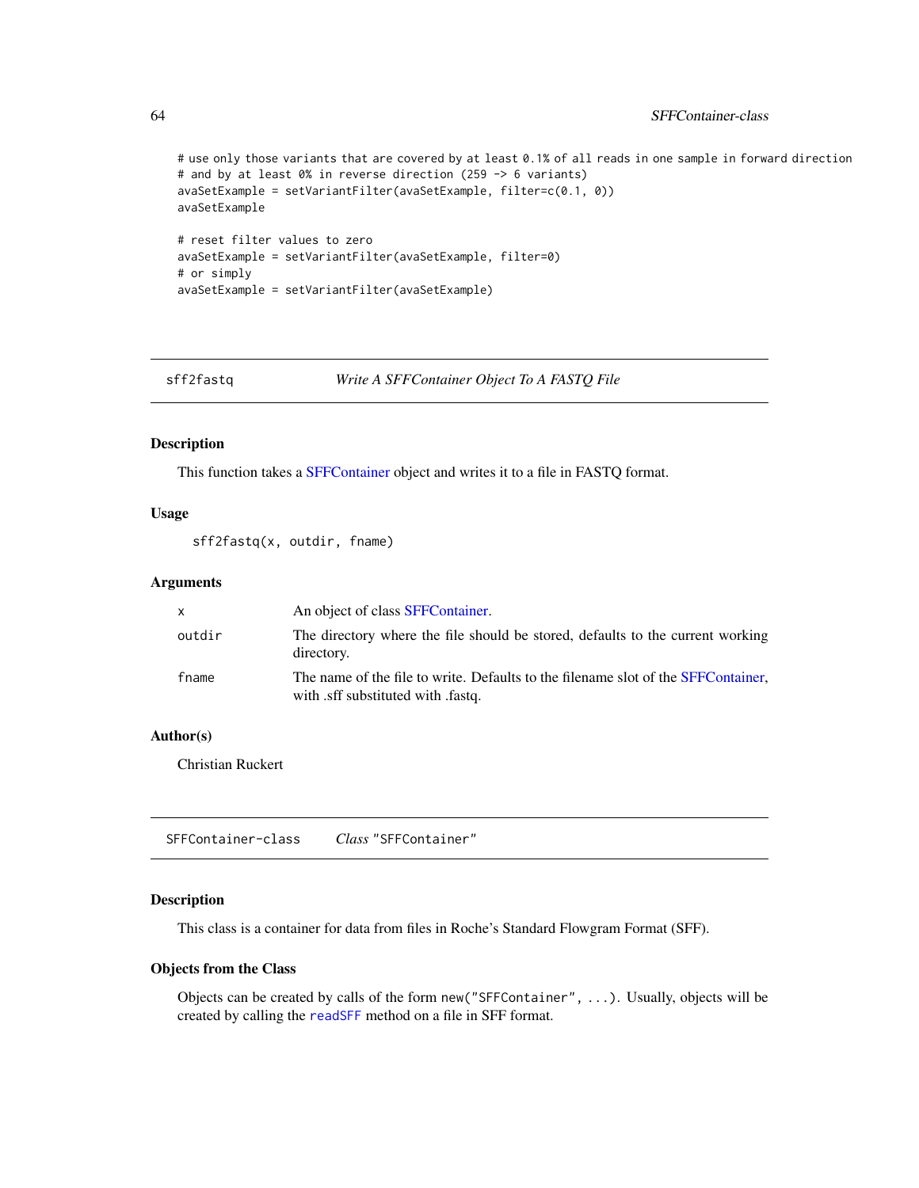```
# use only those variants that are covered by at least 0.1% of all reads in one sample in forward direction
# and by at least 0% in reverse direction (259 -> 6 variants)
avaSetExample = setVariantFilter(avaSetExample, filter=c(0.1, 0))
avaSetExample

# reset filter values to zero
avaSetExample = setVariantFilter(avaSetExample, filter=0)
# or simply
avaSetExample = setVariantFilter(avaSetExample)
```

---

## sff2fastq — *Write A SFFContainer Object To A FASTQ File*

### Description

This function takes a SFFContainer object and writes it to a file in FASTQ format.

### Usage

```
sff2fastq(x, outdir, fname)
```

### Arguments

| | |
|---|---|
| x | An object of class SFFContainer. |
| outdir | The directory where the file should be stored, defaults to the current working directory. |
| fname | The name of the file to write. Defaults to the filename slot of the SFFContainer, with .sff substituted with .fastq. |

### Author(s)

Christian Ruckert

---

## SFFContainer-class — *Class* "SFFContainer"

### Description

This class is a container for data from files in Roche's Standard Flowgram Format (SFF).

### Objects from the Class

Objects can be created by calls of the form `new("SFFContainer", ...)`. Usually, objects will be created by calling the `readSFF` method on a file in SFF format.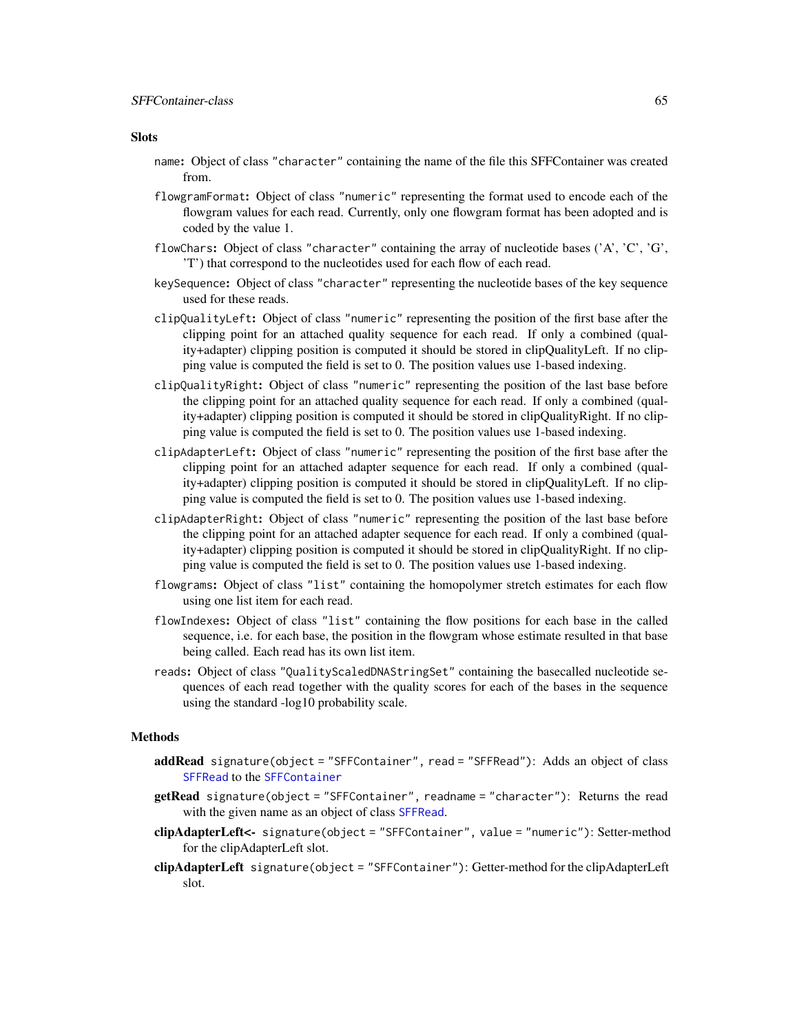### Slots

`name`: Object of class `"character"` containing the name of the file this SFFContainer was created from.

`flowgramFormat`: Object of class `"numeric"` representing the format used to encode each of the flowgram values for each read. Currently, only one flowgram format has been adopted and is coded by the value 1.

`flowChars`: Object of class `"character"` containing the array of nucleotide bases ('A', 'C', 'G', 'T') that correspond to the nucleotides used for each flow of each read.

`keySequence`: Object of class `"character"` representing the nucleotide bases of the key sequence used for these reads.

`clipQualityLeft`: Object of class `"numeric"` representing the position of the first base after the clipping point for an attached quality sequence for each read. If only a combined (quality+adapter) clipping position is computed it should be stored in clipQualityLeft. If no clipping value is computed the field is set to 0. The position values use 1-based indexing.

`clipQualityRight`: Object of class `"numeric"` representing the position of the last base before the clipping point for an attached quality sequence for each read. If only a combined (quality+adapter) clipping position is computed it should be stored in clipQualityRight. If no clipping value is computed the field is set to 0. The position values use 1-based indexing.

`clipAdapterLeft`: Object of class `"numeric"` representing the position of the first base after the clipping point for an attached adapter sequence for each read. If only a combined (quality+adapter) clipping position is computed it should be stored in clipQualityLeft. If no clipping value is computed the field is set to 0. The position values use 1-based indexing.

`clipAdapterRight`: Object of class `"numeric"` representing the position of the last base before the clipping point for an attached adapter sequence for each read. If only a combined (quality+adapter) clipping position is computed it should be stored in clipQualityRight. If no clipping value is computed the field is set to 0. The position values use 1-based indexing.

`flowgrams`: Object of class `"list"` containing the homopolymer stretch estimates for each flow using one list item for each read.

`flowIndexes`: Object of class `"list"` containing the flow positions for each base in the called sequence, i.e. for each base, the position in the flowgram whose estimate resulted in that base being called. Each read has its own list item.

`reads`: Object of class `"QualityScaledDNAStringSet"` containing the basecalled nucleotide sequences of each read together with the quality scores for each of the bases in the sequence using the standard -log10 probability scale.

### Methods

**addRead** `signature(object = "SFFContainer", read = "SFFRead")`: Adds an object of class `SFFRead` to the `SFFContainer`

**getRead** `signature(object = "SFFContainer", readname = "character")`: Returns the read with the given name as an object of class `SFFRead`.

**clipAdapterLeft<-** `signature(object = "SFFContainer", value = "numeric")`: Setter-method for the clipAdapterLeft slot.

**clipAdapterLeft** `signature(object = "SFFContainer")`: Getter-method for the clipAdapterLeft slot.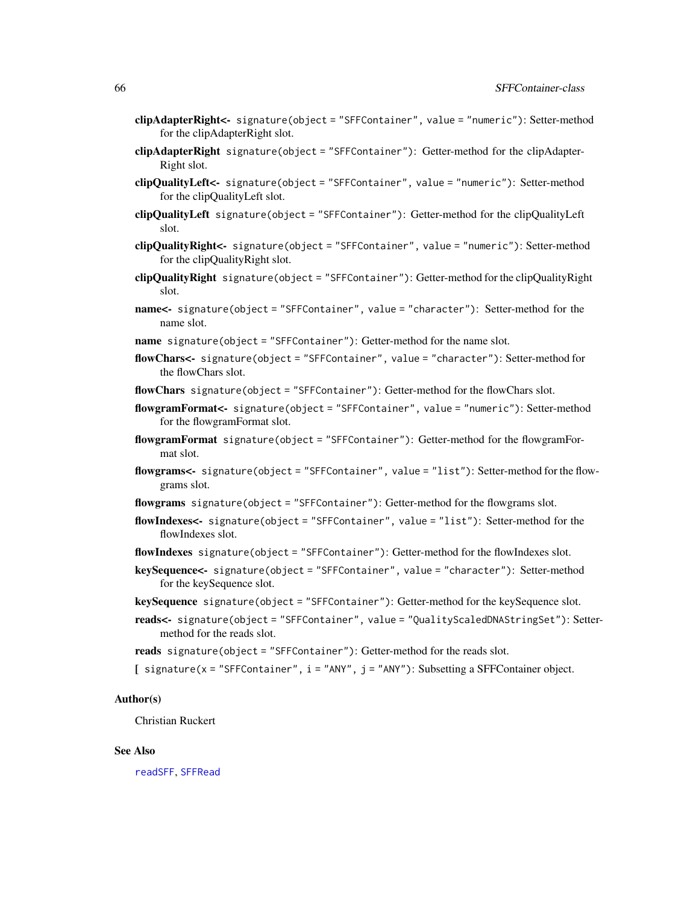**clipAdapterRight<-** `signature(object = "SFFContainer", value = "numeric")`: Setter-method for the clipAdapterRight slot.

**clipAdapterRight** `signature(object = "SFFContainer")`: Getter-method for the clipAdapterRight slot.

**clipQualityLeft<-** `signature(object = "SFFContainer", value = "numeric")`: Setter-method for the clipQualityLeft slot.

**clipQualityLeft** `signature(object = "SFFContainer")`: Getter-method for the clipQualityLeft slot.

**clipQualityRight<-** `signature(object = "SFFContainer", value = "numeric")`: Setter-method for the clipQualityRight slot.

**clipQualityRight** `signature(object = "SFFContainer")`: Getter-method for the clipQualityRight slot.

**name<-** `signature(object = "SFFContainer", value = "character")`: Setter-method for the name slot.

**name** `signature(object = "SFFContainer")`: Getter-method for the name slot.

**flowChars<-** `signature(object = "SFFContainer", value = "character")`: Setter-method for the flowChars slot.

**flowChars** `signature(object = "SFFContainer")`: Getter-method for the flowChars slot.

**flowgramFormat<-** `signature(object = "SFFContainer", value = "numeric")`: Setter-method for the flowgramFormat slot.

**flowgramFormat** `signature(object = "SFFContainer")`: Getter-method for the flowgramFormat slot.

**flowgrams<-** `signature(object = "SFFContainer", value = "list")`: Setter-method for the flowgrams slot.

**flowgrams** `signature(object = "SFFContainer")`: Getter-method for the flowgrams slot.

**flowIndexes<-** `signature(object = "SFFContainer", value = "list")`: Setter-method for the flowIndexes slot.

**flowIndexes** `signature(object = "SFFContainer")`: Getter-method for the flowIndexes slot.

**keySequence<-** `signature(object = "SFFContainer", value = "character")`: Setter-method for the keySequence slot.

**keySequence** `signature(object = "SFFContainer")`: Getter-method for the keySequence slot.

**reads<-** `signature(object = "SFFContainer", value = "QualityScaledDNAStringSet")`: Setter-method for the reads slot.

**reads** `signature(object = "SFFContainer")`: Getter-method for the reads slot.

**[** `signature(x = "SFFContainer", i = "ANY", j = "ANY")`: Subsetting a SFFContainer object.

## Author(s)

Christian Ruckert

## See Also

`readSFF`, `SFFRead`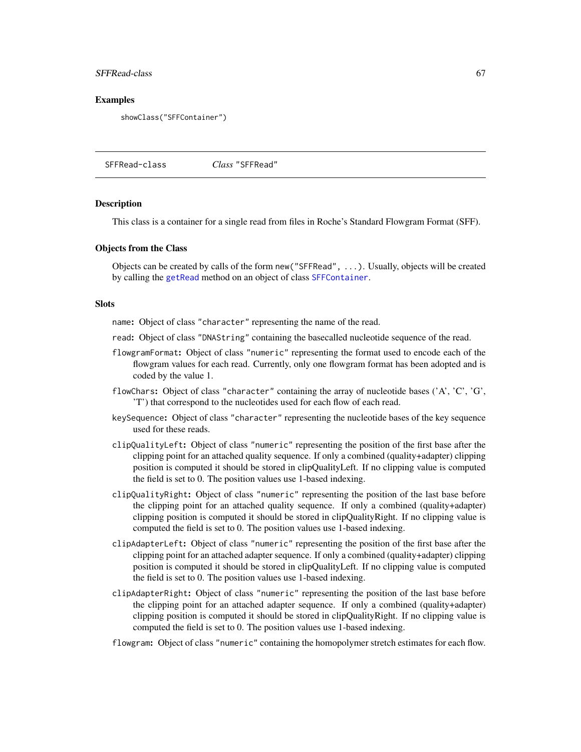## Examples

```
showClass("SFFContainer")
```

---

SFFRead-class *Class* "SFFRead"

---

## Description

This class is a container for a single read from files in Roche's Standard Flowgram Format (SFF).

## Objects from the Class

Objects can be created by calls of the form `new("SFFRead", ...)`. Usually, objects will be created by calling the `getRead` method on an object of class `SFFContainer`.

## Slots

- `name`: Object of class "character" representing the name of the read.
- `read`: Object of class "DNAString" containing the basecalled nucleotide sequence of the read.
- `flowgramFormat`: Object of class "numeric" representing the format used to encode each of the flowgram values for each read. Currently, only one flowgram format has been adopted and is coded by the value 1.
- `flowChars`: Object of class "character" containing the array of nucleotide bases ('A', 'C', 'G', 'T') that correspond to the nucleotides used for each flow of each read.
- `keySequence`: Object of class "character" representing the nucleotide bases of the key sequence used for these reads.
- `clipQualityLeft`: Object of class "numeric" representing the position of the first base after the clipping point for an attached quality sequence. If only a combined (quality+adapter) clipping position is computed it should be stored in clipQualityLeft. If no clipping value is computed the field is set to 0. The position values use 1-based indexing.
- `clipQualityRight`: Object of class "numeric" representing the position of the last base before the clipping point for an attached quality sequence. If only a combined (quality+adapter) clipping position is computed it should be stored in clipQualityRight. If no clipping value is computed the field is set to 0. The position values use 1-based indexing.
- `clipAdapterLeft`: Object of class "numeric" representing the position of the first base after the clipping point for an attached adapter sequence. If only a combined (quality+adapter) clipping position is computed it should be stored in clipQualityLeft. If no clipping value is computed the field is set to 0. The position values use 1-based indexing.
- `clipAdapterRight`: Object of class "numeric" representing the position of the last base before the clipping point for an attached adapter sequence. If only a combined (quality+adapter) clipping position is computed it should be stored in clipQualityRight. If no clipping value is computed the field is set to 0. The position values use 1-based indexing.
- `flowgram`: Object of class "numeric" containing the homopolymer stretch estimates for each flow.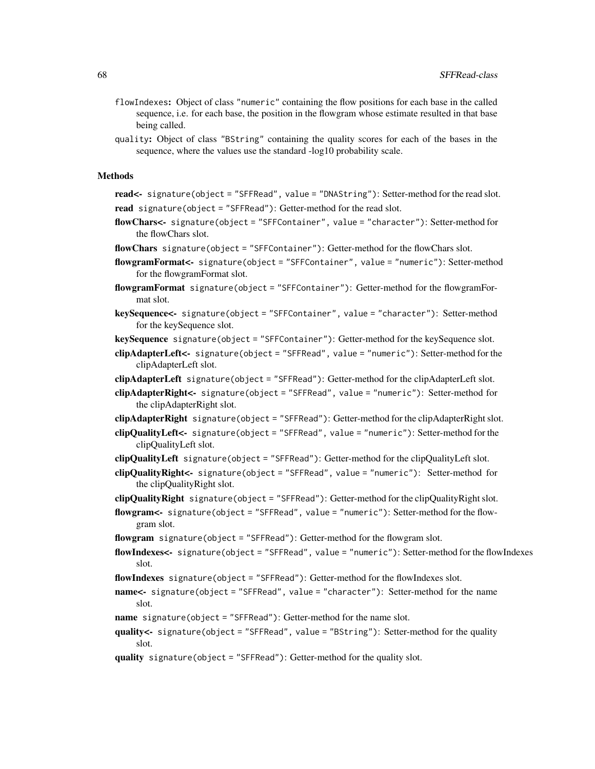`flowIndexes`: Object of class "numeric" containing the flow positions for each base in the called sequence, i.e. for each base, the position in the flowgram whose estimate resulted in that base being called.

`quality`: Object of class "BString" containing the quality scores for each of the bases in the sequence, where the values use the standard -log10 probability scale.

### Methods

**read<-** `signature(object = "SFFRead", value = "DNAString")`: Setter-method for the read slot.

**read** `signature(object = "SFFRead")`: Getter-method for the read slot.

**flowChars<-** `signature(object = "SFFContainer", value = "character")`: Setter-method for the flowChars slot.

**flowChars** `signature(object = "SFFContainer")`: Getter-method for the flowChars slot.

**flowgramFormat<-** `signature(object = "SFFContainer", value = "numeric")`: Setter-method for the flowgramFormat slot.

**flowgramFormat** `signature(object = "SFFContainer")`: Getter-method for the flowgramFormat slot.

**keySequence<-** `signature(object = "SFFContainer", value = "character")`: Setter-method for the keySequence slot.

**keySequence** `signature(object = "SFFContainer")`: Getter-method for the keySequence slot.

**clipAdapterLeft<-** `signature(object = "SFFRead", value = "numeric")`: Setter-method for the clipAdapterLeft slot.

**clipAdapterLeft** `signature(object = "SFFRead")`: Getter-method for the clipAdapterLeft slot.

**clipAdapterRight<-** `signature(object = "SFFRead", value = "numeric")`: Setter-method for the clipAdapterRight slot.

**clipAdapterRight** `signature(object = "SFFRead")`: Getter-method for the clipAdapterRight slot.

**clipQualityLeft<-** `signature(object = "SFFRead", value = "numeric")`: Setter-method for the clipQualityLeft slot.

**clipQualityLeft** `signature(object = "SFFRead")`: Getter-method for the clipQualityLeft slot.

**clipQualityRight<-** `signature(object = "SFFRead", value = "numeric")`: Setter-method for the clipQualityRight slot.

**clipQualityRight** `signature(object = "SFFRead")`: Getter-method for the clipQualityRight slot.

**flowgram<-** `signature(object = "SFFRead", value = "numeric")`: Setter-method for the flowgram slot.

**flowgram** `signature(object = "SFFRead")`: Getter-method for the flowgram slot.

**flowIndexes<-** `signature(object = "SFFRead", value = "numeric")`: Setter-method for the flowIndexes slot.

**flowIndexes** `signature(object = "SFFRead")`: Getter-method for the flowIndexes slot.

**name<-** `signature(object = "SFFRead", value = "character")`: Setter-method for the name slot.

**name** `signature(object = "SFFRead")`: Getter-method for the name slot.

**quality<-** `signature(object = "SFFRead", value = "BString")`: Setter-method for the quality slot.

**quality** `signature(object = "SFFRead")`: Getter-method for the quality slot.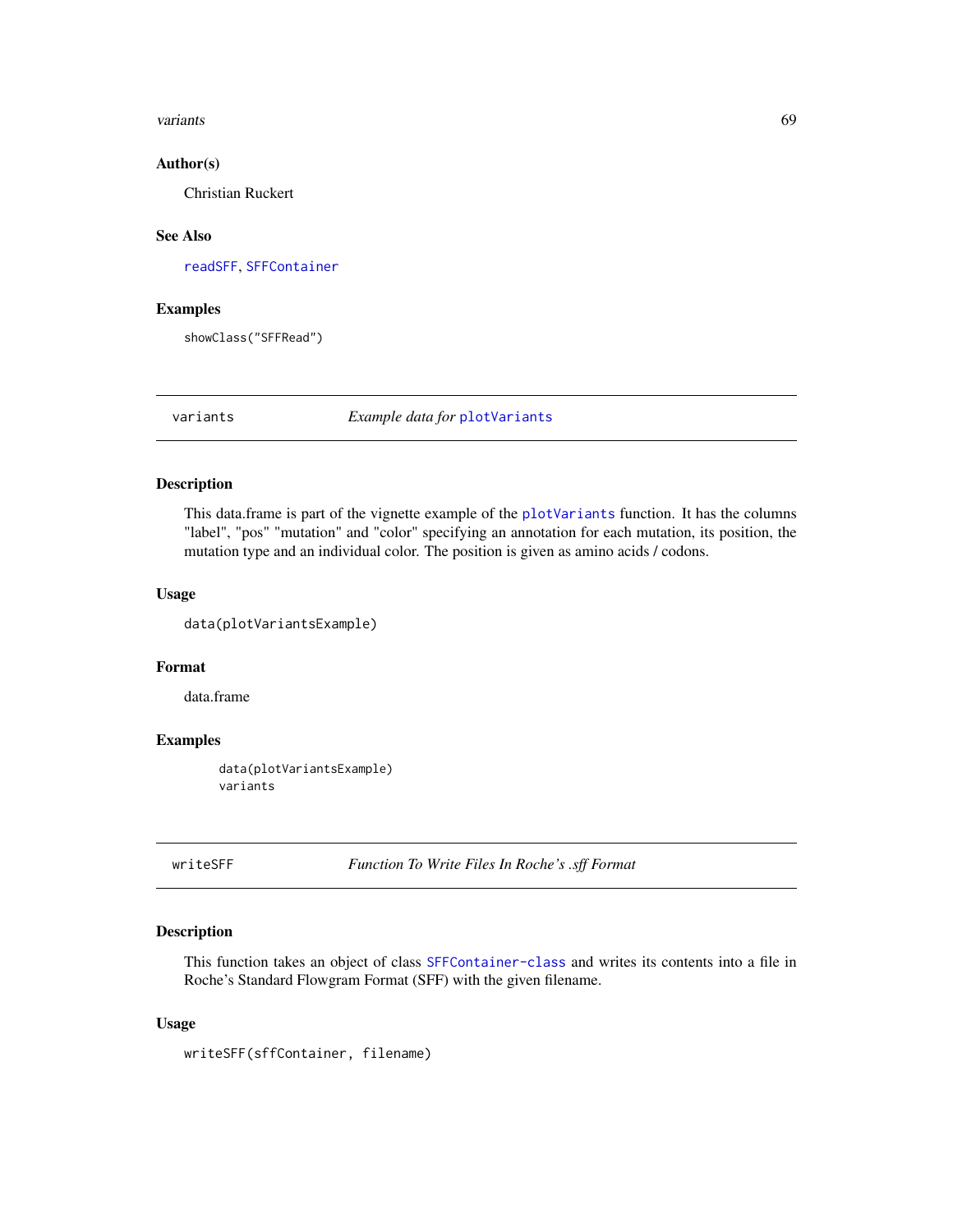## Author(s)

Christian Ruckert

## See Also

readSFF, SFFContainer

## Examples

```
showClass("SFFRead")
```

---

# variants — *Example data for plotVariants*

## Description

This data.frame is part of the vignette example of the plotVariants function. It has the columns "label", "pos" "mutation" and "color" specifying an annotation for each mutation, its position, the mutation type and an individual color. The position is given as amino acids / codons.

## Usage

```
data(plotVariantsExample)
```

## Format

data.frame

## Examples

```
data(plotVariantsExample)
variants
```

---

# writeSFF — *Function To Write Files In Roche's .sff Format*

## Description

This function takes an object of class SFFContainer-class and writes its contents into a file in Roche's Standard Flowgram Format (SFF) with the given filename.

## Usage

```
writeSFF(sffContainer, filename)
```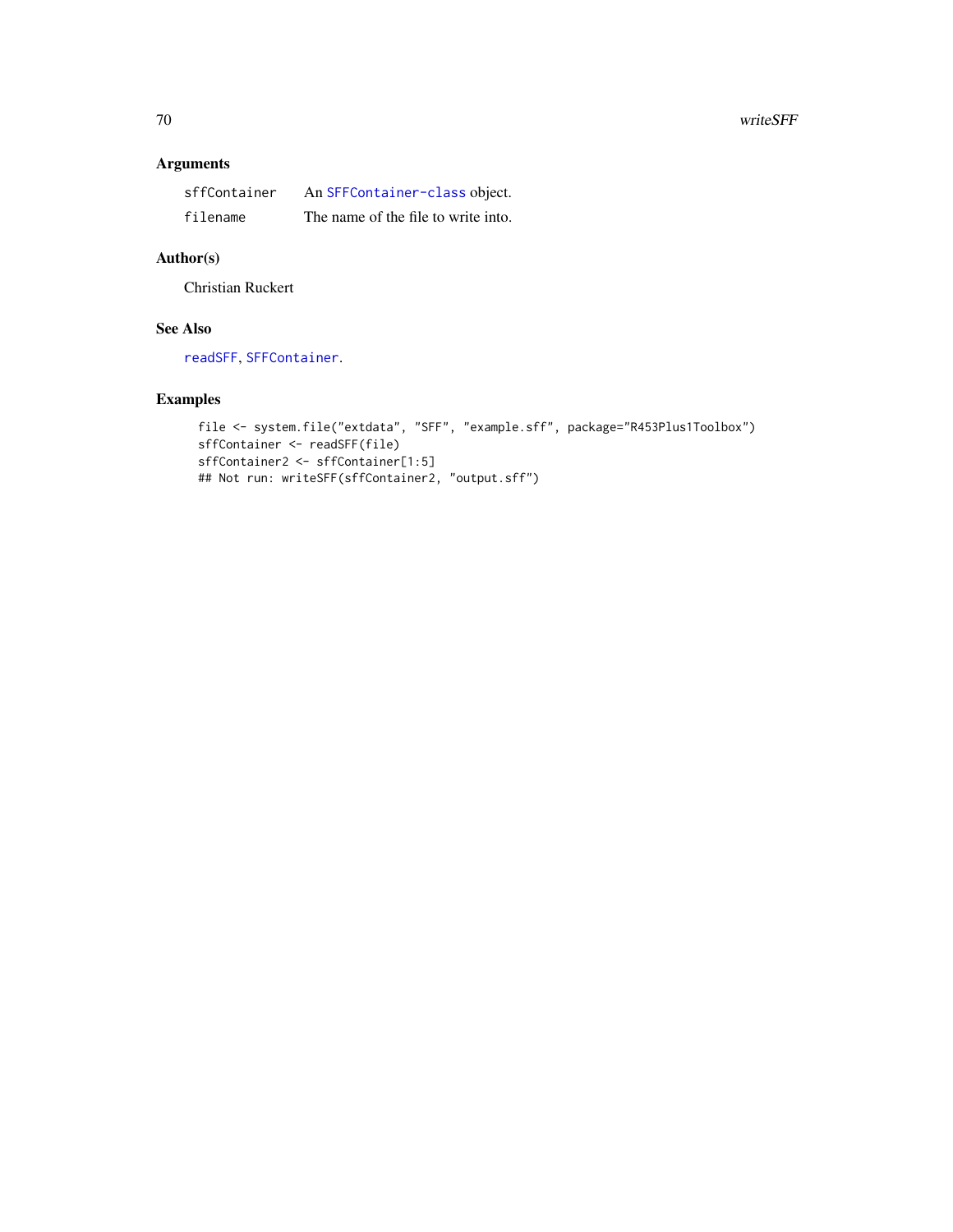## Arguments

| | |
|---|---|
| sffContainer | An SFFContainer-class object. |
| filename | The name of the file to write into. |

## Author(s)

Christian Ruckert

## See Also

readSFF, SFFContainer.

## Examples

```
file <- system.file("extdata", "SFF", "example.sff", package="R453Plus1Toolbox")
sffContainer <- readSFF(file)
sffContainer2 <- sffContainer[1:5]
## Not run: writeSFF(sffContainer2, "output.sff")
```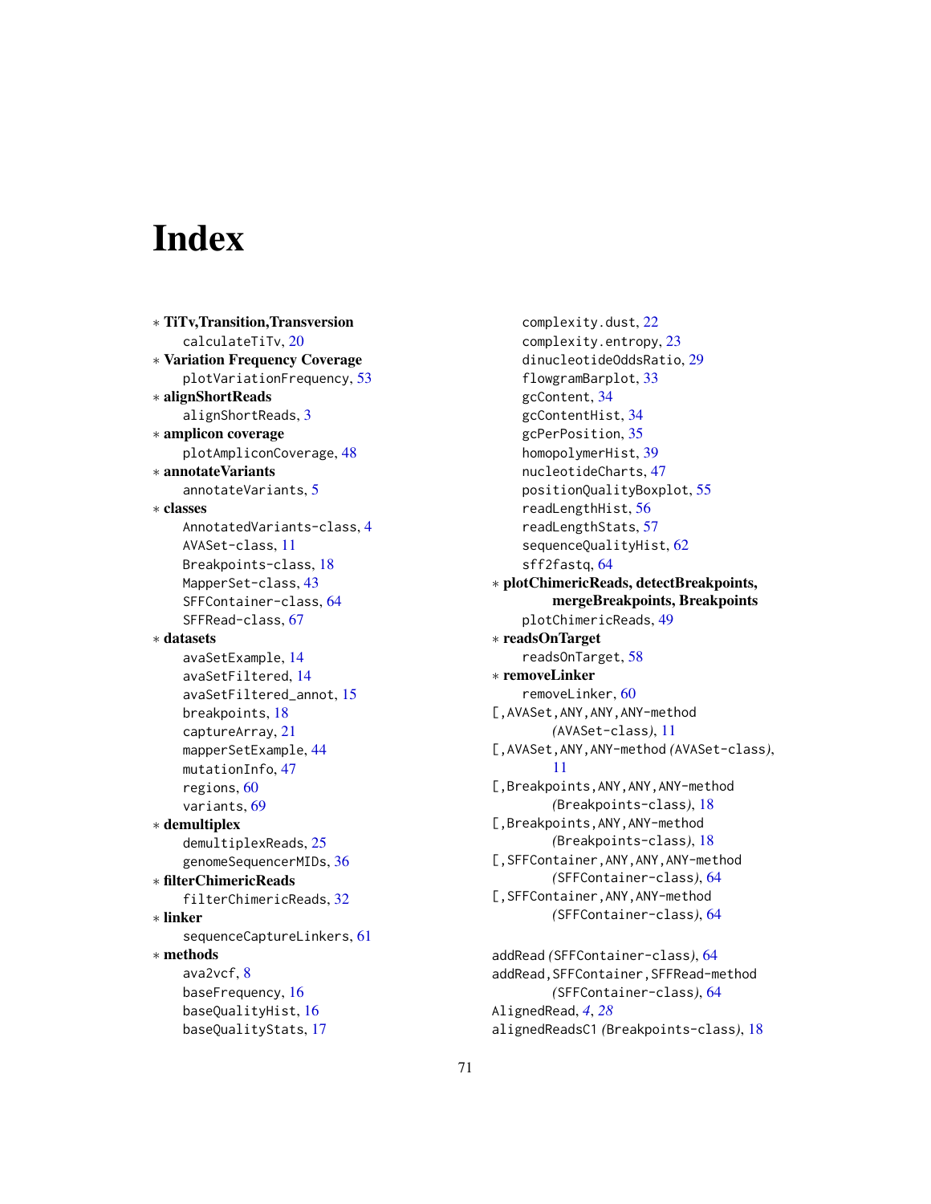# Index

∗ **TiTv,Transition,Transversion**
  calculateTiTv, 20

∗ **Variation Frequency Coverage**
  plotVariationFrequency, 53

∗ **alignShortReads**
  alignShortReads, 3

∗ **amplicon coverage**
  plotAmpliconCoverage, 48

∗ **annotateVariants**
  annotateVariants, 5

∗ **classes**
  AnnotatedVariants-class, 4
  AVASet-class, 11
  Breakpoints-class, 18
  MapperSet-class, 43
  SFFContainer-class, 64
  SFFRead-class, 67

∗ **datasets**
  avaSetExample, 14
  avaSetFiltered, 14
  avaSetFiltered_annot, 15
  breakpoints, 18
  captureArray, 21
  mapperSetExample, 44
  mutationInfo, 47
  regions, 60
  variants, 69

∗ **demultiplex**
  demultiplexReads, 25
  genomeSequencerMIDs, 36

∗ **filterChimericReads**
  filterChimericReads, 32

∗ **linker**
  sequenceCaptureLinkers, 61

∗ **methods**
  ava2vcf, 8
  baseFrequency, 16
  baseQualityHist, 16
  baseQualityStats, 17
  complexity.dust, 22
  complexity.entropy, 23
  dinucleotideOddsRatio, 29
  flowgramBarplot, 33
  gcContent, 34
  gcContentHist, 34
  gcPerPosition, 35
  homopolymerHist, 39
  nucleotideCharts, 47
  positionQualityBoxplot, 55
  readLengthHist, 56
  readLengthStats, 57
  sequenceQualityHist, 62
  sff2fastq, 64

∗ **plotChimericReads, detectBreakpoints, mergeBreakpoints, Breakpoints**
  plotChimericReads, 49

∗ **readsOnTarget**
  readsOnTarget, 58

∗ **removeLinker**
  removeLinker, 60

[,AVASet,ANY,ANY,ANY-method *(AVASet-class)*, 11
[,AVASet,ANY,ANY-method *(AVASet-class)*, 11
[,Breakpoints,ANY,ANY,ANY-method *(Breakpoints-class)*, 18
[,Breakpoints,ANY,ANY-method *(Breakpoints-class)*, 18
[,SFFContainer,ANY,ANY,ANY-method *(SFFContainer-class)*, 64
[,SFFContainer,ANY,ANY-method *(SFFContainer-class)*, 64

addRead *(SFFContainer-class)*, 64
addRead,SFFContainer,SFFRead-method *(SFFContainer-class)*, 64
AlignedRead, *4*, *28*
alignedReadsC1 *(Breakpoints-class)*, 18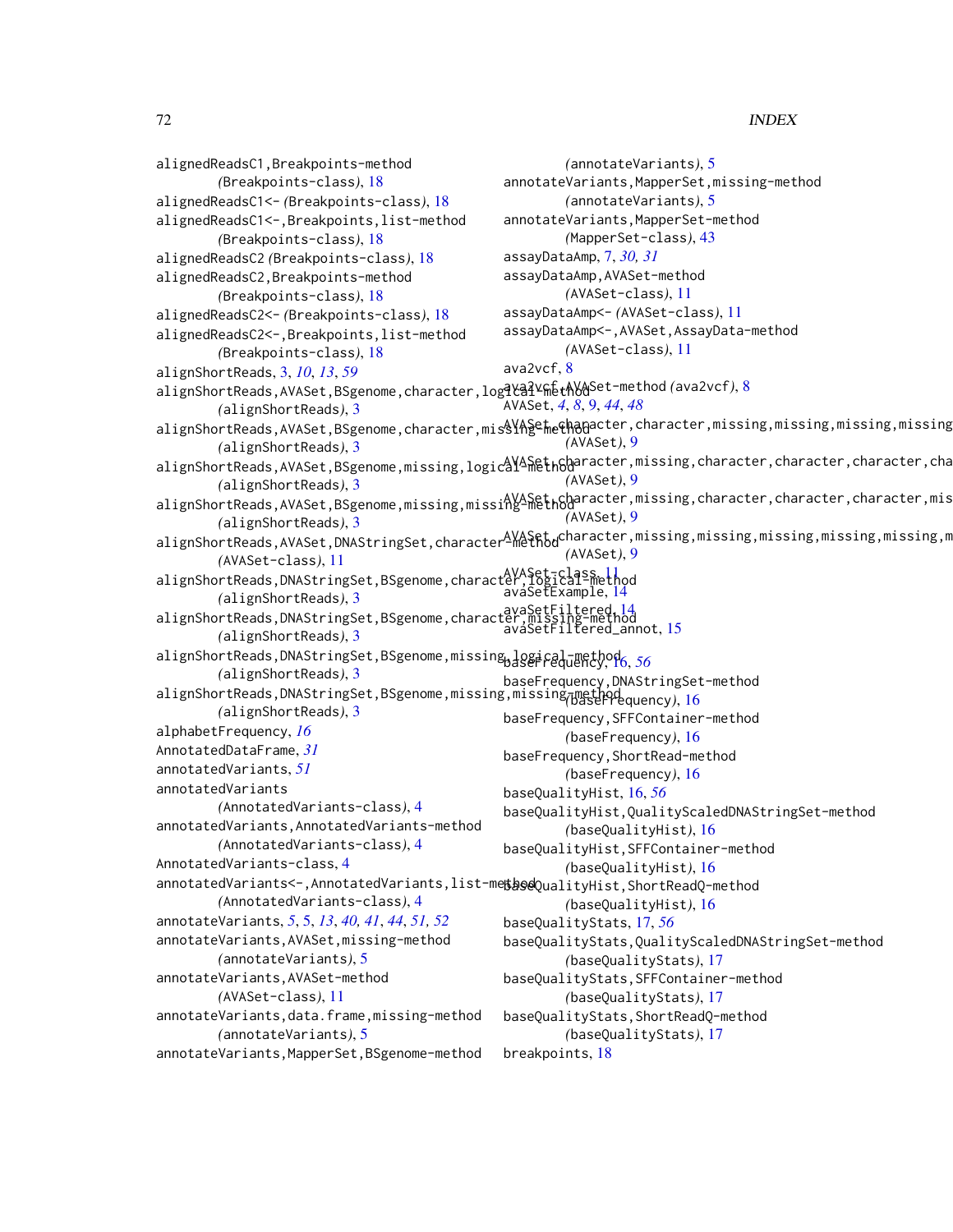alignedReadsC1,Breakpoints-method
(Breakpoints-class), 18
alignedReadsC1<- (Breakpoints-class), 18
alignedReadsC1<-,Breakpoints,list-method
(Breakpoints-class), 18
alignedReadsC2 (Breakpoints-class), 18
alignedReadsC2,Breakpoints-method
(Breakpoints-class), 18
alignedReadsC2<- (Breakpoints-class), 18
alignedReadsC2<-,Breakpoints,list-method
(Breakpoints-class), 18
alignShortReads, 3, *10*, *13*, *59*
alignShortReads,AVASet,BSgenome,character,logical-method
(alignShortReads), 3
alignShortReads,AVASet,BSgenome,character,missing-method
(alignShortReads), 3
alignShortReads,AVASet,BSgenome,missing,logical-method
(alignShortReads), 3
alignShortReads,AVASet,BSgenome,missing,missing-method
(alignShortReads), 3
alignShortReads,AVASet,DNAStringSet,character-method
(AVASet-class), 11
alignShortReads,DNAStringSet,BSgenome,character,logical-method
(alignShortReads), 3
alignShortReads,DNAStringSet,BSgenome,character,missing-method
(alignShortReads), 3
alignShortReads,DNAStringSet,BSgenome,missing,logical-method
(alignShortReads), 3
alignShortReads,DNAStringSet,BSgenome,missing,missing-method
(alignShortReads), 3
alphabetFrequency, *16*
AnnotatedDataFrame, *31*
annotatedVariants, *51*
annotatedVariants
(AnnotatedVariants-class), 4
annotatedVariants,AnnotatedVariants-method
(AnnotatedVariants-class), 4
AnnotatedVariants-class, 4
annotatedVariants<-,AnnotatedVariants,list-method
(AnnotatedVariants-class), 4
annotateVariants, *5*, 5, *13*, *40, 41*, *44*, *51, 52*
annotateVariants,AVASet,missing-method
(annotateVariants), 5
annotateVariants,AVASet-method
(AVASet-class), 11
annotateVariants,data.frame,missing-method
(annotateVariants), 5
annotateVariants,MapperSet,BSgenome-method
(annotateVariants), 5
annotateVariants,MapperSet,missing-method
(annotateVariants), 5
annotateVariants,MapperSet-method
(MapperSet-class), 43
assayDataAmp, 7, *30, 31*
assayDataAmp,AVASet-method
(AVASet-class), 11
assayDataAmp<- (AVASet-class), 11
assayDataAmp<-,AVASet,AssayData-method
(AVASet-class), 11
ava2vcf, 8
ava2vcf,AVASet-method (ava2vcf), 8
AVASet, *4*, *8*, 9, *44*, *48*
AVASet,character,character,missing,missing,missing,missing
(AVASet), 9
AVASet,character,missing,character,character,character,cha
(AVASet), 9
AVASet,character,missing,character,character,character,mis
(AVASet), 9
AVASet,character,missing,missing,missing,missing,missing,m
(AVASet), 9
AVASet-class, 11
avaSetExample, 14
avaSetFiltered, 14
avaSetFiltered_annot, 15
baseFrequency, 16, *56*
baseFrequency,DNAStringSet-method
(baseFrequency), 16
baseFrequency,SFFContainer-method
(baseFrequency), 16
baseFrequency,ShortRead-method
(baseFrequency), 16
baseQualityHist, 16, *56*
baseQualityHist,QualityScaledDNAStringSet-method
(baseQualityHist), 16
baseQualityHist,SFFContainer-method
(baseQualityHist), 16
baseQualityHist,ShortReadQ-method
(baseQualityHist), 16
baseQualityStats, 17, *56*
baseQualityStats,QualityScaledDNAStringSet-method
(baseQualityStats), 17
baseQualityStats,SFFContainer-method
(baseQualityStats), 17
baseQualityStats,ShortReadQ-method
(baseQualityStats), 17
breakpoints, 18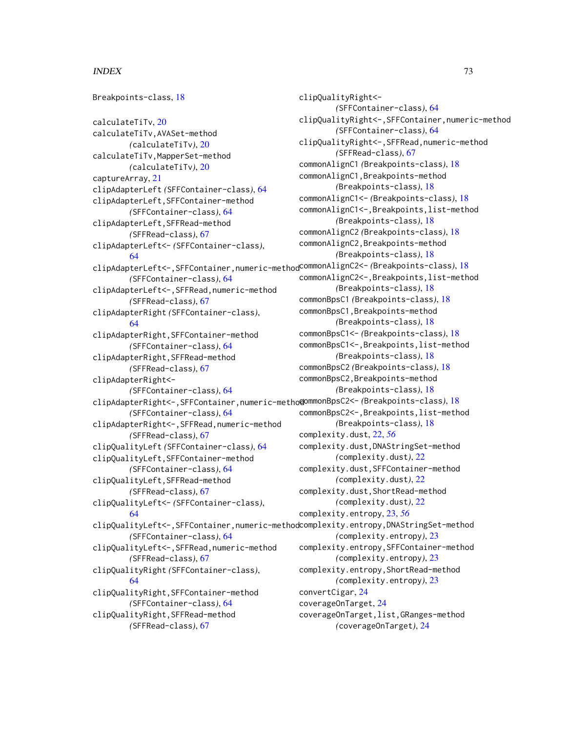Breakpoints-class, 18

calculateTiTv, 20
calculateTiTv,AVASet-method *(calculateTiTv)*, 20
calculateTiTv,MapperSet-method *(calculateTiTv)*, 20
captureArray, 21
clipAdapterLeft *(SFFContainer-class)*, 64
clipAdapterLeft,SFFContainer-method *(SFFContainer-class)*, 64
clipAdapterLeft,SFFRead-method *(SFFRead-class)*, 67
clipAdapterLeft<- *(SFFContainer-class)*, 64
clipAdapterLeft<-,SFFContainer,numeric-method *(SFFContainer-class)*, 64
clipAdapterLeft<-,SFFRead,numeric-method *(SFFRead-class)*, 67
clipAdapterRight *(SFFContainer-class)*, 64
clipAdapterRight,SFFContainer-method *(SFFContainer-class)*, 64
clipAdapterRight,SFFRead-method *(SFFRead-class)*, 67
clipAdapterRight<- *(SFFContainer-class)*, 64
clipAdapterRight<-,SFFContainer,numeric-method *(SFFContainer-class)*, 64
clipAdapterRight<-,SFFRead,numeric-method *(SFFRead-class)*, 67
clipQualityLeft *(SFFContainer-class)*, 64
clipQualityLeft,SFFContainer-method *(SFFContainer-class)*, 64
clipQualityLeft,SFFRead-method *(SFFRead-class)*, 67
clipQualityLeft<- *(SFFContainer-class)*, 64
clipQualityLeft<-,SFFContainer,numeric-method *(SFFContainer-class)*, 64
clipQualityLeft<-,SFFRead,numeric-method *(SFFRead-class)*, 67
clipQualityRight *(SFFContainer-class)*, 64
clipQualityRight,SFFContainer-method *(SFFContainer-class)*, 64
clipQualityRight,SFFRead-method *(SFFRead-class)*, 67
clipQualityRight<- *(SFFContainer-class)*, 64
clipQualityRight<-,SFFContainer,numeric-method *(SFFContainer-class)*, 64
clipQualityRight<-,SFFRead,numeric-method *(SFFRead-class)*, 67
commonAlignC1 *(Breakpoints-class)*, 18
commonAlignC1,Breakpoints-method *(Breakpoints-class)*, 18
commonAlignC1<- *(Breakpoints-class)*, 18
commonAlignC1<-,Breakpoints,list-method *(Breakpoints-class)*, 18
commonAlignC2 *(Breakpoints-class)*, 18
commonAlignC2,Breakpoints-method *(Breakpoints-class)*, 18
commonAlignC2<- *(Breakpoints-class)*, 18
commonAlignC2<-,Breakpoints,list-method *(Breakpoints-class)*, 18
commonBpsC1 *(Breakpoints-class)*, 18
commonBpsC1,Breakpoints-method *(Breakpoints-class)*, 18
commonBpsC1<- *(Breakpoints-class)*, 18
commonBpsC1<-,Breakpoints,list-method *(Breakpoints-class)*, 18
commonBpsC2 *(Breakpoints-class)*, 18
commonBpsC2,Breakpoints-method *(Breakpoints-class)*, 18
commonBpsC2<- *(Breakpoints-class)*, 18
commonBpsC2<-,Breakpoints,list-method *(Breakpoints-class)*, 18
complexity.dust, 22, *56*
complexity.dust,DNAStringSet-method *(complexity.dust)*, 22
complexity.dust,SFFContainer-method *(complexity.dust)*, 22
complexity.dust,ShortRead-method *(complexity.dust)*, 22
complexity.entropy, 23, *56*
complexity.entropy,DNAStringSet-method *(complexity.entropy)*, 23
complexity.entropy,SFFContainer-method *(complexity.entropy)*, 23
complexity.entropy,ShortRead-method *(complexity.entropy)*, 23
convertCigar, 24
coverageOnTarget, 24
coverageOnTarget,list,GRanges-method *(coverageOnTarget)*, 24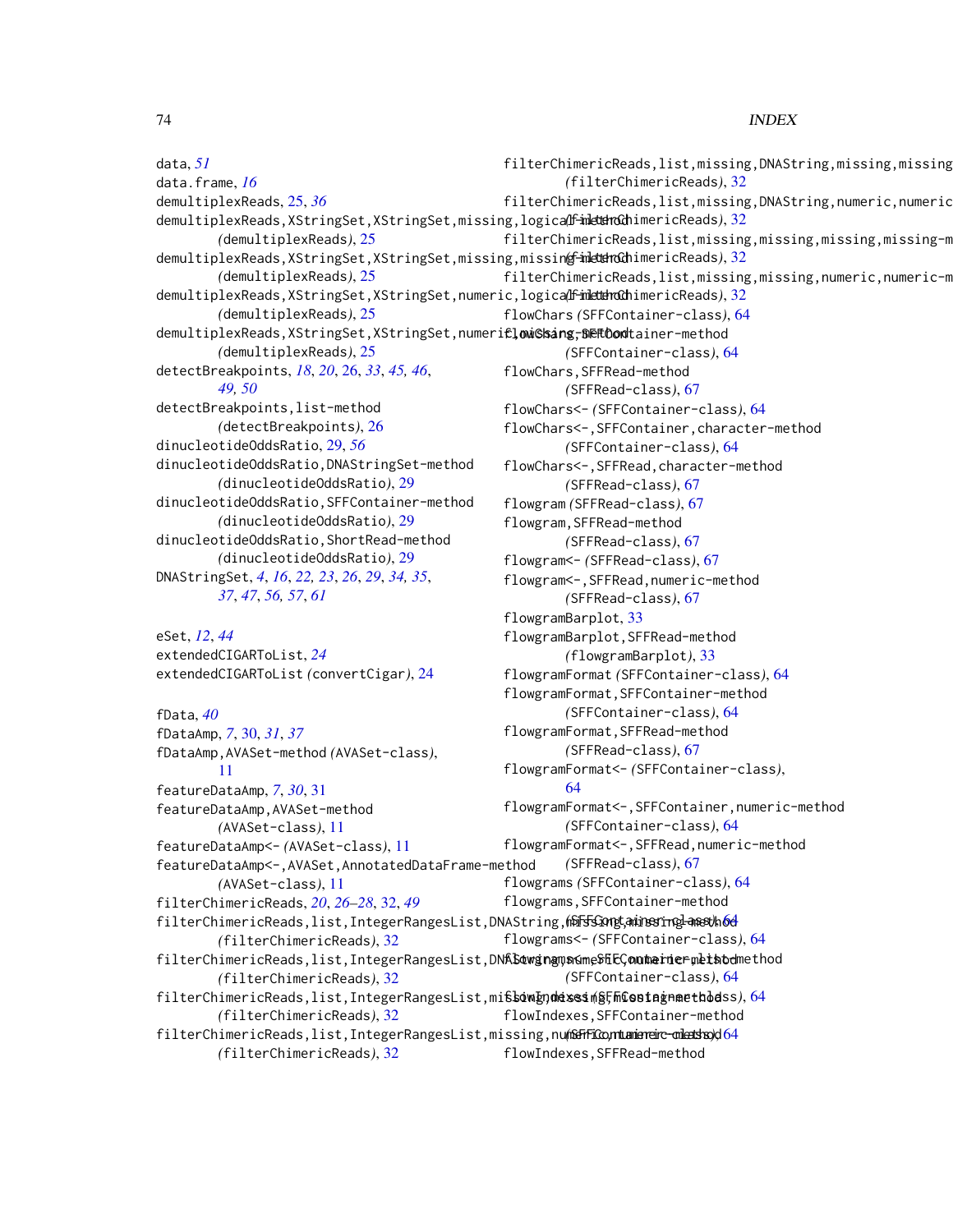data, *51*
data.frame, *16*
demultiplexReads, 25, *36*
demultiplexReads,XStringSet,XStringSet,missing,logical-method
  *(demultiplexReads)*, 25
demultiplexReads,XStringSet,XStringSet,missing,missing-method
  *(demultiplexReads)*, 25
demultiplexReads,XStringSet,XStringSet,numeric,logical-method
  *(demultiplexReads)*, 25
demultiplexReads,XStringSet,XStringSet,numeric,missing-method
  *(demultiplexReads)*, 25
detectBreakpoints, *18*, *20*, 26, *33*, *45*, *46*, *49*, *50*
detectBreakpoints,list-method
  *(detectBreakpoints)*, 26
dinucleotideOddsRatio, 29, *56*
dinucleotideOddsRatio,DNAStringSet-method
  *(dinucleotideOddsRatio)*, 29
dinucleotideOddsRatio,SFFContainer-method
  *(dinucleotideOddsRatio)*, 29
dinucleotideOddsRatio,ShortRead-method
  *(dinucleotideOddsRatio)*, 29
DNAStringSet, *4*, *16*, *22*, *23*, *26*, *29*, *34*, *35*, *37*, *47*, *56*, *57*, *61*

eSet, *12*, *44*
extendedCIGARToList, *24*
extendedCIGARToList *(convertCigar)*, 24

fData, *40*
fDataAmp, *7*, 30, *31*, *37*
fDataAmp,AVASet-method *(AVASet-class)*, 11
featureDataAmp, *7*, *30*, 31
featureDataAmp,AVASet-method
  *(AVASet-class)*, 11
featureDataAmp<- *(AVASet-class)*, 11
featureDataAmp<-,AVASet,AnnotatedDataFrame-method
  *(AVASet-class)*, 11
filterChimericReads, *20*, *26–28*, 32, *49*
filterChimericReads,list,IntegerRangesList,DNAString,missing,missing-method
  *(filterChimericReads)*, 32
filterChimericReads,list,IntegerRangesList,DNAString,numeric,numeric-method
  *(filterChimericReads)*, 32
filterChimericReads,list,IntegerRangesList,missing,missing,missing-method
  *(filterChimericReads)*, 32
filterChimericReads,list,IntegerRangesList,missing,numeric,numeric-method
  *(filterChimericReads)*, 32
filterChimericReads,list,missing,DNAString,missing,missing-method
  *(filterChimericReads)*, 32
filterChimericReads,list,missing,DNAString,numeric,numeric-method
  *(filterChimericReads)*, 32
filterChimericReads,list,missing,missing,missing,missing-method
  *(filterChimericReads)*, 32
filterChimericReads,list,missing,missing,numeric,numeric-method
  *(filterChimericReads)*, 32
flowChars *(SFFContainer-class)*, 64
flowChars,SFFContainer-method
  *(SFFContainer-class)*, 64
flowChars,SFFRead-method
  *(SFFRead-class)*, 67
flowChars<- *(SFFContainer-class)*, 64
flowChars<-,SFFContainer,character-method
  *(SFFContainer-class)*, 64
flowChars<-,SFFRead,character-method
  *(SFFRead-class)*, 67
flowgram *(SFFRead-class)*, 67
flowgram,SFFRead-method
  *(SFFRead-class)*, 67
flowgram<- *(SFFRead-class)*, 67
flowgram<-,SFFRead,numeric-method
  *(SFFRead-class)*, 67
flowgramBarplot, 33
flowgramBarplot,SFFRead-method
  *(flowgramBarplot)*, 33
flowgramFormat *(SFFContainer-class)*, 64
flowgramFormat,SFFContainer-method
  *(SFFContainer-class)*, 64
flowgramFormat,SFFRead-method
  *(SFFRead-class)*, 67
flowgramFormat<- *(SFFContainer-class)*, 64
flowgramFormat<-,SFFContainer,numeric-method
  *(SFFContainer-class)*, 64
flowgramFormat<-,SFFRead,numeric-method
  *(SFFRead-class)*, 67
flowgrams *(SFFContainer-class)*, 64
flowgrams,SFFContainer-method
  *(SFFContainer-class)*, 64
flowgrams<- *(SFFContainer-class)*, 64
flowgrams<-,SFFContainer,list-method
  *(SFFContainer-class)*, 64
flowIndexes *(SFFContainer-class)*, 64
flowIndexes,SFFContainer-method
  *(SFFContainer-class)*, 64
flowIndexes,SFFRead-method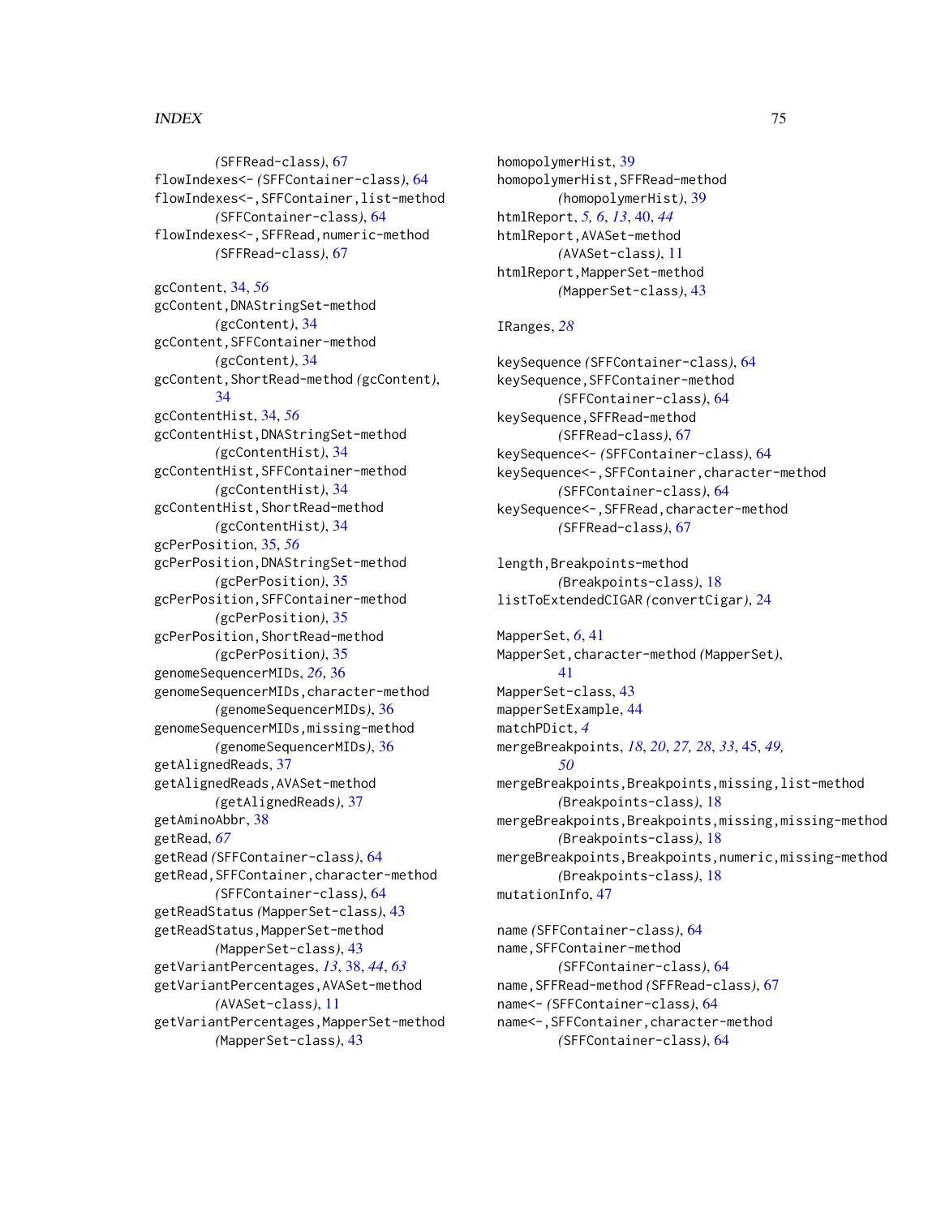(SFFRead-class), 67
flowIndexes<- (SFFContainer-class), 64
flowIndexes<-,SFFContainer,list-method
(SFFContainer-class), 64
flowIndexes<-,SFFRead,numeric-method
(SFFRead-class), 67

gcContent, 34, *56*
gcContent,DNAStringSet-method
(gcContent), 34
gcContent,SFFContainer-method
(gcContent), 34
gcContent,ShortRead-method (gcContent),
34
gcContentHist, 34, *56*
gcContentHist,DNAStringSet-method
(gcContentHist), 34
gcContentHist,SFFContainer-method
(gcContentHist), 34
gcContentHist,ShortRead-method
(gcContentHist), 34
gcPerPosition, 35, *56*
gcPerPosition,DNAStringSet-method
(gcPerPosition), 35
gcPerPosition,SFFContainer-method
(gcPerPosition), 35
gcPerPosition,ShortRead-method
(gcPerPosition), 35
genomeSequencerMIDs, *26*, 36
genomeSequencerMIDs,character-method
(genomeSequencerMIDs), 36
genomeSequencerMIDs,missing-method
(genomeSequencerMIDs), 36
getAlignedReads, 37
getAlignedReads,AVASet-method
(getAlignedReads), 37
getAminoAbbr, 38
getRead, *67*
getRead (SFFContainer-class), 64
getRead,SFFContainer,character-method
(SFFContainer-class), 64
getReadStatus (MapperSet-class), 43
getReadStatus,MapperSet-method
(MapperSet-class), 43
getVariantPercentages, *13*, 38, *44*, *63*
getVariantPercentages,AVASet-method
(AVASet-class), 11
getVariantPercentages,MapperSet-method
(MapperSet-class), 43

homopolymerHist, 39
homopolymerHist,SFFRead-method
(homopolymerHist), 39
htmlReport, *5, 6*, *13*, 40, *44*
htmlReport,AVASet-method
(AVASet-class), 11
htmlReport,MapperSet-method
(MapperSet-class), 43

IRanges, *28*

keySequence (SFFContainer-class), 64
keySequence,SFFContainer-method
(SFFContainer-class), 64
keySequence,SFFRead-method
(SFFRead-class), 67
keySequence<- (SFFContainer-class), 64
keySequence<-,SFFContainer,character-method
(SFFContainer-class), 64
keySequence<-,SFFRead,character-method
(SFFRead-class), 67

length,Breakpoints-method
(Breakpoints-class), 18
listToExtendedCIGAR (convertCigar), 24

MapperSet, *6*, 41
MapperSet,character-method (MapperSet),
41
MapperSet-class, 43
mapperSetExample, 44
matchPDict, *4*
mergeBreakpoints, *18*, *20*, *27*, *28*, *33*, 45, *49*,
*50*
mergeBreakpoints,Breakpoints,missing,list-method
(Breakpoints-class), 18
mergeBreakpoints,Breakpoints,missing,missing-method
(Breakpoints-class), 18
mergeBreakpoints,Breakpoints,numeric,missing-method
(Breakpoints-class), 18
mutationInfo, 47

name (SFFContainer-class), 64
name,SFFContainer-method
(SFFContainer-class), 64
name,SFFRead-method (SFFRead-class), 67
name<- (SFFContainer-class), 64
name<-,SFFContainer,character-method
(SFFContainer-class), 64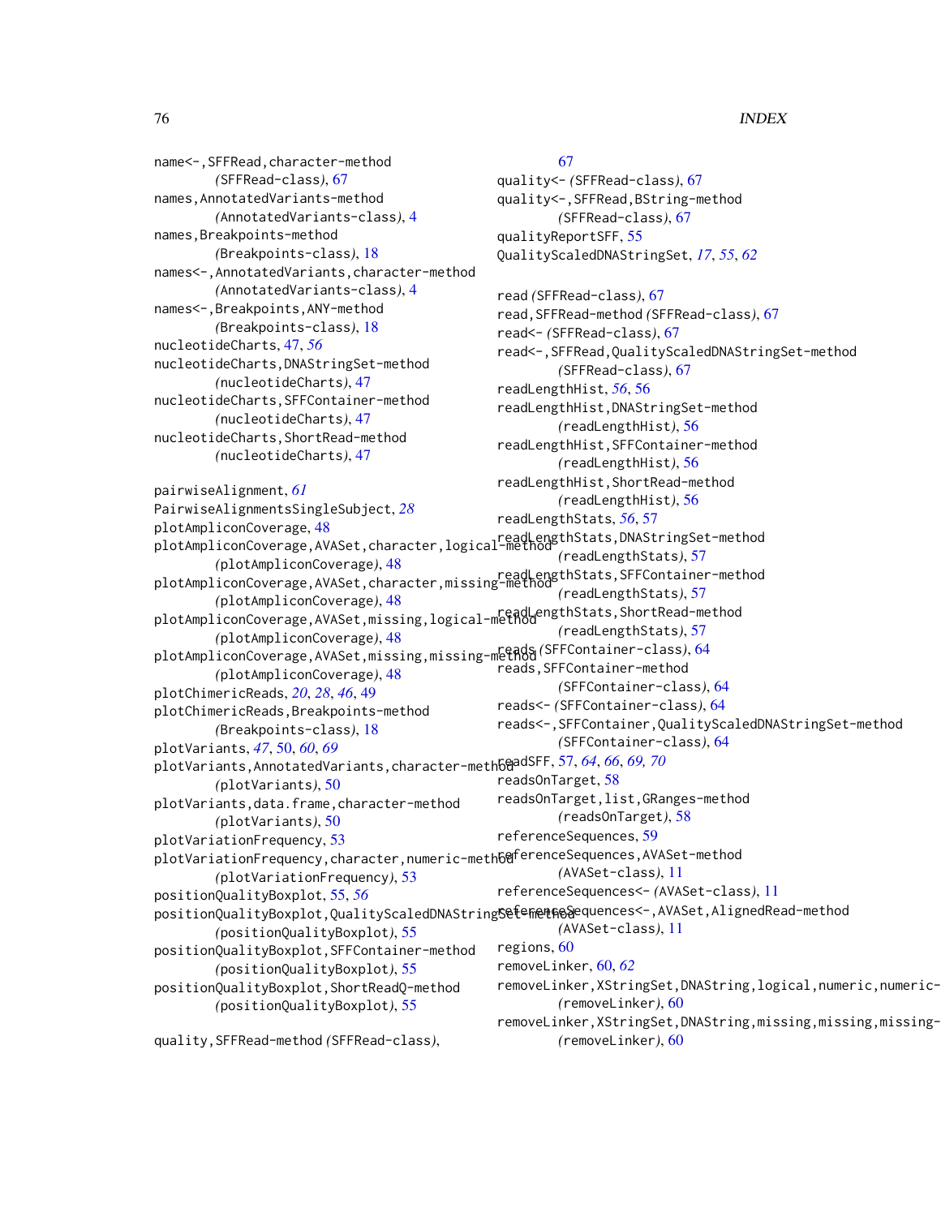name<-,SFFRead,character-method
  *(SFFRead-class)*, 67
names,AnnotatedVariants-method
  *(AnnotatedVariants-class)*, 4
names,Breakpoints-method
  *(Breakpoints-class)*, 18
names<-,AnnotatedVariants,character-method
  *(AnnotatedVariants-class)*, 4
names<-,Breakpoints,ANY-method
  *(Breakpoints-class)*, 18
nucleotideCharts, 47, *56*
nucleotideCharts,DNAStringSet-method
  *(nucleotideCharts)*, 47
nucleotideCharts,SFFContainer-method
  *(nucleotideCharts)*, 47
nucleotideCharts,ShortRead-method
  *(nucleotideCharts)*, 47

pairwiseAlignment, *61*
PairwiseAlignmentsSingleSubject, *28*
plotAmpliconCoverage, 48
plotAmpliconCoverage,AVASet,character,logical-method
  *(plotAmpliconCoverage)*, 48
plotAmpliconCoverage,AVASet,character,missing-method
  *(plotAmpliconCoverage)*, 48
plotAmpliconCoverage,AVASet,missing,logical-method
  *(plotAmpliconCoverage)*, 48
plotAmpliconCoverage,AVASet,missing,missing-method
  *(plotAmpliconCoverage)*, 48
plotChimericReads, *20*, *28*, *46*, 49
plotChimericReads,Breakpoints-method
  *(Breakpoints-class)*, 18
plotVariants, *47*, 50, *60*, *69*
plotVariants,AnnotatedVariants,character-method
  *(plotVariants)*, 50
plotVariants,data.frame,character-method
  *(plotVariants)*, 50
plotVariationFrequency, 53
plotVariationFrequency,character,numeric-method
  *(plotVariationFrequency)*, 53
positionQualityBoxplot, 55, *56*
positionQualityBoxplot,QualityScaledDNAStringSet-method
  *(positionQualityBoxplot)*, 55
positionQualityBoxplot,SFFContainer-method
  *(positionQualityBoxplot)*, 55
positionQualityBoxplot,ShortReadQ-method
  *(positionQualityBoxplot)*, 55

quality,SFFRead-method *(SFFRead-class)*,
  67
quality<- *(SFFRead-class)*, 67
quality<-,SFFRead,BString-method
  *(SFFRead-class)*, 67
qualityReportSFF, 55
QualityScaledDNAStringSet, *17*, *55*, *62*

read *(SFFRead-class)*, 67
read,SFFRead-method *(SFFRead-class)*, 67
read<- *(SFFRead-class)*, 67
read<-,SFFRead,QualityScaledDNAStringSet-method
  *(SFFRead-class)*, 67
readLengthHist, *56*, 56
readLengthHist,DNAStringSet-method
  *(readLengthHist)*, 56
readLengthHist,SFFContainer-method
  *(readLengthHist)*, 56
readLengthHist,ShortRead-method
  *(readLengthHist)*, 56
readLengthStats, *56*, 57
readLengthStats,DNAStringSet-method
  *(readLengthStats)*, 57
readLengthStats,SFFContainer-method
  *(readLengthStats)*, 57
readLengthStats,ShortRead-method
  *(readLengthStats)*, 57
reads *(SFFContainer-class)*, 64
reads,SFFContainer-method
  *(SFFContainer-class)*, 64
reads<- *(SFFContainer-class)*, 64
reads<-,SFFContainer,QualityScaledDNAStringSet-method
  *(SFFContainer-class)*, 64
readSFF, 57, *64*, *66*, *69*, *70*
readsOnTarget, 58
readsOnTarget,list,GRanges-method
  *(readsOnTarget)*, 58
referenceSequences, 59
referenceSequences,AVASet-method
  *(AVASet-class)*, 11
referenceSequences<- *(AVASet-class)*, 11
referenceSequences<-,AVASet,AlignedRead-method
  *(AVASet-class)*, 11
regions, 60
removeLinker, 60, *62*
removeLinker,XStringSet,DNAString,logical,numeric,numeric-
  *(removeLinker)*, 60
removeLinker,XStringSet,DNAString,missing,missing,missing-
  *(removeLinker)*, 60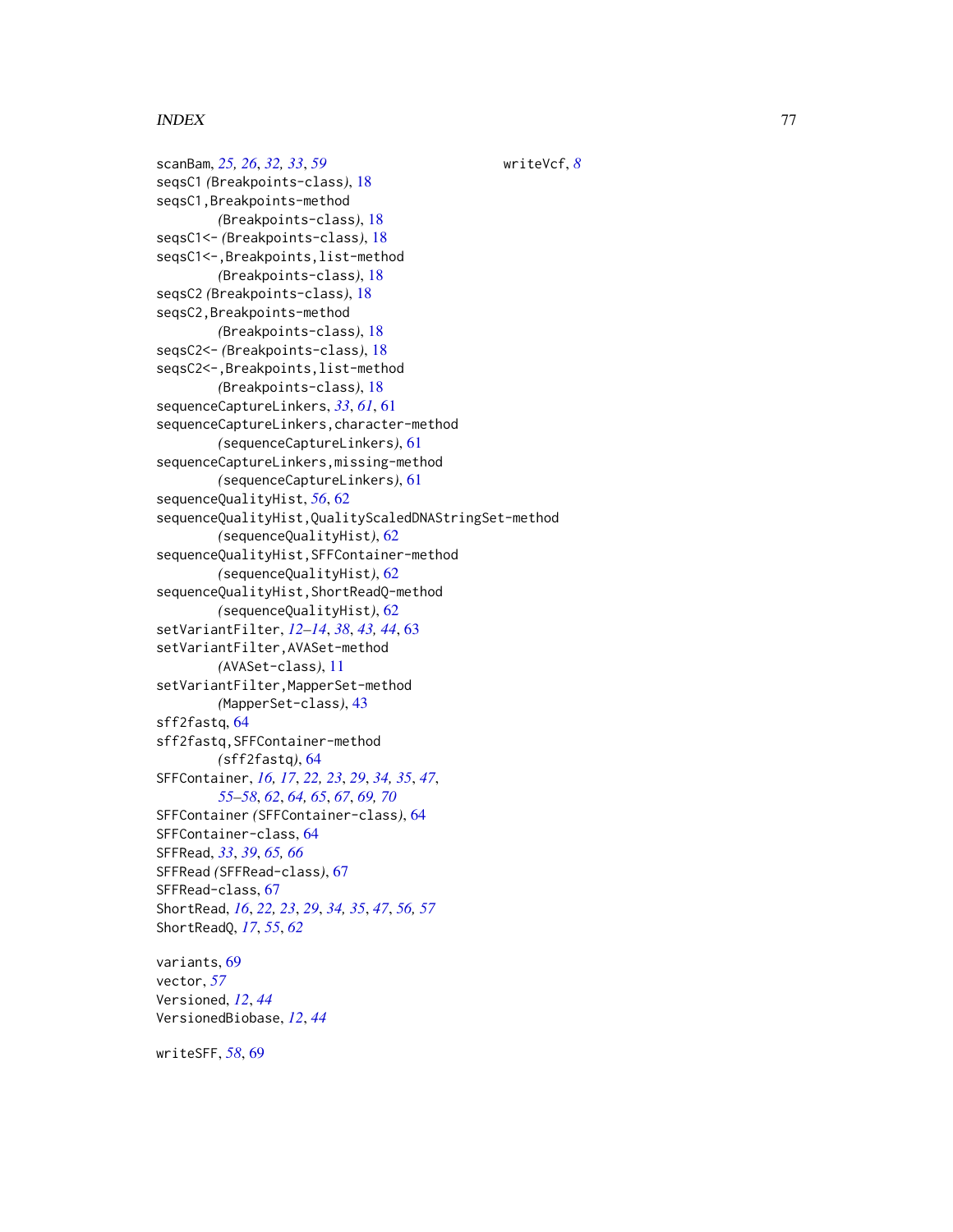scanBam, *25, 26*, *32, 33*, *59*
seqsC1 *(*Breakpoints-class*)*, 18
seqsC1,Breakpoints-method
  *(*Breakpoints-class*)*, 18
seqsC1<- *(*Breakpoints-class*)*, 18
seqsC1<-,Breakpoints,list-method
  *(*Breakpoints-class*)*, 18
seqsC2 *(*Breakpoints-class*)*, 18
seqsC2,Breakpoints-method
  *(*Breakpoints-class*)*, 18
seqsC2<- *(*Breakpoints-class*)*, 18
seqsC2<-,Breakpoints,list-method
  *(*Breakpoints-class*)*, 18
sequenceCaptureLinkers, *33*, *61*, 61
sequenceCaptureLinkers,character-method
  *(*sequenceCaptureLinkers*)*, 61
sequenceCaptureLinkers,missing-method
  *(*sequenceCaptureLinkers*)*, 61
sequenceQualityHist, *56*, 62
sequenceQualityHist,QualityScaledDNAStringSet-method
  *(*sequenceQualityHist*)*, 62
sequenceQualityHist,SFFContainer-method
  *(*sequenceQualityHist*)*, 62
sequenceQualityHist,ShortReadQ-method
  *(*sequenceQualityHist*)*, 62
setVariantFilter, *12–14*, *38*, *43, 44*, 63
setVariantFilter,AVASet-method
  *(*AVASet-class*)*, 11
setVariantFilter,MapperSet-method
  *(*MapperSet-class*)*, 43
sff2fastq, 64
sff2fastq,SFFContainer-method
  *(*sff2fastq*)*, 64
SFFContainer, *16, 17*, *22, 23*, *29*, *34, 35*, *47*,
  *55–58*, *62*, *64, 65*, *67*, *69, 70*
SFFContainer *(*SFFContainer-class*)*, 64
SFFContainer-class, 64
SFFRead, *33*, *39*, *65, 66*
SFFRead *(*SFFRead-class*)*, 67
SFFRead-class, 67
ShortRead, *16*, *22, 23*, *29*, *34, 35*, *47*, *56, 57*
ShortReadQ, *17*, *55*, *62*

variants, 69
vector, *57*
Versioned, *12*, *44*
VersionedBiobase, *12*, *44*

writeSFF, *58*, 69
writeVcf, *8*